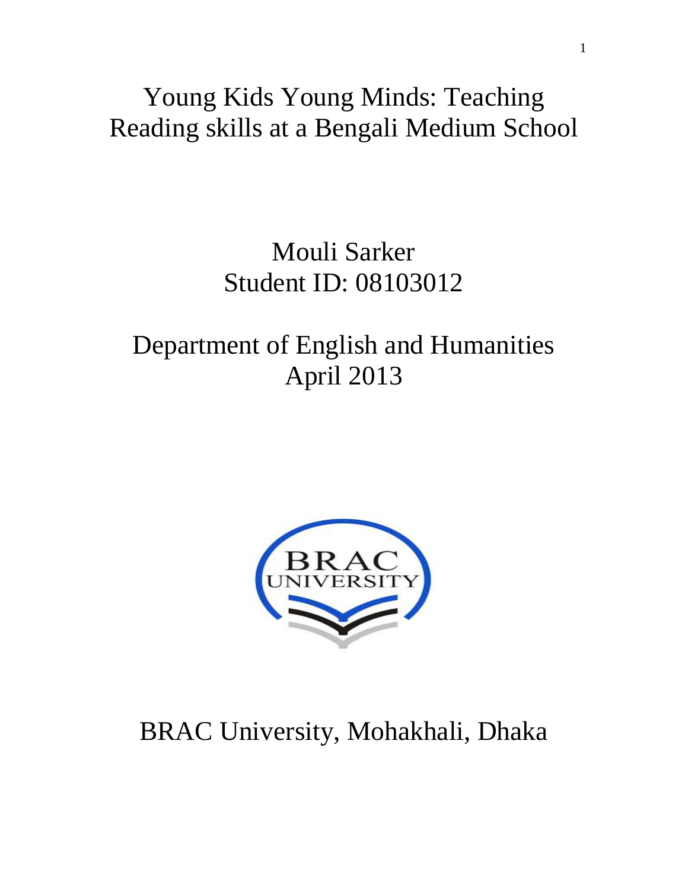# Young Kids Young Minds: Teaching Reading skills at a Bengali Medium School

Mouli Sarker
Student ID: 08103012

Department of English and Humanities
April 2013

BRAC University, Mohakhali, Dhaka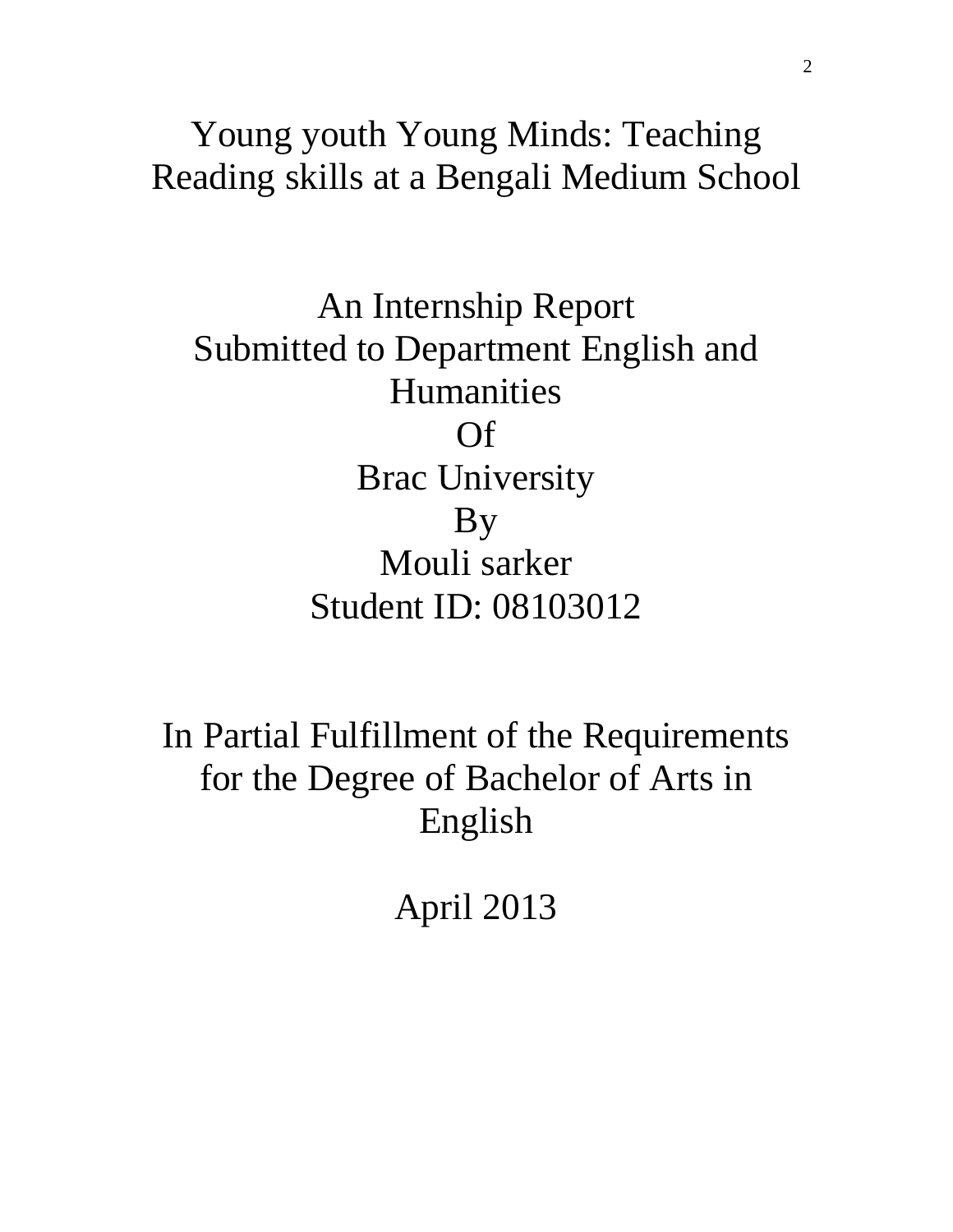# Young youth Young Minds: Teaching Reading skills at a Bengali Medium School

An Internship Report
Submitted to Department English and Humanities
Of
Brac University
By
Mouli sarker
Student ID: 08103012

In Partial Fulfillment of the Requirements for the Degree of Bachelor of Arts in English

April 2013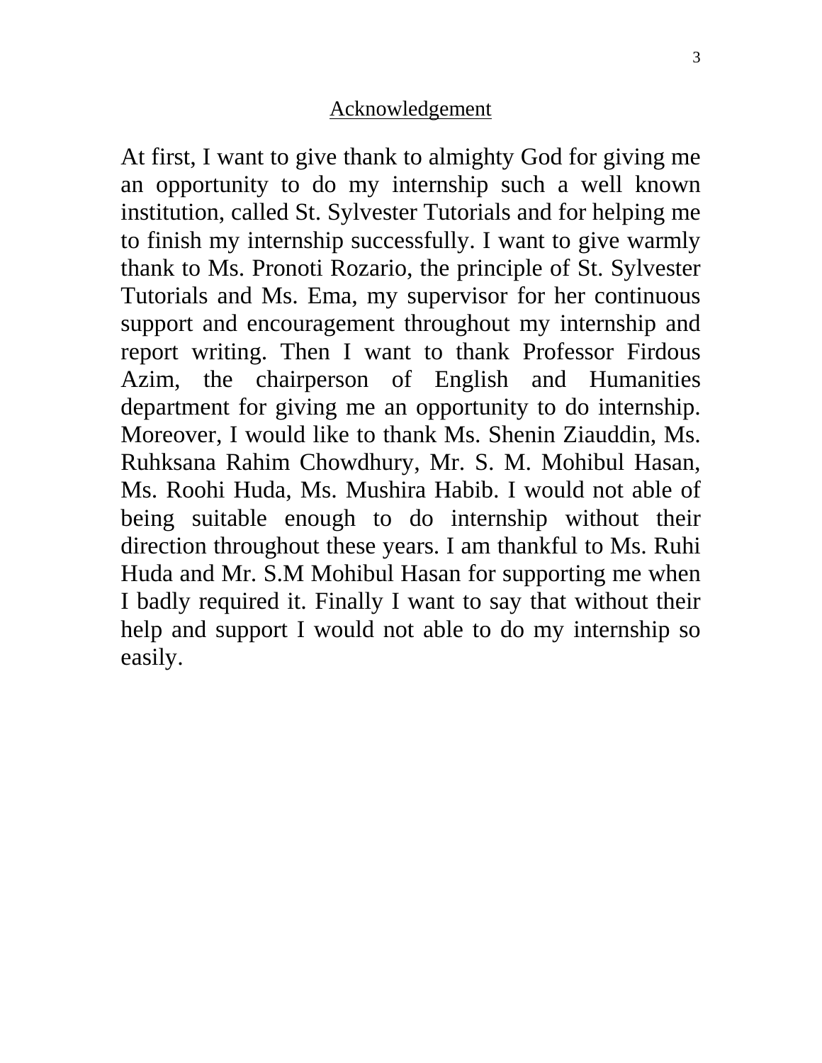## Acknowledgement

At first, I want to give thank to almighty God for giving me an opportunity to do my internship such a well known institution, called St. Sylvester Tutorials and for helping me to finish my internship successfully. I want to give warmly thank to Ms. Pronoti Rozario, the principle of St. Sylvester Tutorials and Ms. Ema, my supervisor for her continuous support and encouragement throughout my internship and report writing. Then I want to thank Professor Firdous Azim, the chairperson of English and Humanities department for giving me an opportunity to do internship. Moreover, I would like to thank Ms. Shenin Ziauddin, Ms. Ruhksana Rahim Chowdhury, Mr. S. M. Mohibul Hasan, Ms. Roohi Huda, Ms. Mushira Habib. I would not able of being suitable enough to do internship without their direction throughout these years. I am thankful to Ms. Ruhi Huda and Mr. S.M Mohibul Hasan for supporting me when I badly required it. Finally I want to say that without their help and support I would not able to do my internship so easily.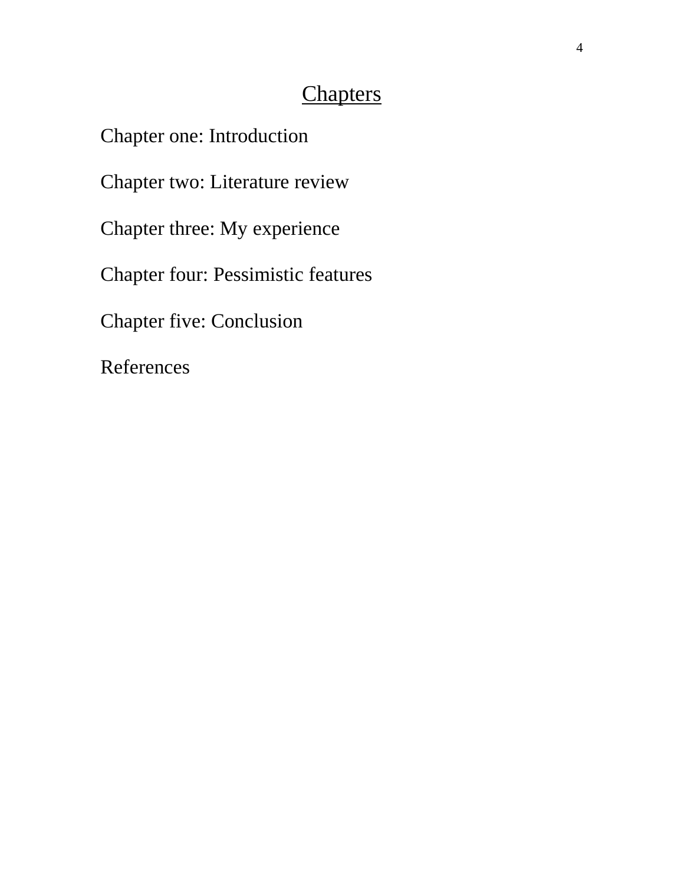# Chapters

Chapter one: Introduction

Chapter two: Literature review

Chapter three: My experience

Chapter four: Pessimistic features

Chapter five: Conclusion

References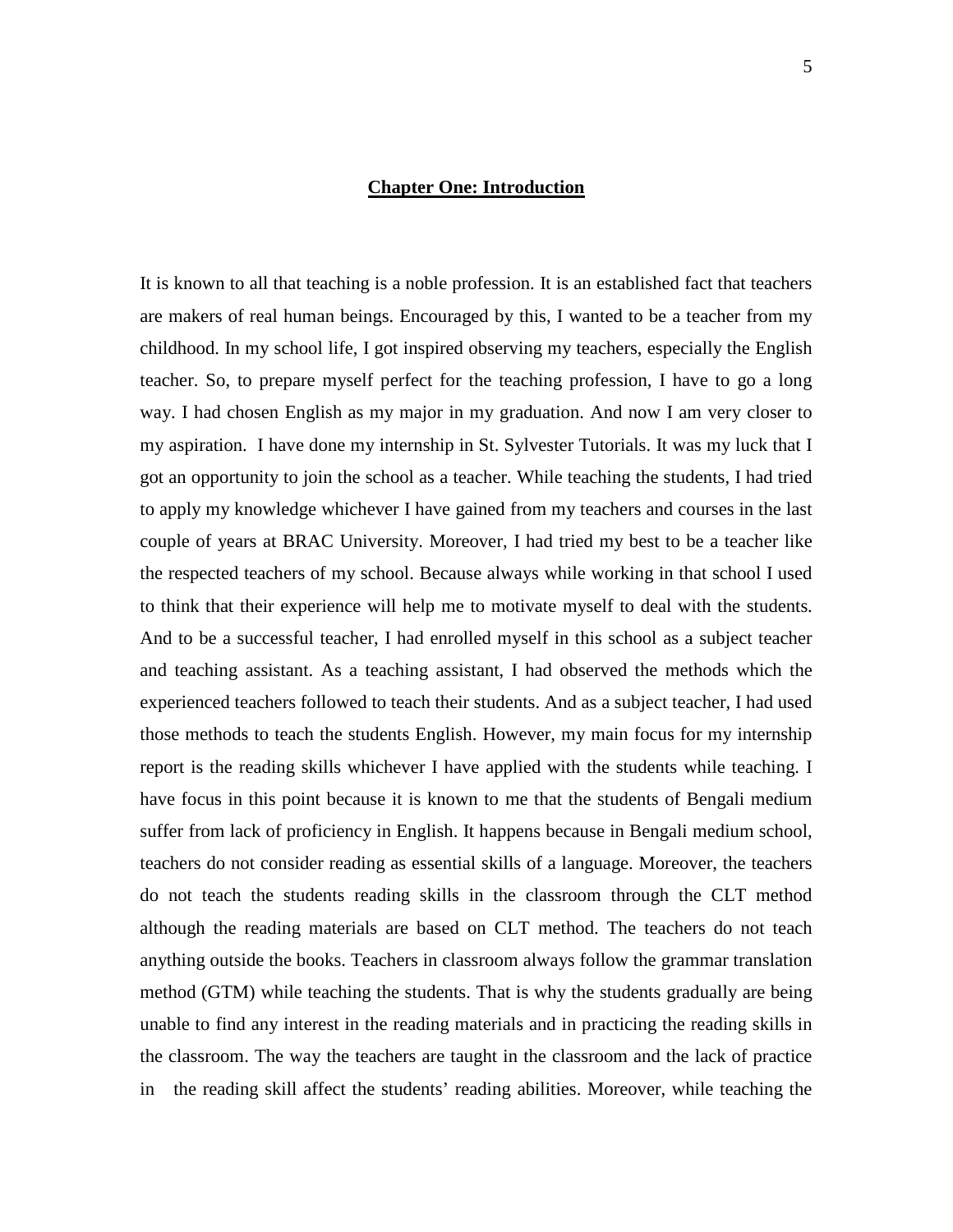# Chapter One: Introduction

It is known to all that teaching is a noble profession. It is an established fact that teachers are makers of real human beings. Encouraged by this, I wanted to be a teacher from my childhood. In my school life, I got inspired observing my teachers, especially the English teacher. So, to prepare myself perfect for the teaching profession, I have to go a long way. I had chosen English as my major in my graduation. And now I am very closer to my aspiration. I have done my internship in St. Sylvester Tutorials. It was my luck that I got an opportunity to join the school as a teacher. While teaching the students, I had tried to apply my knowledge whichever I have gained from my teachers and courses in the last couple of years at BRAC University. Moreover, I had tried my best to be a teacher like the respected teachers of my school. Because always while working in that school I used to think that their experience will help me to motivate myself to deal with the students. And to be a successful teacher, I had enrolled myself in this school as a subject teacher and teaching assistant. As a teaching assistant, I had observed the methods which the experienced teachers followed to teach their students. And as a subject teacher, I had used those methods to teach the students English. However, my main focus for my internship report is the reading skills whichever I have applied with the students while teaching. I have focus in this point because it is known to me that the students of Bengali medium suffer from lack of proficiency in English. It happens because in Bengali medium school, teachers do not consider reading as essential skills of a language. Moreover, the teachers do not teach the students reading skills in the classroom through the CLT method although the reading materials are based on CLT method. The teachers do not teach anything outside the books. Teachers in classroom always follow the grammar translation method (GTM) while teaching the students. That is why the students gradually are being unable to find any interest in the reading materials and in practicing the reading skills in the classroom. The way the teachers are taught in the classroom and the lack of practice in the reading skill affect the students' reading abilities. Moreover, while teaching the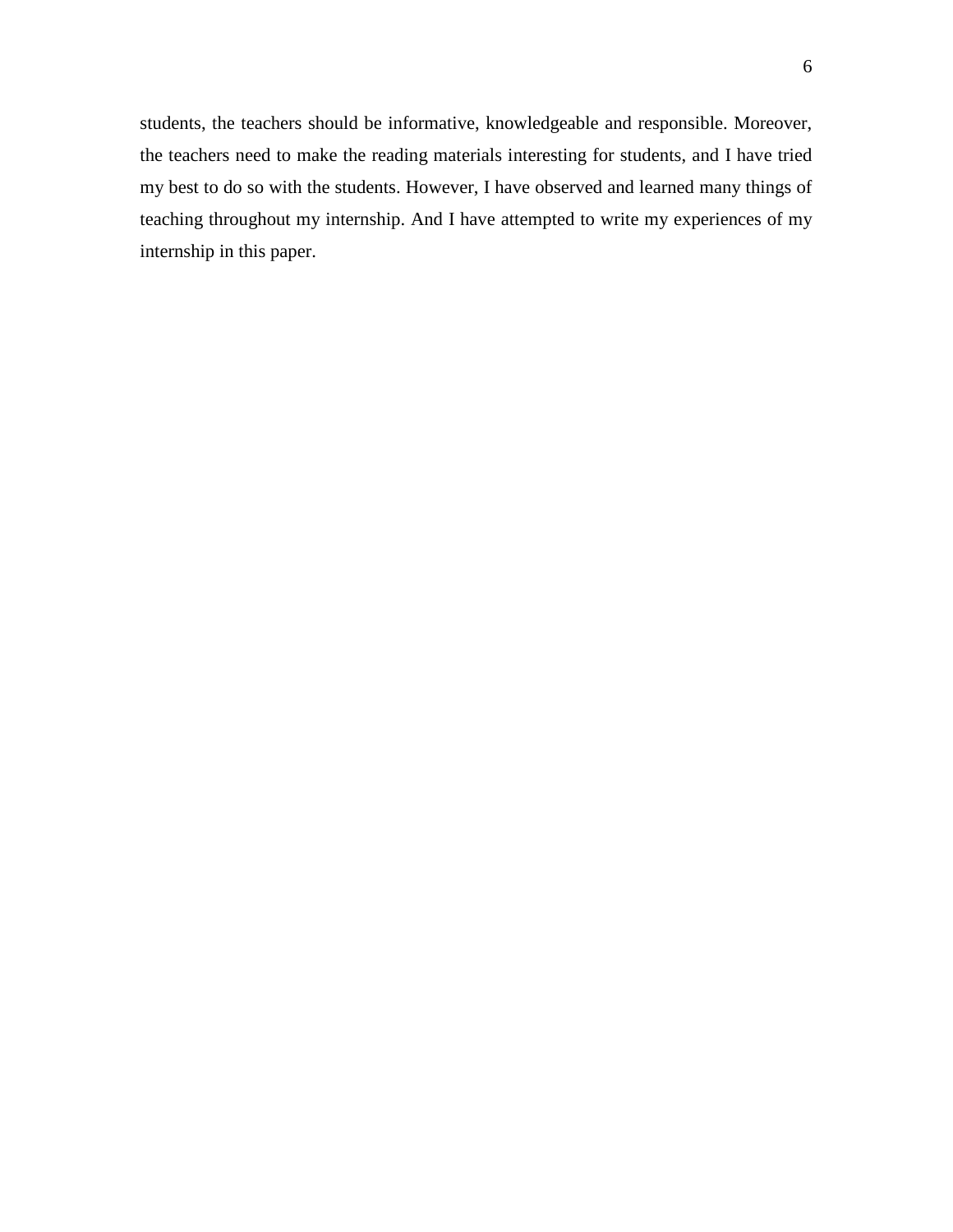students, the teachers should be informative, knowledgeable and responsible. Moreover, the teachers need to make the reading materials interesting for students, and I have tried my best to do so with the students. However, I have observed and learned many things of teaching throughout my internship. And I have attempted to write my experiences of my internship in this paper.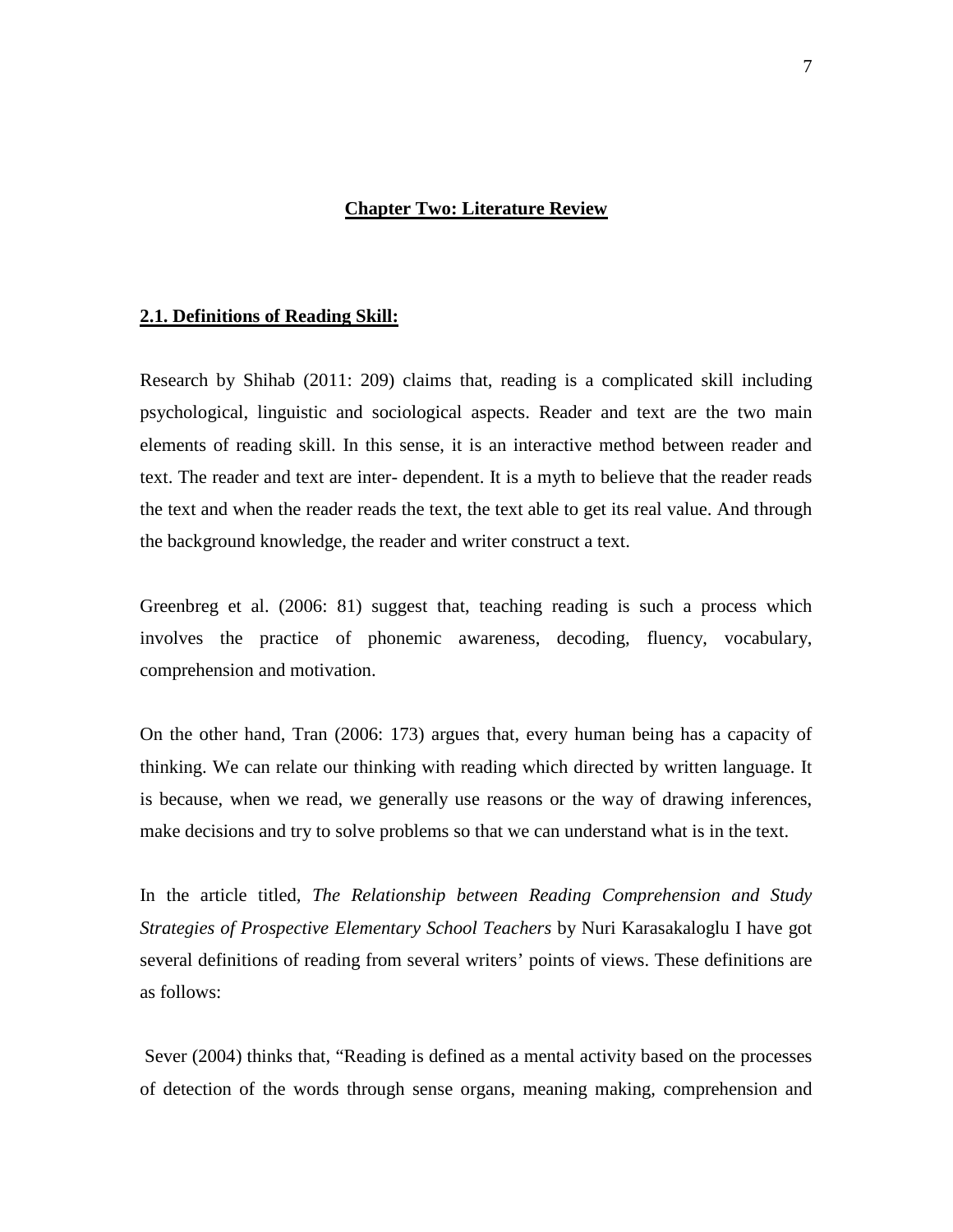# Chapter Two: Literature Review

## 2.1. Definitions of Reading Skill:

Research by Shihab (2011: 209) claims that, reading is a complicated skill including psychological, linguistic and sociological aspects. Reader and text are the two main elements of reading skill. In this sense, it is an interactive method between reader and text. The reader and text are inter- dependent. It is a myth to believe that the reader reads the text and when the reader reads the text, the text able to get its real value. And through the background knowledge, the reader and writer construct a text.

Greenbreg et al. (2006: 81) suggest that, teaching reading is such a process which involves the practice of phonemic awareness, decoding, fluency, vocabulary, comprehension and motivation.

On the other hand, Tran (2006: 173) argues that, every human being has a capacity of thinking. We can relate our thinking with reading which directed by written language. It is because, when we read, we generally use reasons or the way of drawing inferences, make decisions and try to solve problems so that we can understand what is in the text.

In the article titled, *The Relationship between Reading Comprehension and Study Strategies of Prospective Elementary School Teachers* by Nuri Karasakaloglu I have got several definitions of reading from several writers' points of views. These definitions are as follows:

Sever (2004) thinks that, "Reading is defined as a mental activity based on the processes of detection of the words through sense organs, meaning making, comprehension and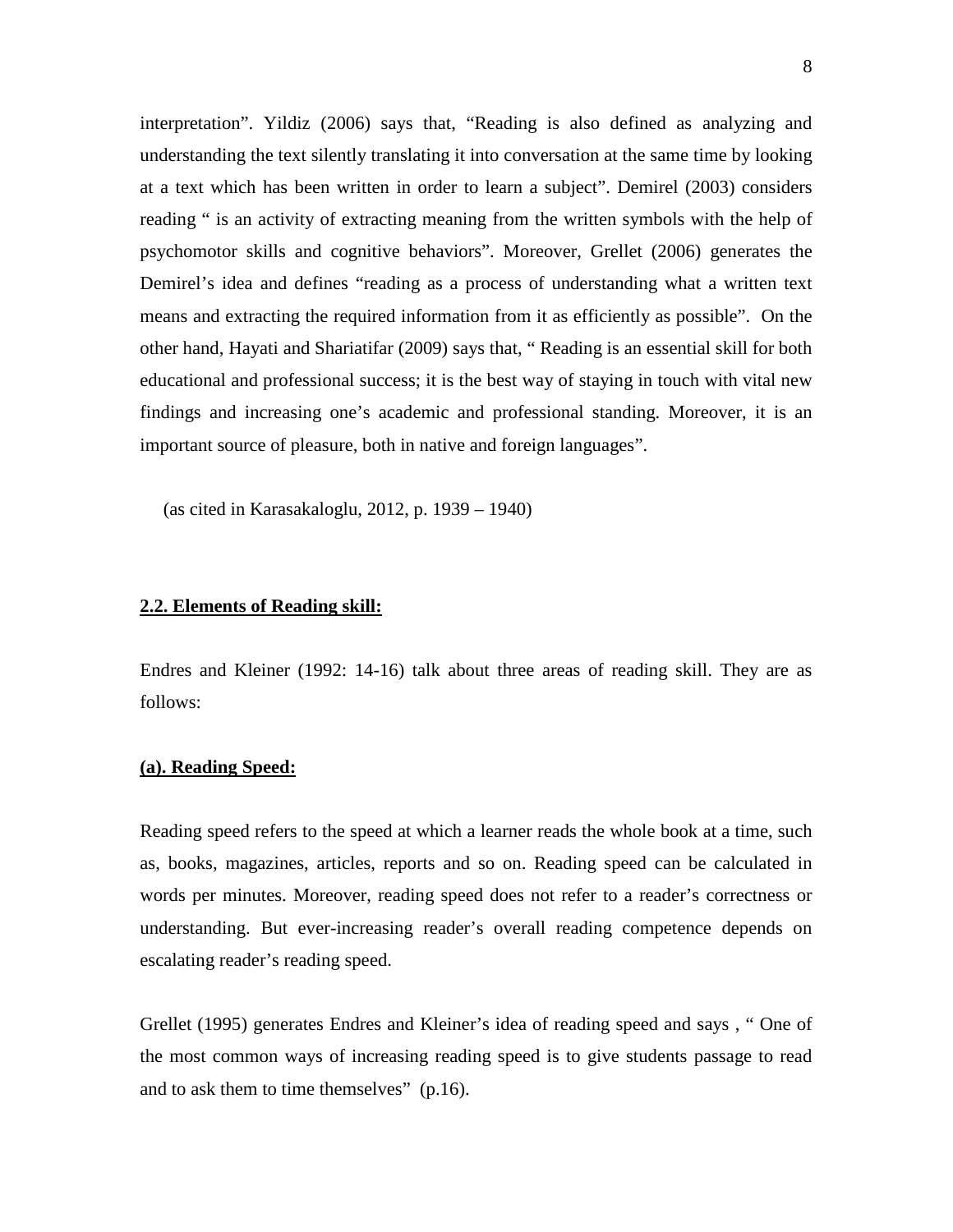interpretation". Yildiz (2006) says that, "Reading is also defined as analyzing and understanding the text silently translating it into conversation at the same time by looking at a text which has been written in order to learn a subject". Demirel (2003) considers reading " is an activity of extracting meaning from the written symbols with the help of psychomotor skills and cognitive behaviors". Moreover, Grellet (2006) generates the Demirel's idea and defines "reading as a process of understanding what a written text means and extracting the required information from it as efficiently as possible". On the other hand, Hayati and Shariatifar (2009) says that, " Reading is an essential skill for both educational and professional success; it is the best way of staying in touch with vital new findings and increasing one's academic and professional standing. Moreover, it is an important source of pleasure, both in native and foreign languages".

(as cited in Karasakaloglu, 2012, p. 1939 – 1940)

## **2.2. Elements of Reading skill:**

Endres and Kleiner (1992: 14-16) talk about three areas of reading skill. They are as follows:

### **(a). Reading Speed:**

Reading speed refers to the speed at which a learner reads the whole book at a time, such as, books, magazines, articles, reports and so on. Reading speed can be calculated in words per minutes. Moreover, reading speed does not refer to a reader's correctness or understanding. But ever-increasing reader's overall reading competence depends on escalating reader's reading speed.

Grellet (1995) generates Endres and Kleiner's idea of reading speed and says , " One of the most common ways of increasing reading speed is to give students passage to read and to ask them to time themselves" (p.16).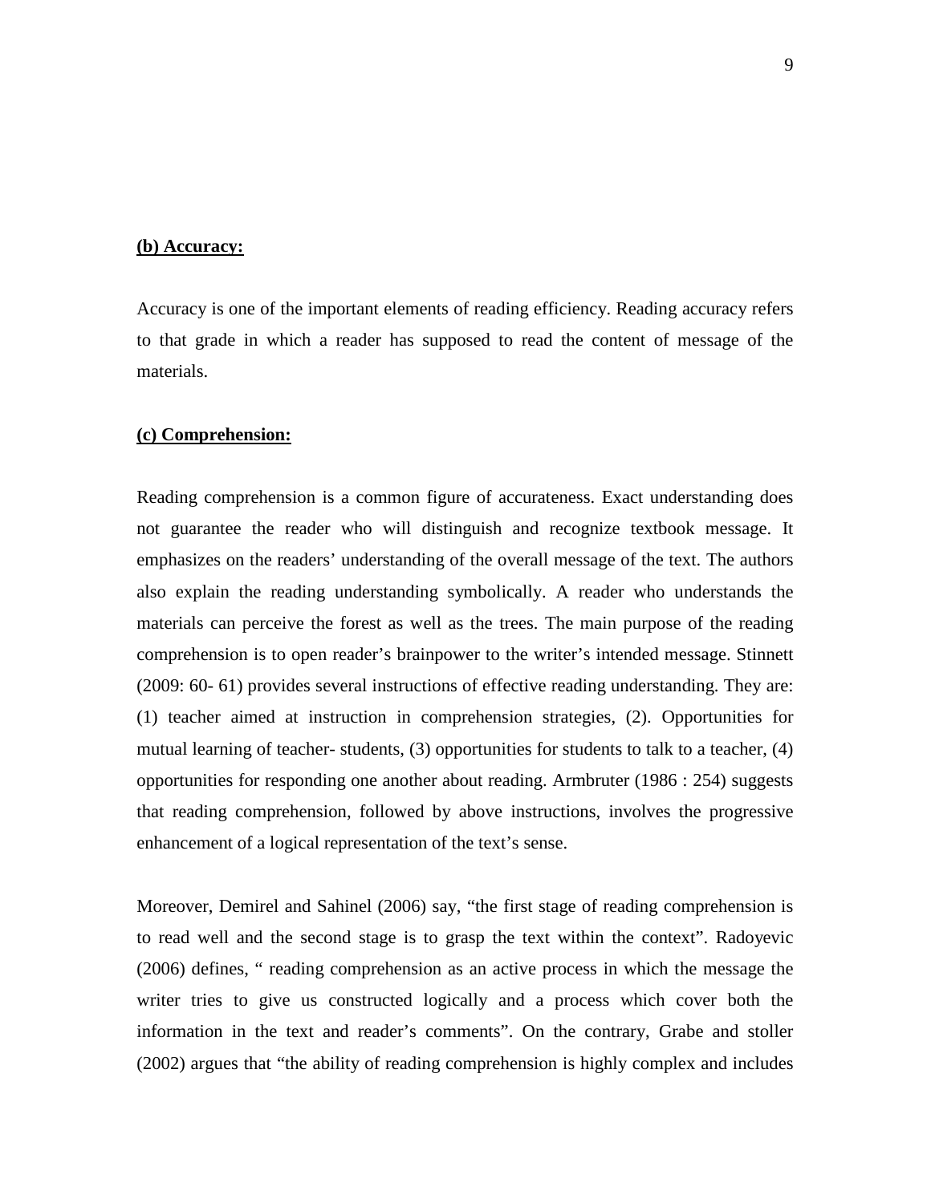**(b) Accuracy:**

Accuracy is one of the important elements of reading efficiency. Reading accuracy refers to that grade in which a reader has supposed to read the content of message of the materials.

**(c) Comprehension:**

Reading comprehension is a common figure of accurateness. Exact understanding does not guarantee the reader who will distinguish and recognize textbook message. It emphasizes on the readers' understanding of the overall message of the text. The authors also explain the reading understanding symbolically. A reader who understands the materials can perceive the forest as well as the trees. The main purpose of the reading comprehension is to open reader's brainpower to the writer's intended message. Stinnett (2009: 60- 61) provides several instructions of effective reading understanding. They are: (1) teacher aimed at instruction in comprehension strategies, (2). Opportunities for mutual learning of teacher- students, (3) opportunities for students to talk to a teacher, (4) opportunities for responding one another about reading. Armbruter (1986 : 254) suggests that reading comprehension, followed by above instructions, involves the progressive enhancement of a logical representation of the text's sense.

Moreover, Demirel and Sahinel (2006) say, "the first stage of reading comprehension is to read well and the second stage is to grasp the text within the context". Radoyevic (2006) defines, " reading comprehension as an active process in which the message the writer tries to give us constructed logically and a process which cover both the information in the text and reader's comments". On the contrary, Grabe and stoller (2002) argues that "the ability of reading comprehension is highly complex and includes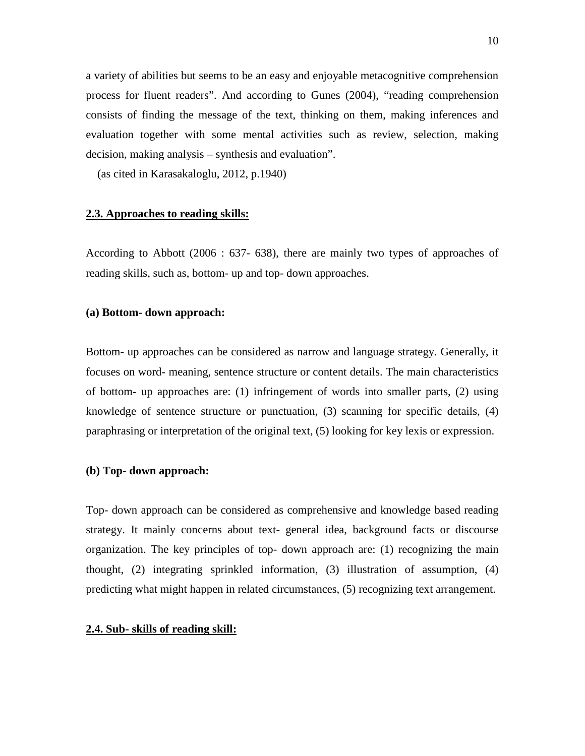a variety of abilities but seems to be an easy and enjoyable metacognitive comprehension process for fluent readers". And according to Gunes (2004), "reading comprehension consists of finding the message of the text, thinking on them, making inferences and evaluation together with some mental activities such as review, selection, making decision, making analysis – synthesis and evaluation".

(as cited in Karasakaloglu, 2012, p.1940)

## 2.3. Approaches to reading skills:

According to Abbott (2006 : 637- 638), there are mainly two types of approaches of reading skills, such as, bottom- up and top- down approaches.

### (a) Bottom- down approach:

Bottom- up approaches can be considered as narrow and language strategy. Generally, it focuses on word- meaning, sentence structure or content details. The main characteristics of bottom- up approaches are: (1) infringement of words into smaller parts, (2) using knowledge of sentence structure or punctuation, (3) scanning for specific details, (4) paraphrasing or interpretation of the original text, (5) looking for key lexis or expression.

### (b) Top- down approach:

Top- down approach can be considered as comprehensive and knowledge based reading strategy. It mainly concerns about text- general idea, background facts or discourse organization. The key principles of top- down approach are: (1) recognizing the main thought, (2) integrating sprinkled information, (3) illustration of assumption, (4) predicting what might happen in related circumstances, (5) recognizing text arrangement.

## 2.4. Sub- skills of reading skill: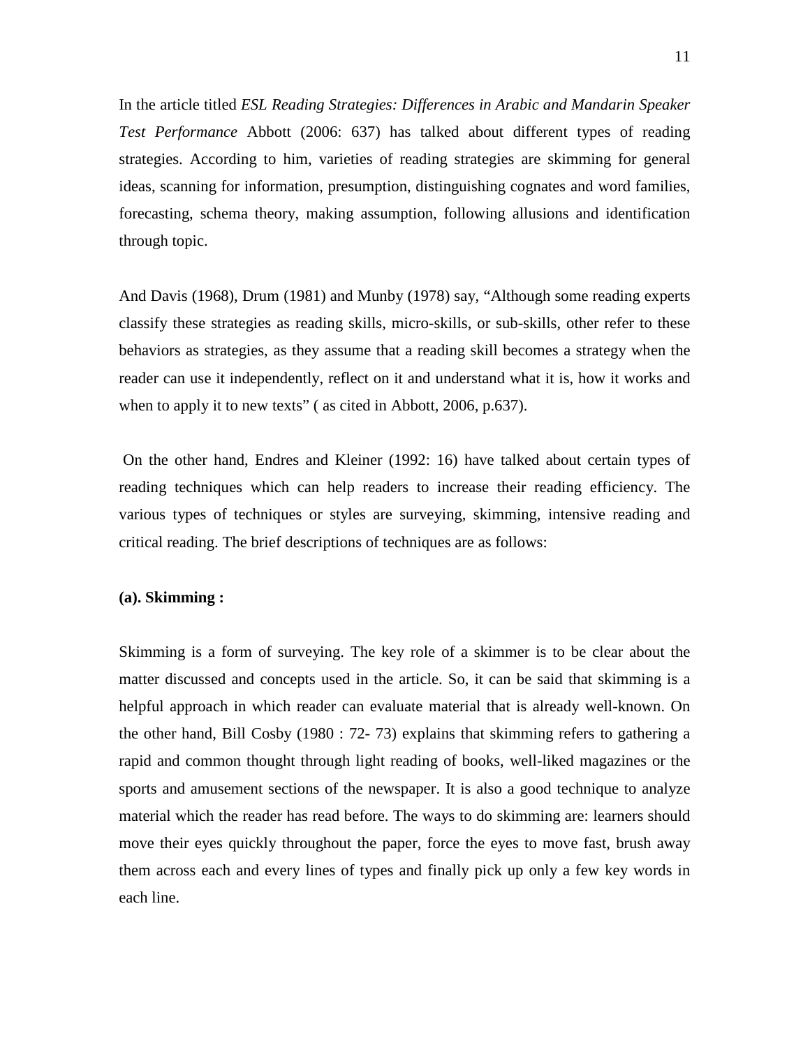In the article titled *ESL Reading Strategies: Differences in Arabic and Mandarin Speaker Test Performance* Abbott (2006: 637) has talked about different types of reading strategies. According to him, varieties of reading strategies are skimming for general ideas, scanning for information, presumption, distinguishing cognates and word families, forecasting, schema theory, making assumption, following allusions and identification through topic.

And Davis (1968), Drum (1981) and Munby (1978) say, "Although some reading experts classify these strategies as reading skills, micro-skills, or sub-skills, other refer to these behaviors as strategies, as they assume that a reading skill becomes a strategy when the reader can use it independently, reflect on it and understand what it is, how it works and when to apply it to new texts" ( as cited in Abbott, 2006, p.637).

On the other hand, Endres and Kleiner (1992: 16) have talked about certain types of reading techniques which can help readers to increase their reading efficiency. The various types of techniques or styles are surveying, skimming, intensive reading and critical reading. The brief descriptions of techniques are as follows:

**(a). Skimming :**

Skimming is a form of surveying. The key role of a skimmer is to be clear about the matter discussed and concepts used in the article. So, it can be said that skimming is a helpful approach in which reader can evaluate material that is already well-known. On the other hand, Bill Cosby (1980 : 72- 73) explains that skimming refers to gathering a rapid and common thought through light reading of books, well-liked magazines or the sports and amusement sections of the newspaper. It is also a good technique to analyze material which the reader has read before. The ways to do skimming are: learners should move their eyes quickly throughout the paper, force the eyes to move fast, brush away them across each and every lines of types and finally pick up only a few key words in each line.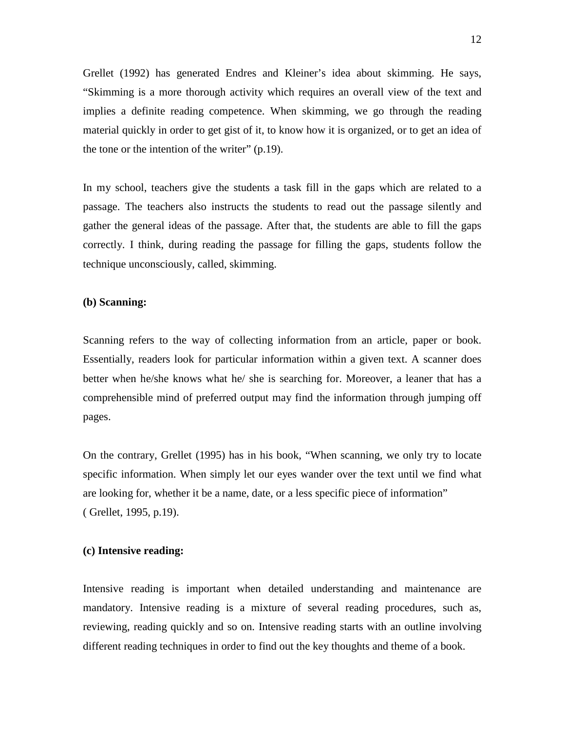Grellet (1992) has generated Endres and Kleiner's idea about skimming. He says, "Skimming is a more thorough activity which requires an overall view of the text and implies a definite reading competence. When skimming, we go through the reading material quickly in order to get gist of it, to know how it is organized, or to get an idea of the tone or the intention of the writer" (p.19).

In my school, teachers give the students a task fill in the gaps which are related to a passage. The teachers also instructs the students to read out the passage silently and gather the general ideas of the passage. After that, the students are able to fill the gaps correctly. I think, during reading the passage for filling the gaps, students follow the technique unconsciously, called, skimming.

**(b) Scanning:**

Scanning refers to the way of collecting information from an article, paper or book. Essentially, readers look for particular information within a given text. A scanner does better when he/she knows what he/ she is searching for. Moreover, a leaner that has a comprehensible mind of preferred output may find the information through jumping off pages.

On the contrary, Grellet (1995) has in his book, "When scanning, we only try to locate specific information. When simply let our eyes wander over the text until we find what are looking for, whether it be a name, date, or a less specific piece of information" ( Grellet, 1995, p.19).

**(c) Intensive reading:**

Intensive reading is important when detailed understanding and maintenance are mandatory. Intensive reading is a mixture of several reading procedures, such as, reviewing, reading quickly and so on. Intensive reading starts with an outline involving different reading techniques in order to find out the key thoughts and theme of a book.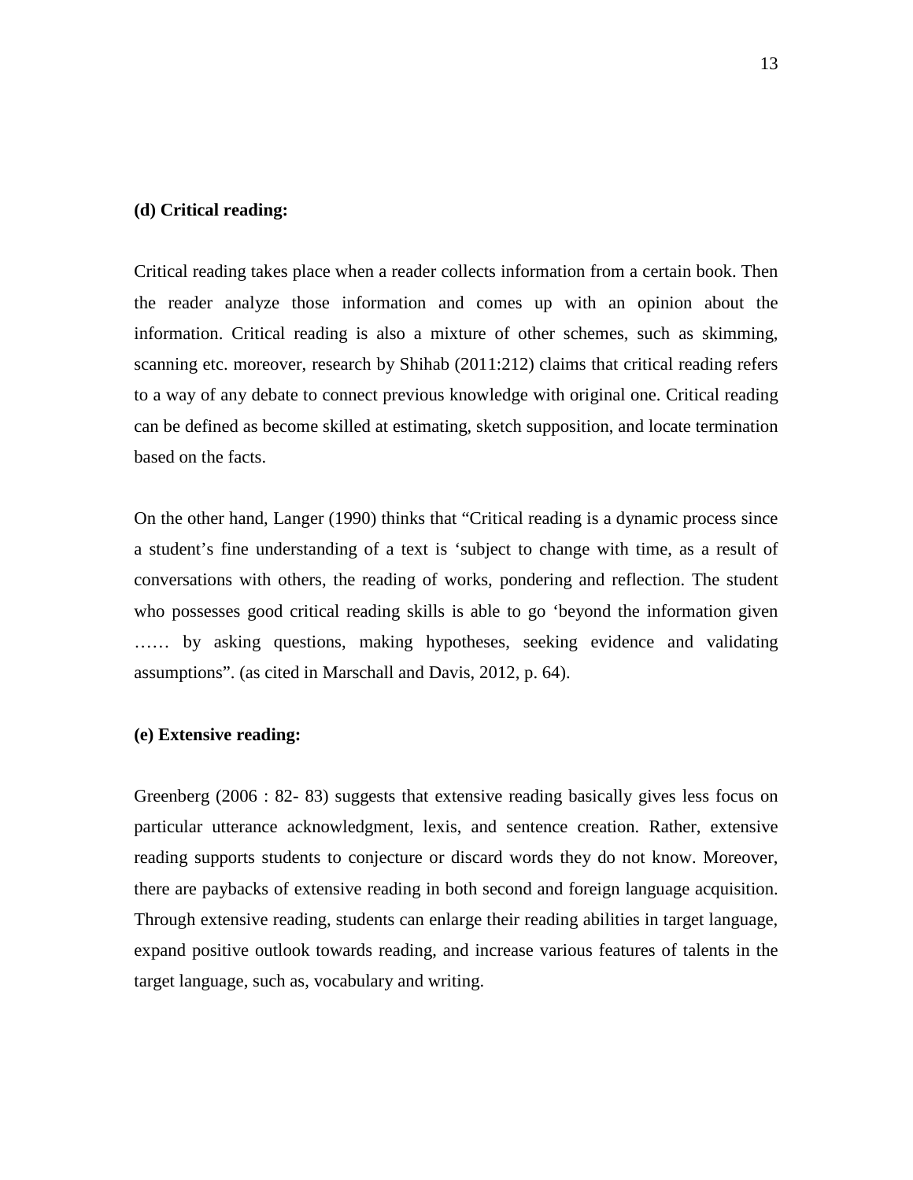**(d) Critical reading:**

Critical reading takes place when a reader collects information from a certain book. Then the reader analyze those information and comes up with an opinion about the information. Critical reading is also a mixture of other schemes, such as skimming, scanning etc. moreover, research by Shihab (2011:212) claims that critical reading refers to a way of any debate to connect previous knowledge with original one. Critical reading can be defined as become skilled at estimating, sketch supposition, and locate termination based on the facts.

On the other hand, Langer (1990) thinks that "Critical reading is a dynamic process since a student's fine understanding of a text is 'subject to change with time, as a result of conversations with others, the reading of works, pondering and reflection. The student who possesses good critical reading skills is able to go 'beyond the information given …… by asking questions, making hypotheses, seeking evidence and validating assumptions". (as cited in Marschall and Davis, 2012, p. 64).

**(e) Extensive reading:**

Greenberg (2006 : 82- 83) suggests that extensive reading basically gives less focus on particular utterance acknowledgment, lexis, and sentence creation. Rather, extensive reading supports students to conjecture or discard words they do not know. Moreover, there are paybacks of extensive reading in both second and foreign language acquisition. Through extensive reading, students can enlarge their reading abilities in target language, expand positive outlook towards reading, and increase various features of talents in the target language, such as, vocabulary and writing.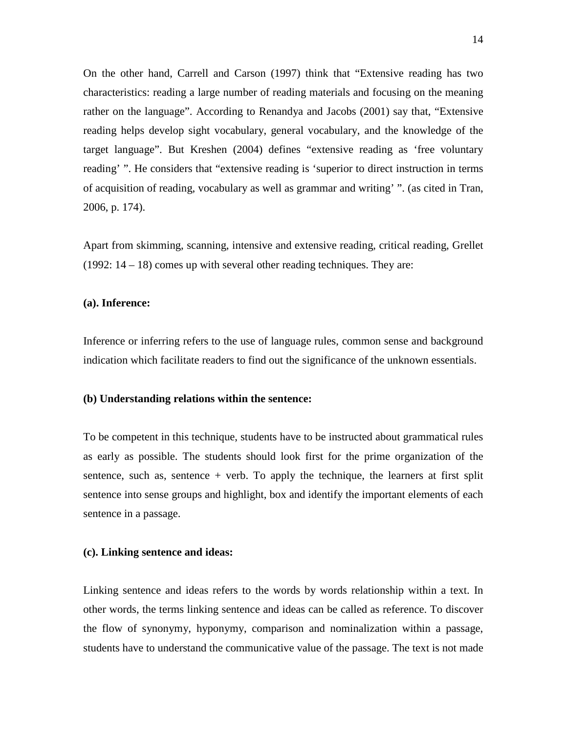On the other hand, Carrell and Carson (1997) think that "Extensive reading has two characteristics: reading a large number of reading materials and focusing on the meaning rather on the language". According to Renandya and Jacobs (2001) say that, "Extensive reading helps develop sight vocabulary, general vocabulary, and the knowledge of the target language". But Kreshen (2004) defines "extensive reading as 'free voluntary reading' ". He considers that "extensive reading is 'superior to direct instruction in terms of acquisition of reading, vocabulary as well as grammar and writing' ". (as cited in Tran, 2006, p. 174).

Apart from skimming, scanning, intensive and extensive reading, critical reading, Grellet (1992: 14 – 18) comes up with several other reading techniques. They are:

**(a). Inference:**

Inference or inferring refers to the use of language rules, common sense and background indication which facilitate readers to find out the significance of the unknown essentials.

**(b) Understanding relations within the sentence:**

To be competent in this technique, students have to be instructed about grammatical rules as early as possible. The students should look first for the prime organization of the sentence, such as, sentence + verb. To apply the technique, the learners at first split sentence into sense groups and highlight, box and identify the important elements of each sentence in a passage.

**(c). Linking sentence and ideas:**

Linking sentence and ideas refers to the words by words relationship within a text. In other words, the terms linking sentence and ideas can be called as reference. To discover the flow of synonymy, hyponymy, comparison and nominalization within a passage, students have to understand the communicative value of the passage. The text is not made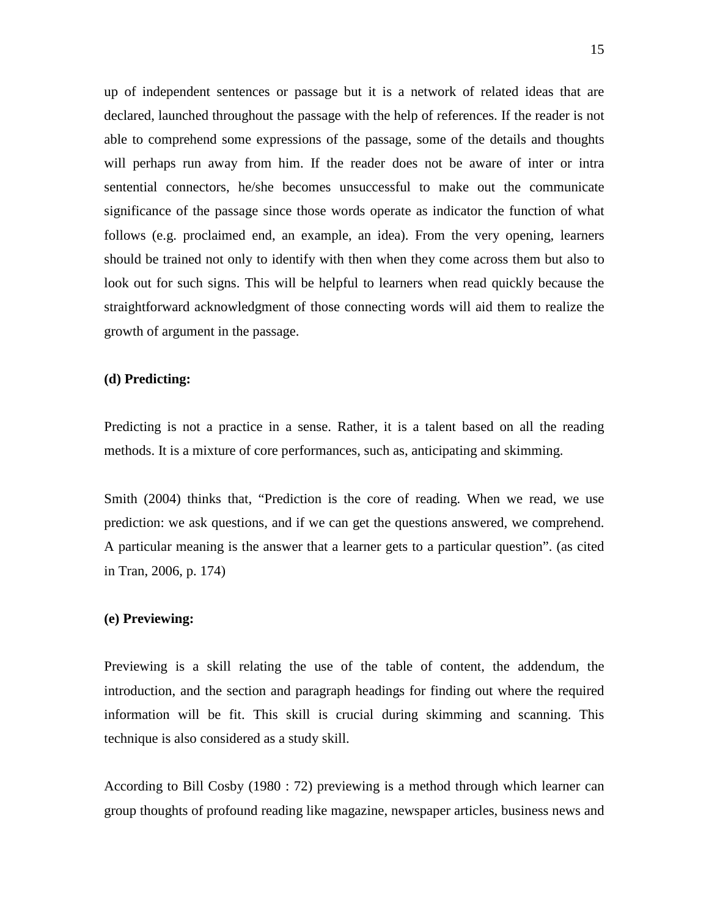up of independent sentences or passage but it is a network of related ideas that are declared, launched throughout the passage with the help of references. If the reader is not able to comprehend some expressions of the passage, some of the details and thoughts will perhaps run away from him. If the reader does not be aware of inter or intra sentential connectors, he/she becomes unsuccessful to make out the communicate significance of the passage since those words operate as indicator the function of what follows (e.g. proclaimed end, an example, an idea). From the very opening, learners should be trained not only to identify with then when they come across them but also to look out for such signs. This will be helpful to learners when read quickly because the straightforward acknowledgment of those connecting words will aid them to realize the growth of argument in the passage.

**(d) Predicting:**

Predicting is not a practice in a sense. Rather, it is a talent based on all the reading methods. It is a mixture of core performances, such as, anticipating and skimming.

Smith (2004) thinks that, "Prediction is the core of reading. When we read, we use prediction: we ask questions, and if we can get the questions answered, we comprehend. A particular meaning is the answer that a learner gets to a particular question". (as cited in Tran, 2006, p. 174)

**(e) Previewing:**

Previewing is a skill relating the use of the table of content, the addendum, the introduction, and the section and paragraph headings for finding out where the required information will be fit. This skill is crucial during skimming and scanning. This technique is also considered as a study skill.

According to Bill Cosby (1980 : 72) previewing is a method through which learner can group thoughts of profound reading like magazine, newspaper articles, business news and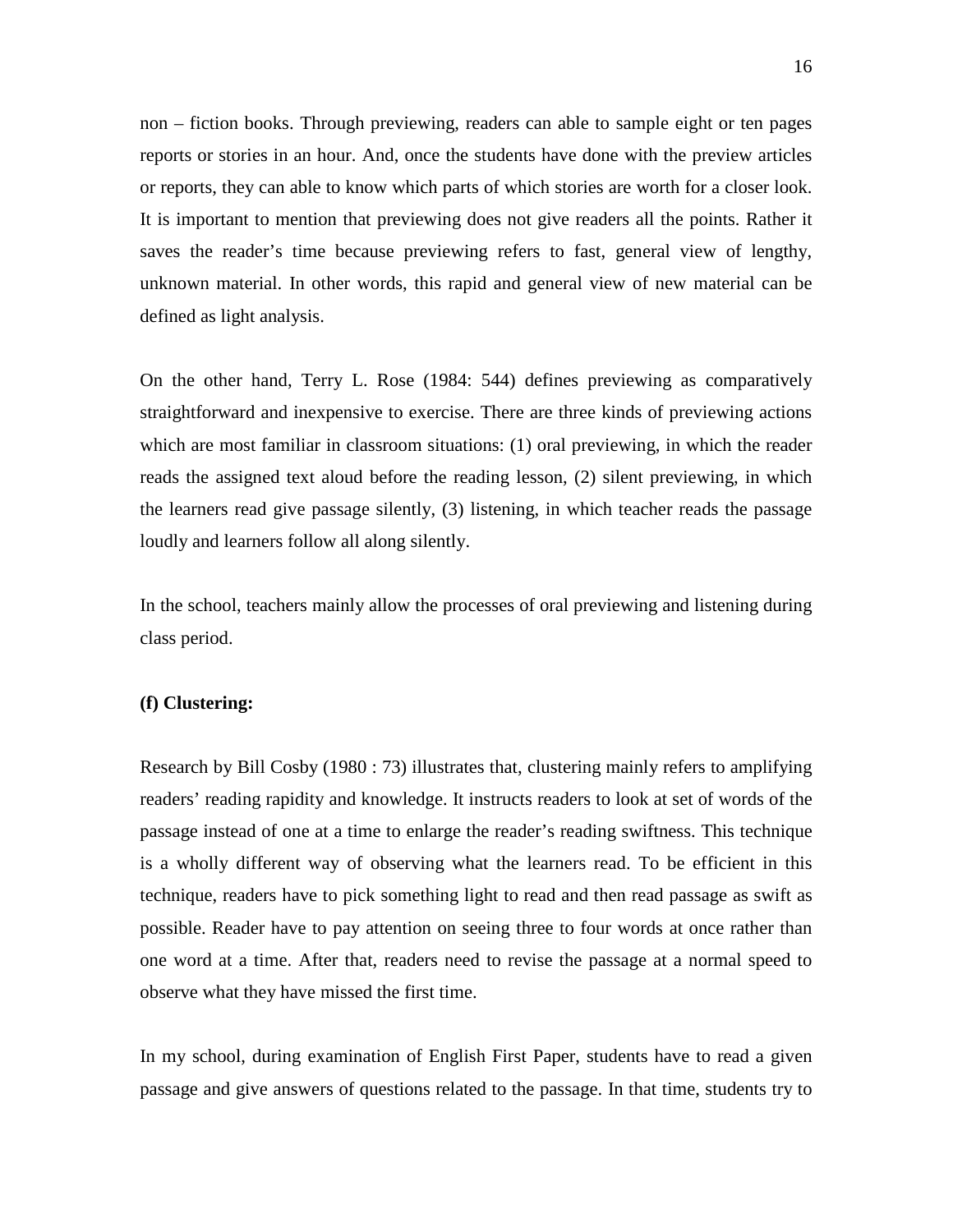non – fiction books. Through previewing, readers can able to sample eight or ten pages reports or stories in an hour. And, once the students have done with the preview articles or reports, they can able to know which parts of which stories are worth for a closer look. It is important to mention that previewing does not give readers all the points. Rather it saves the reader's time because previewing refers to fast, general view of lengthy, unknown material. In other words, this rapid and general view of new material can be defined as light analysis.

On the other hand, Terry L. Rose (1984: 544) defines previewing as comparatively straightforward and inexpensive to exercise. There are three kinds of previewing actions which are most familiar in classroom situations: (1) oral previewing, in which the reader reads the assigned text aloud before the reading lesson, (2) silent previewing, in which the learners read give passage silently, (3) listening, in which teacher reads the passage loudly and learners follow all along silently.

In the school, teachers mainly allow the processes of oral previewing and listening during class period.

**(f) Clustering:**

Research by Bill Cosby (1980 : 73) illustrates that, clustering mainly refers to amplifying readers' reading rapidity and knowledge. It instructs readers to look at set of words of the passage instead of one at a time to enlarge the reader's reading swiftness. This technique is a wholly different way of observing what the learners read. To be efficient in this technique, readers have to pick something light to read and then read passage as swift as possible. Reader have to pay attention on seeing three to four words at once rather than one word at a time. After that, readers need to revise the passage at a normal speed to observe what they have missed the first time.

In my school, during examination of English First Paper, students have to read a given passage and give answers of questions related to the passage. In that time, students try to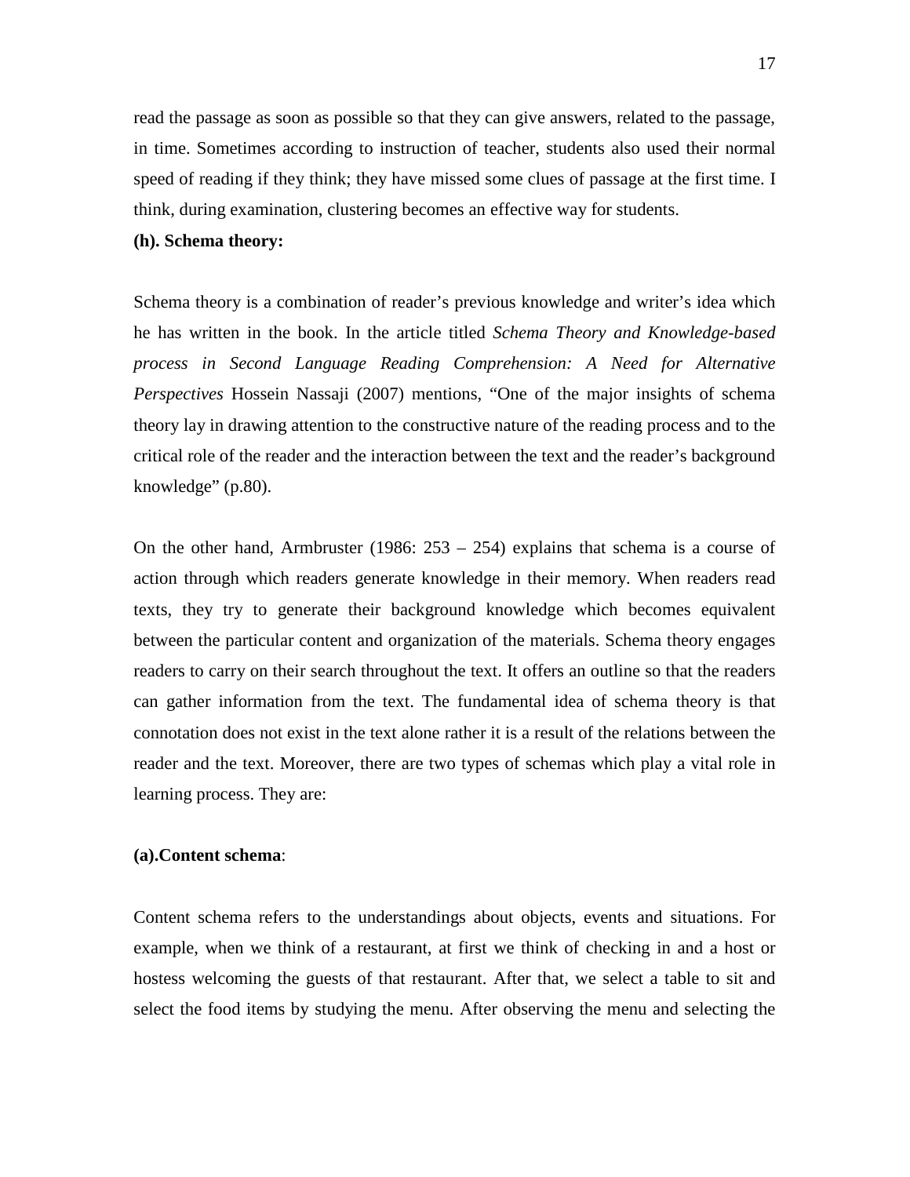read the passage as soon as possible so that they can give answers, related to the passage, in time. Sometimes according to instruction of teacher, students also used their normal speed of reading if they think; they have missed some clues of passage at the first time. I think, during examination, clustering becomes an effective way for students.

**(h). Schema theory:**

Schema theory is a combination of reader's previous knowledge and writer's idea which he has written in the book. In the article titled *Schema Theory and Knowledge-based process in Second Language Reading Comprehension: A Need for Alternative Perspectives* Hossein Nassaji (2007) mentions, "One of the major insights of schema theory lay in drawing attention to the constructive nature of the reading process and to the critical role of the reader and the interaction between the text and the reader's background knowledge" (p.80).

On the other hand, Armbruster (1986: 253 – 254) explains that schema is a course of action through which readers generate knowledge in their memory. When readers read texts, they try to generate their background knowledge which becomes equivalent between the particular content and organization of the materials. Schema theory engages readers to carry on their search throughout the text. It offers an outline so that the readers can gather information from the text. The fundamental idea of schema theory is that connotation does not exist in the text alone rather it is a result of the relations between the reader and the text. Moreover, there are two types of schemas which play a vital role in learning process. They are:

**(a).Content schema**:

Content schema refers to the understandings about objects, events and situations. For example, when we think of a restaurant, at first we think of checking in and a host or hostess welcoming the guests of that restaurant. After that, we select a table to sit and select the food items by studying the menu. After observing the menu and selecting the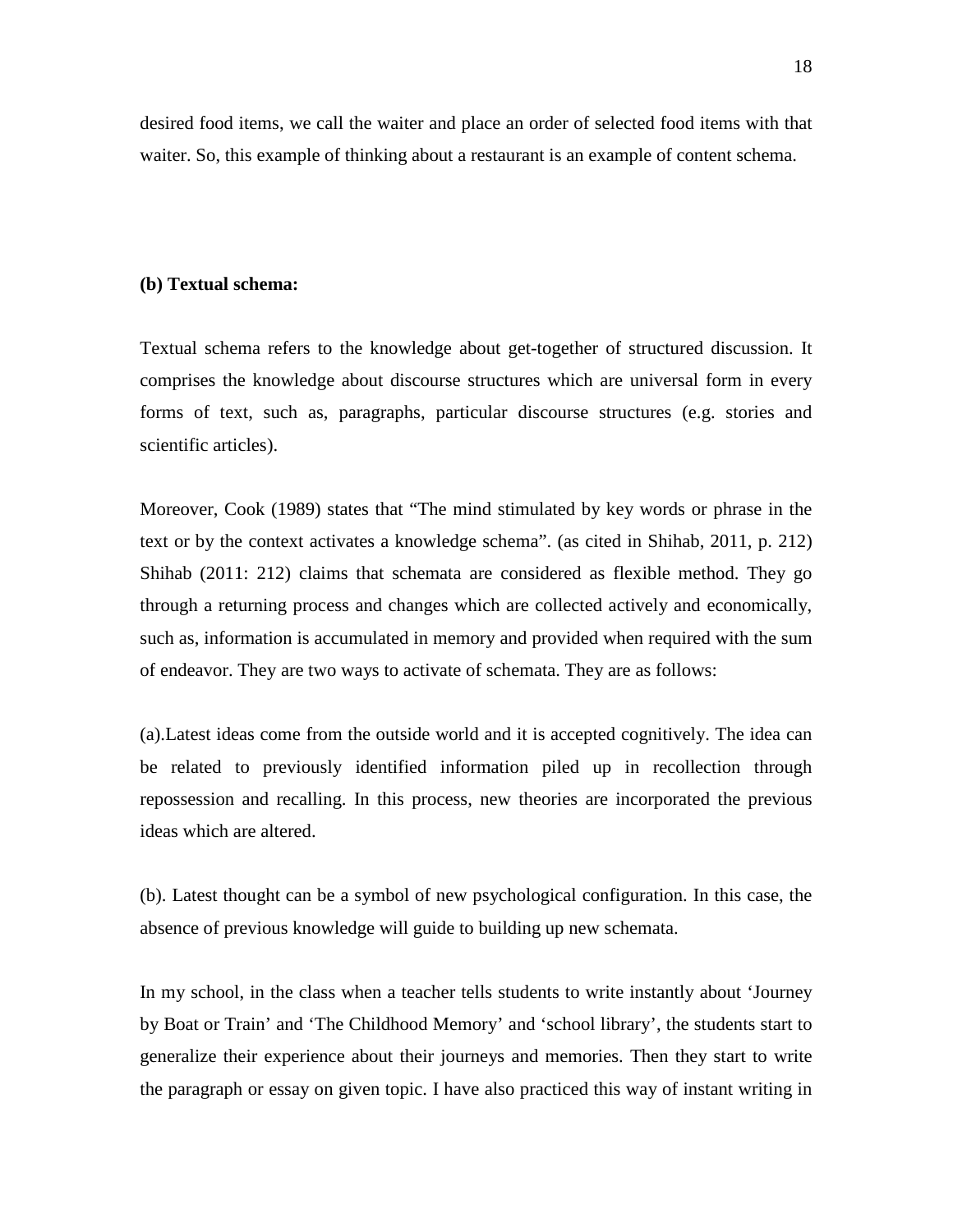desired food items, we call the waiter and place an order of selected food items with that waiter. So, this example of thinking about a restaurant is an example of content schema.

**(b) Textual schema:**

Textual schema refers to the knowledge about get-together of structured discussion. It comprises the knowledge about discourse structures which are universal form in every forms of text, such as, paragraphs, particular discourse structures (e.g. stories and scientific articles).

Moreover, Cook (1989) states that "The mind stimulated by key words or phrase in the text or by the context activates a knowledge schema". (as cited in Shihab, 2011, p. 212) Shihab (2011: 212) claims that schemata are considered as flexible method. They go through a returning process and changes which are collected actively and economically, such as, information is accumulated in memory and provided when required with the sum of endeavor. They are two ways to activate of schemata. They are as follows:

(a).Latest ideas come from the outside world and it is accepted cognitively. The idea can be related to previously identified information piled up in recollection through repossession and recalling. In this process, new theories are incorporated the previous ideas which are altered.

(b). Latest thought can be a symbol of new psychological configuration. In this case, the absence of previous knowledge will guide to building up new schemata.

In my school, in the class when a teacher tells students to write instantly about 'Journey by Boat or Train' and 'The Childhood Memory' and 'school library', the students start to generalize their experience about their journeys and memories. Then they start to write the paragraph or essay on given topic. I have also practiced this way of instant writing in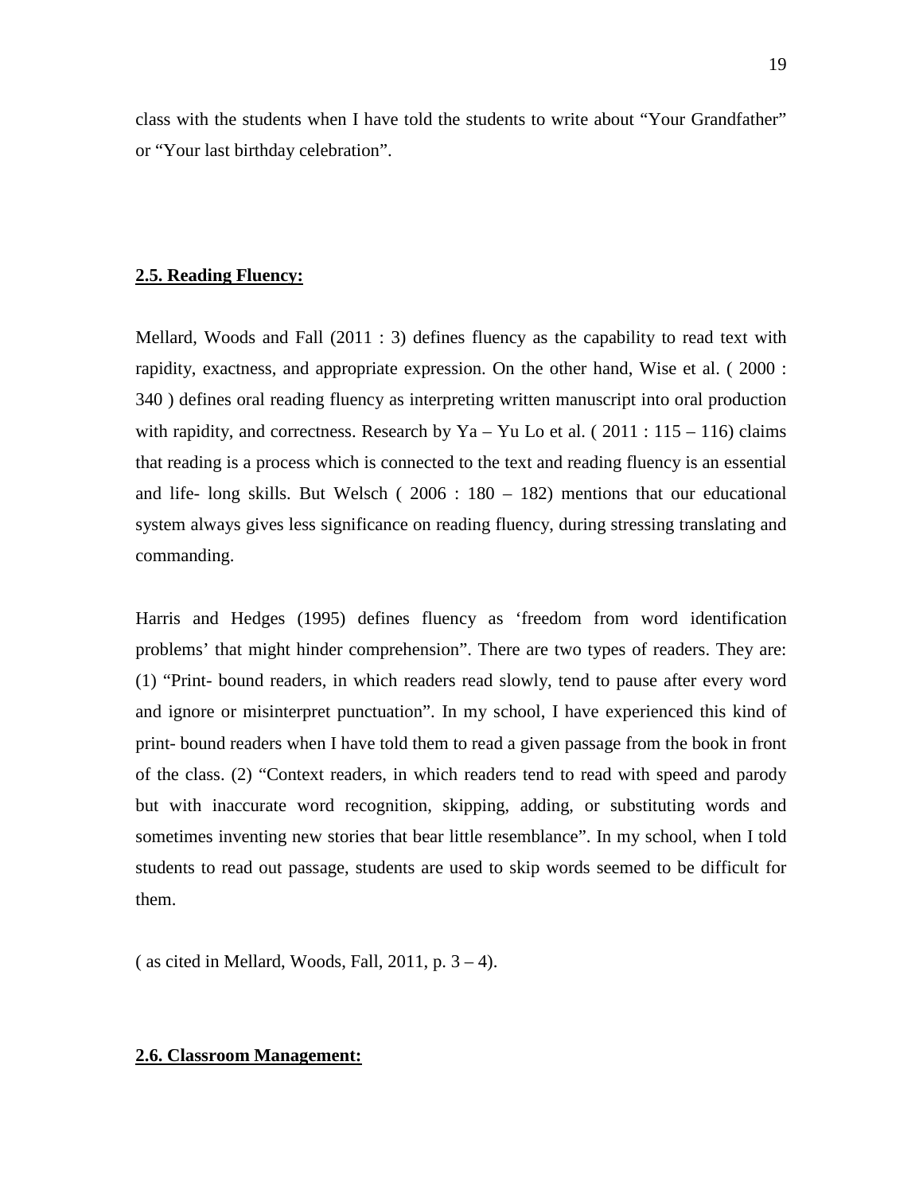class with the students when I have told the students to write about “Your Grandfather” or “Your last birthday celebration”.

**2.5. Reading Fluency:**

Mellard, Woods and Fall (2011 : 3) defines fluency as the capability to read text with rapidity, exactness, and appropriate expression. On the other hand, Wise et al. ( 2000 : 340 ) defines oral reading fluency as interpreting written manuscript into oral production with rapidity, and correctness. Research by Ya – Yu Lo et al. ( 2011 : 115 – 116) claims that reading is a process which is connected to the text and reading fluency is an essential and life- long skills. But Welsch ( 2006 : 180 – 182) mentions that our educational system always gives less significance on reading fluency, during stressing translating and commanding.

Harris and Hedges (1995) defines fluency as ‘freedom from word identification problems’ that might hinder comprehension”. There are two types of readers. They are: (1) “Print- bound readers, in which readers read slowly, tend to pause after every word and ignore or misinterpret punctuation”. In my school, I have experienced this kind of print- bound readers when I have told them to read a given passage from the book in front of the class. (2) “Context readers, in which readers tend to read with speed and parody but with inaccurate word recognition, skipping, adding, or substituting words and sometimes inventing new stories that bear little resemblance”. In my school, when I told students to read out passage, students are used to skip words seemed to be difficult for them.

( as cited in Mellard, Woods, Fall, 2011, p. 3 – 4).

**2.6. Classroom Management:**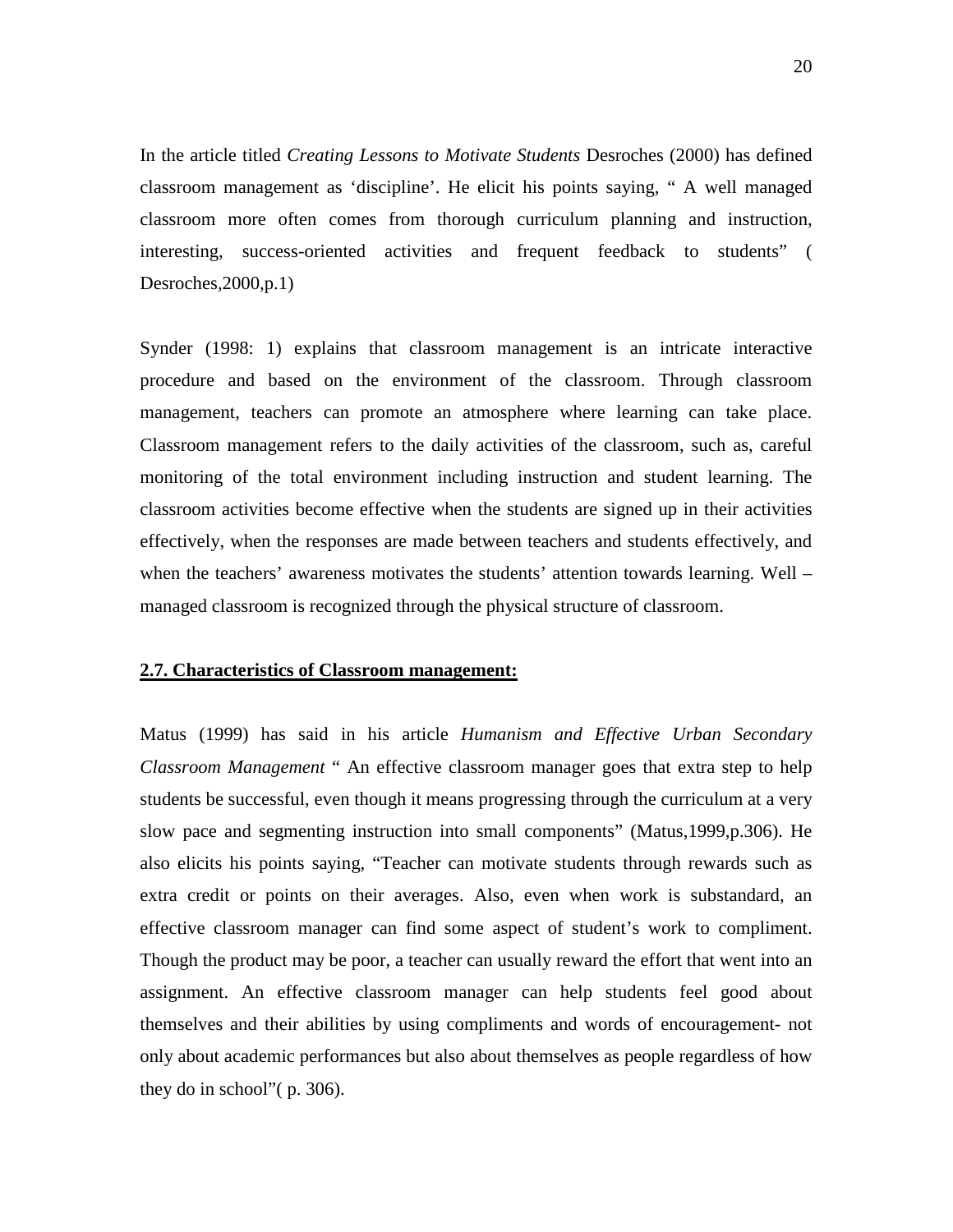In the article titled *Creating Lessons to Motivate Students* Desroches (2000) has defined classroom management as 'discipline'. He elicit his points saying, " A well managed classroom more often comes from thorough curriculum planning and instruction, interesting, success-oriented activities and frequent feedback to students" ( Desroches,2000,p.1)

Synder (1998: 1) explains that classroom management is an intricate interactive procedure and based on the environment of the classroom. Through classroom management, teachers can promote an atmosphere where learning can take place. Classroom management refers to the daily activities of the classroom, such as, careful monitoring of the total environment including instruction and student learning. The classroom activities become effective when the students are signed up in their activities effectively, when the responses are made between teachers and students effectively, and when the teachers' awareness motivates the students' attention towards learning. Well – managed classroom is recognized through the physical structure of classroom.

## 2.7. Characteristics of Classroom management:

Matus (1999) has said in his article *Humanism and Effective Urban Secondary Classroom Management* " An effective classroom manager goes that extra step to help students be successful, even though it means progressing through the curriculum at a very slow pace and segmenting instruction into small components" (Matus,1999,p.306). He also elicits his points saying, "Teacher can motivate students through rewards such as extra credit or points on their averages. Also, even when work is substandard, an effective classroom manager can find some aspect of student's work to compliment. Though the product may be poor, a teacher can usually reward the effort that went into an assignment. An effective classroom manager can help students feel good about themselves and their abilities by using compliments and words of encouragement- not only about academic performances but also about themselves as people regardless of how they do in school"( p. 306).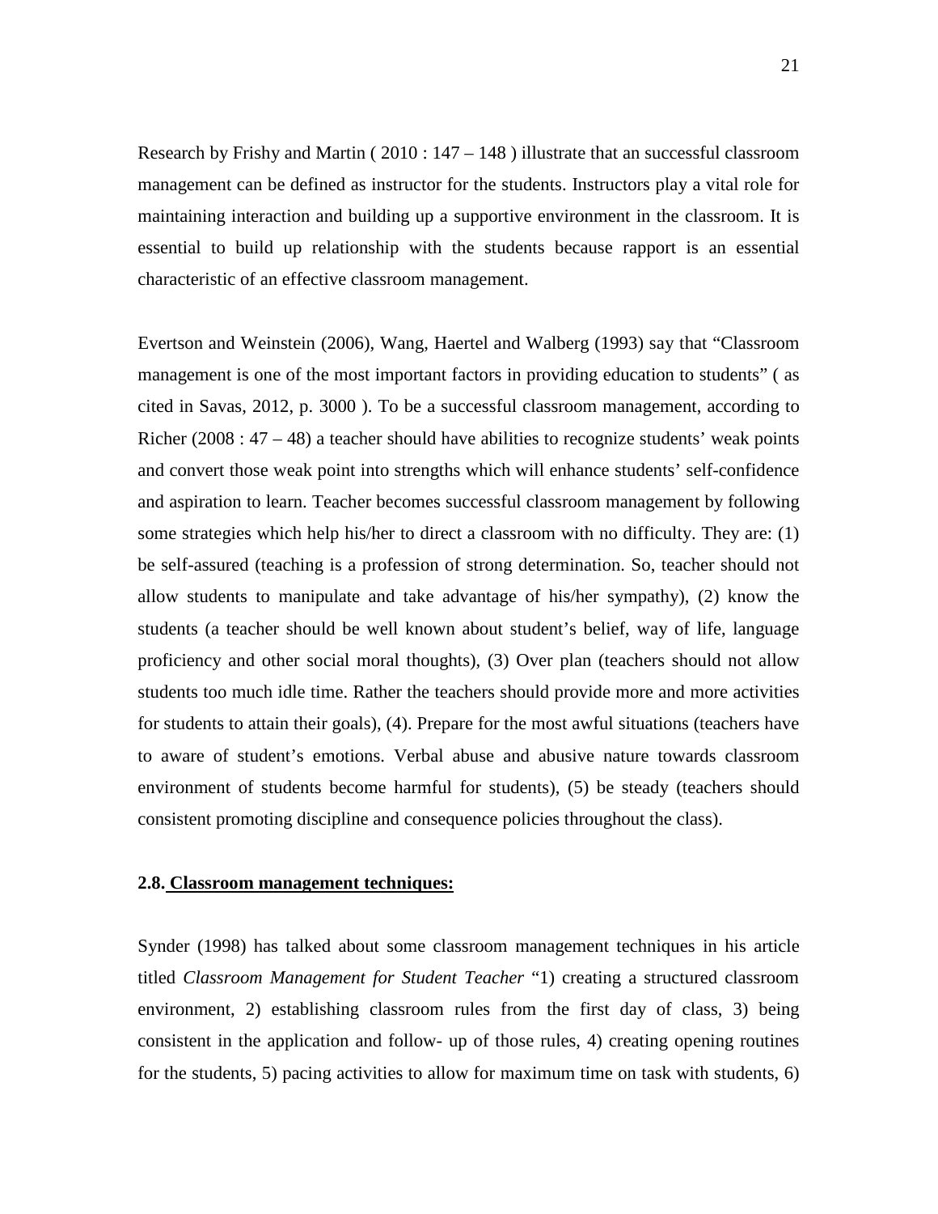Research by Frishy and Martin ( 2010 : 147 – 148 ) illustrate that an successful classroom management can be defined as instructor for the students. Instructors play a vital role for maintaining interaction and building up a supportive environment in the classroom. It is essential to build up relationship with the students because rapport is an essential characteristic of an effective classroom management.

Evertson and Weinstein (2006), Wang, Haertel and Walberg (1993) say that "Classroom management is one of the most important factors in providing education to students" ( as cited in Savas, 2012, p. 3000 ). To be a successful classroom management, according to Richer (2008 : 47 – 48) a teacher should have abilities to recognize students' weak points and convert those weak point into strengths which will enhance students' self-confidence and aspiration to learn. Teacher becomes successful classroom management by following some strategies which help his/her to direct a classroom with no difficulty. They are: (1) be self-assured (teaching is a profession of strong determination. So, teacher should not allow students to manipulate and take advantage of his/her sympathy), (2) know the students (a teacher should be well known about student's belief, way of life, language proficiency and other social moral thoughts), (3) Over plan (teachers should not allow students too much idle time. Rather the teachers should provide more and more activities for students to attain their goals), (4). Prepare for the most awful situations (teachers have to aware of student's emotions. Verbal abuse and abusive nature towards classroom environment of students become harmful for students), (5) be steady (teachers should consistent promoting discipline and consequence policies throughout the class).

### 2.8. Classroom management techniques:

Synder (1998) has talked about some classroom management techniques in his article titled *Classroom Management for Student Teacher* "1) creating a structured classroom environment, 2) establishing classroom rules from the first day of class, 3) being consistent in the application and follow- up of those rules, 4) creating opening routines for the students, 5) pacing activities to allow for maximum time on task with students, 6)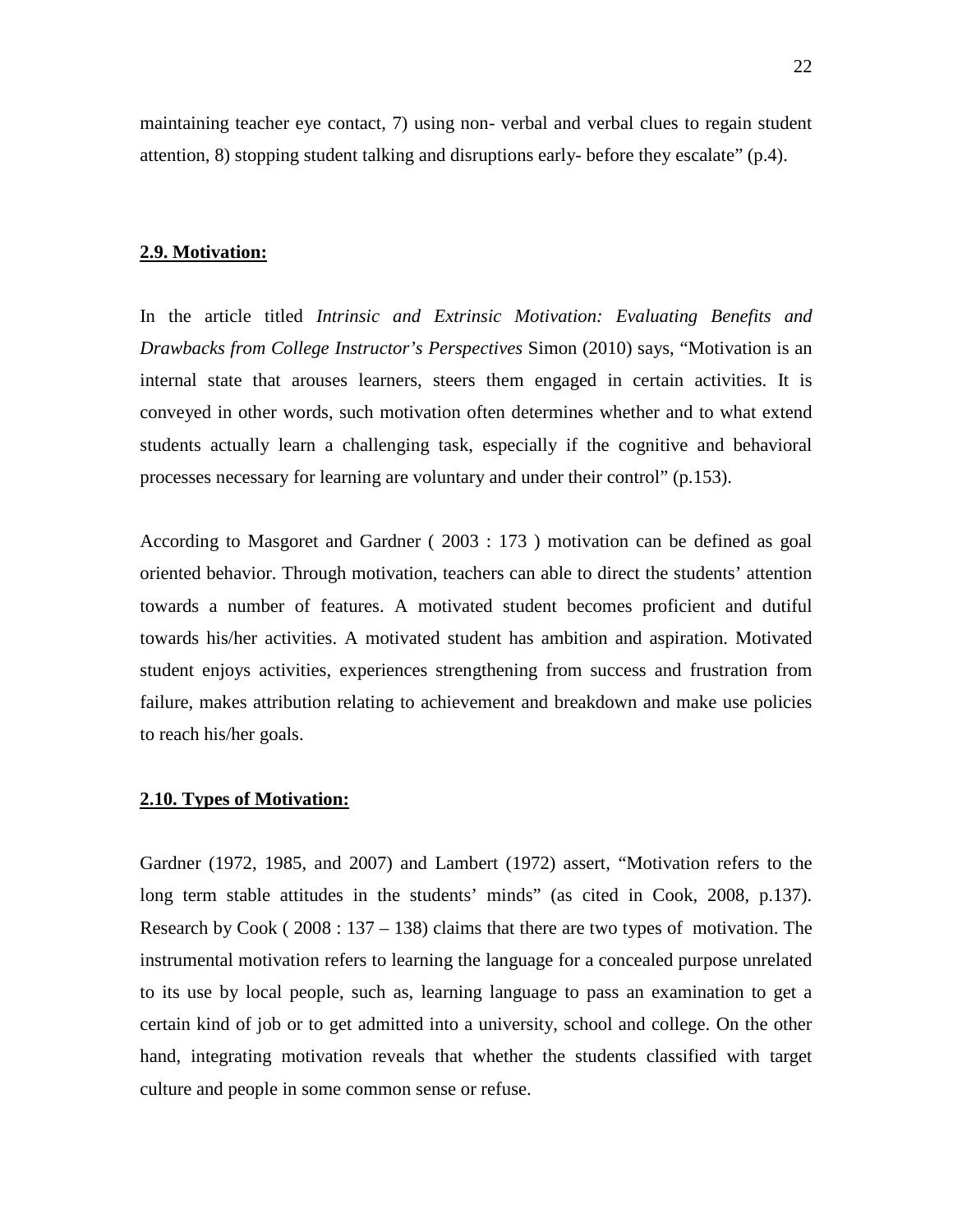maintaining teacher eye contact, 7) using non- verbal and verbal clues to regain student attention, 8) stopping student talking and disruptions early- before they escalate" (p.4).

## **2.9. Motivation:**

In the article titled *Intrinsic and Extrinsic Motivation: Evaluating Benefits and Drawbacks from College Instructor's Perspectives* Simon (2010) says, "Motivation is an internal state that arouses learners, steers them engaged in certain activities. It is conveyed in other words, such motivation often determines whether and to what extend students actually learn a challenging task, especially if the cognitive and behavioral processes necessary for learning are voluntary and under their control" (p.153).

According to Masgoret and Gardner ( 2003 : 173 ) motivation can be defined as goal oriented behavior. Through motivation, teachers can able to direct the students' attention towards a number of features. A motivated student becomes proficient and dutiful towards his/her activities. A motivated student has ambition and aspiration. Motivated student enjoys activities, experiences strengthening from success and frustration from failure, makes attribution relating to achievement and breakdown and make use policies to reach his/her goals.

## **2.10. Types of Motivation:**

Gardner (1972, 1985, and 2007) and Lambert (1972) assert, "Motivation refers to the long term stable attitudes in the students' minds" (as cited in Cook, 2008, p.137). Research by Cook ( 2008 : 137 – 138) claims that there are two types of motivation. The instrumental motivation refers to learning the language for a concealed purpose unrelated to its use by local people, such as, learning language to pass an examination to get a certain kind of job or to get admitted into a university, school and college. On the other hand, integrating motivation reveals that whether the students classified with target culture and people in some common sense or refuse.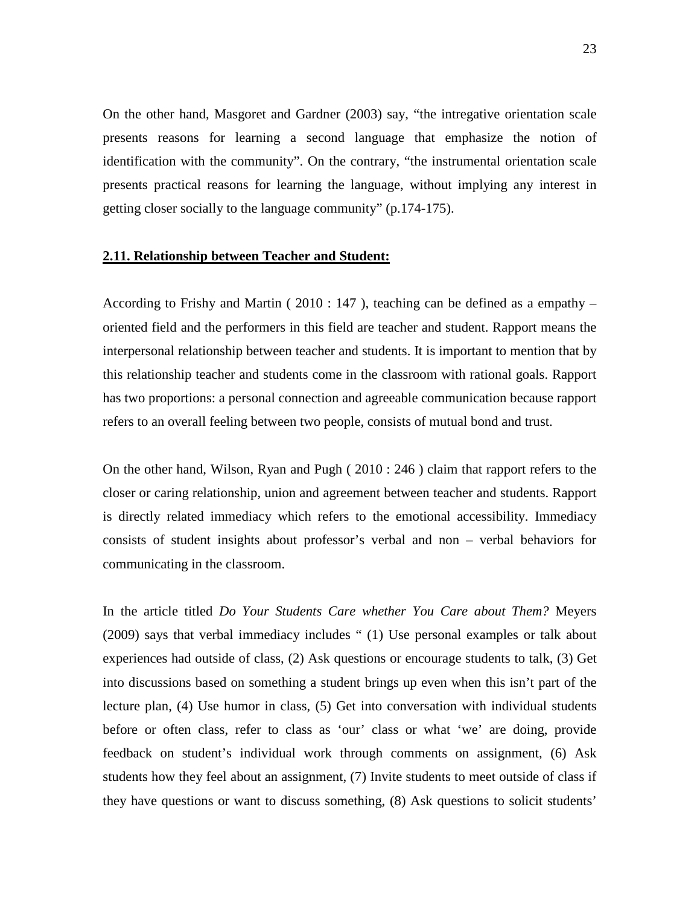On the other hand, Masgoret and Gardner (2003) say, "the intregative orientation scale presents reasons for learning a second language that emphasize the notion of identification with the community". On the contrary, "the instrumental orientation scale presents practical reasons for learning the language, without implying any interest in getting closer socially to the language community" (p.174-175).

## **2.11. Relationship between Teacher and Student:**

According to Frishy and Martin ( 2010 : 147 ), teaching can be defined as a empathy – oriented field and the performers in this field are teacher and student. Rapport means the interpersonal relationship between teacher and students. It is important to mention that by this relationship teacher and students come in the classroom with rational goals. Rapport has two proportions: a personal connection and agreeable communication because rapport refers to an overall feeling between two people, consists of mutual bond and trust.

On the other hand, Wilson, Ryan and Pugh ( 2010 : 246 ) claim that rapport refers to the closer or caring relationship, union and agreement between teacher and students. Rapport is directly related immediacy which refers to the emotional accessibility. Immediacy consists of student insights about professor's verbal and non – verbal behaviors for communicating in the classroom.

In the article titled *Do Your Students Care whether You Care about Them?* Meyers (2009) says that verbal immediacy includes " (1) Use personal examples or talk about experiences had outside of class, (2) Ask questions or encourage students to talk, (3) Get into discussions based on something a student brings up even when this isn't part of the lecture plan, (4) Use humor in class, (5) Get into conversation with individual students before or often class, refer to class as 'our' class or what 'we' are doing, provide feedback on student's individual work through comments on assignment, (6) Ask students how they feel about an assignment, (7) Invite students to meet outside of class if they have questions or want to discuss something, (8) Ask questions to solicit students'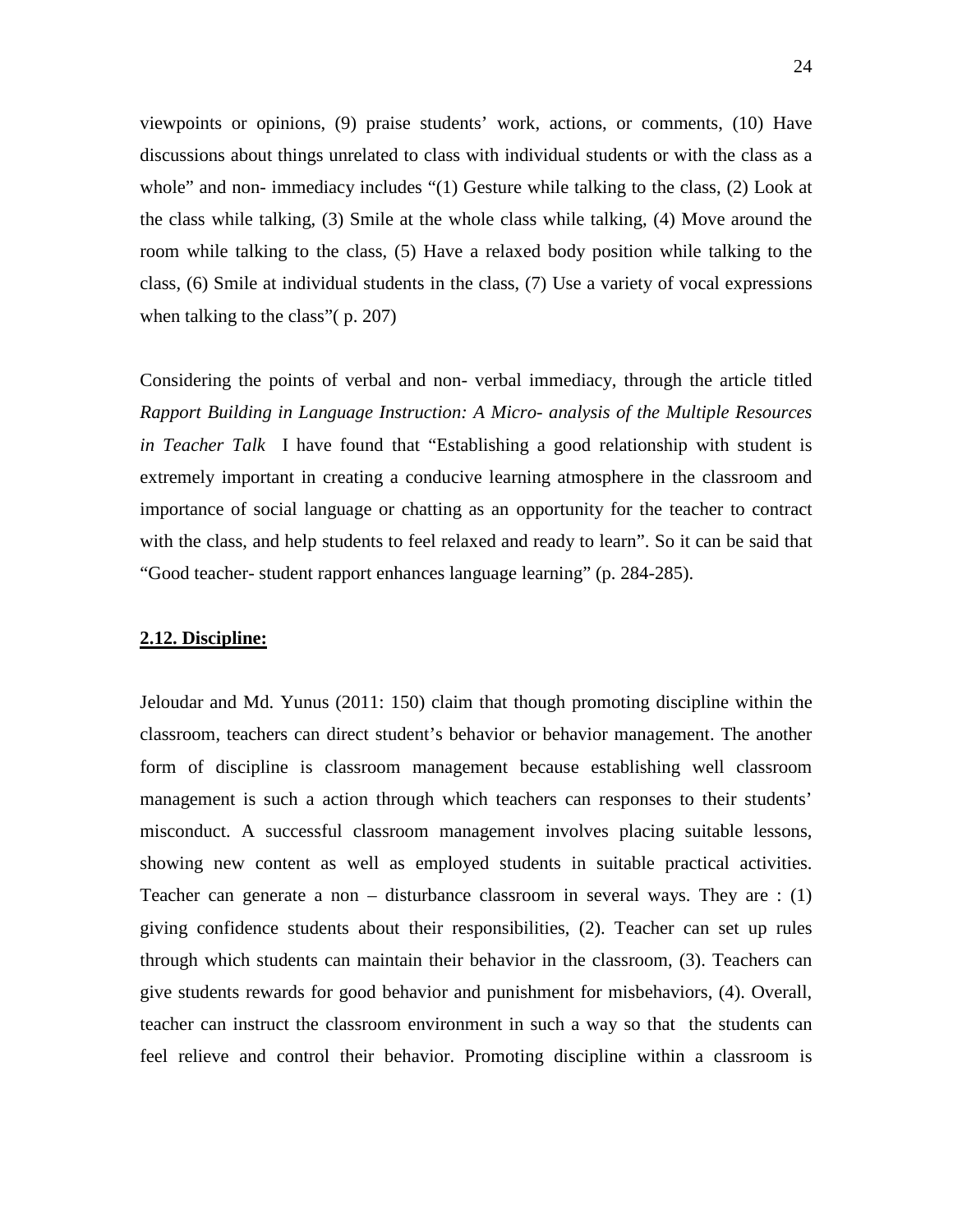viewpoints or opinions, (9) praise students' work, actions, or comments, (10) Have discussions about things unrelated to class with individual students or with the class as a whole" and non- immediacy includes "(1) Gesture while talking to the class, (2) Look at the class while talking, (3) Smile at the whole class while talking, (4) Move around the room while talking to the class, (5) Have a relaxed body position while talking to the class, (6) Smile at individual students in the class, (7) Use a variety of vocal expressions when talking to the class"( p. 207)

Considering the points of verbal and non- verbal immediacy, through the article titled *Rapport Building in Language Instruction: A Micro- analysis of the Multiple Resources in Teacher Talk* I have found that "Establishing a good relationship with student is extremely important in creating a conducive learning atmosphere in the classroom and importance of social language or chatting as an opportunity for the teacher to contract with the class, and help students to feel relaxed and ready to learn". So it can be said that "Good teacher- student rapport enhances language learning" (p. 284-285).

## **2.12. Discipline:**

Jeloudar and Md. Yunus (2011: 150) claim that though promoting discipline within the classroom, teachers can direct student's behavior or behavior management. The another form of discipline is classroom management because establishing well classroom management is such a action through which teachers can responses to their students' misconduct. A successful classroom management involves placing suitable lessons, showing new content as well as employed students in suitable practical activities. Teacher can generate a non – disturbance classroom in several ways. They are : (1) giving confidence students about their responsibilities, (2). Teacher can set up rules through which students can maintain their behavior in the classroom, (3). Teachers can give students rewards for good behavior and punishment for misbehaviors, (4). Overall, teacher can instruct the classroom environment in such a way so that the students can feel relieve and control their behavior. Promoting discipline within a classroom is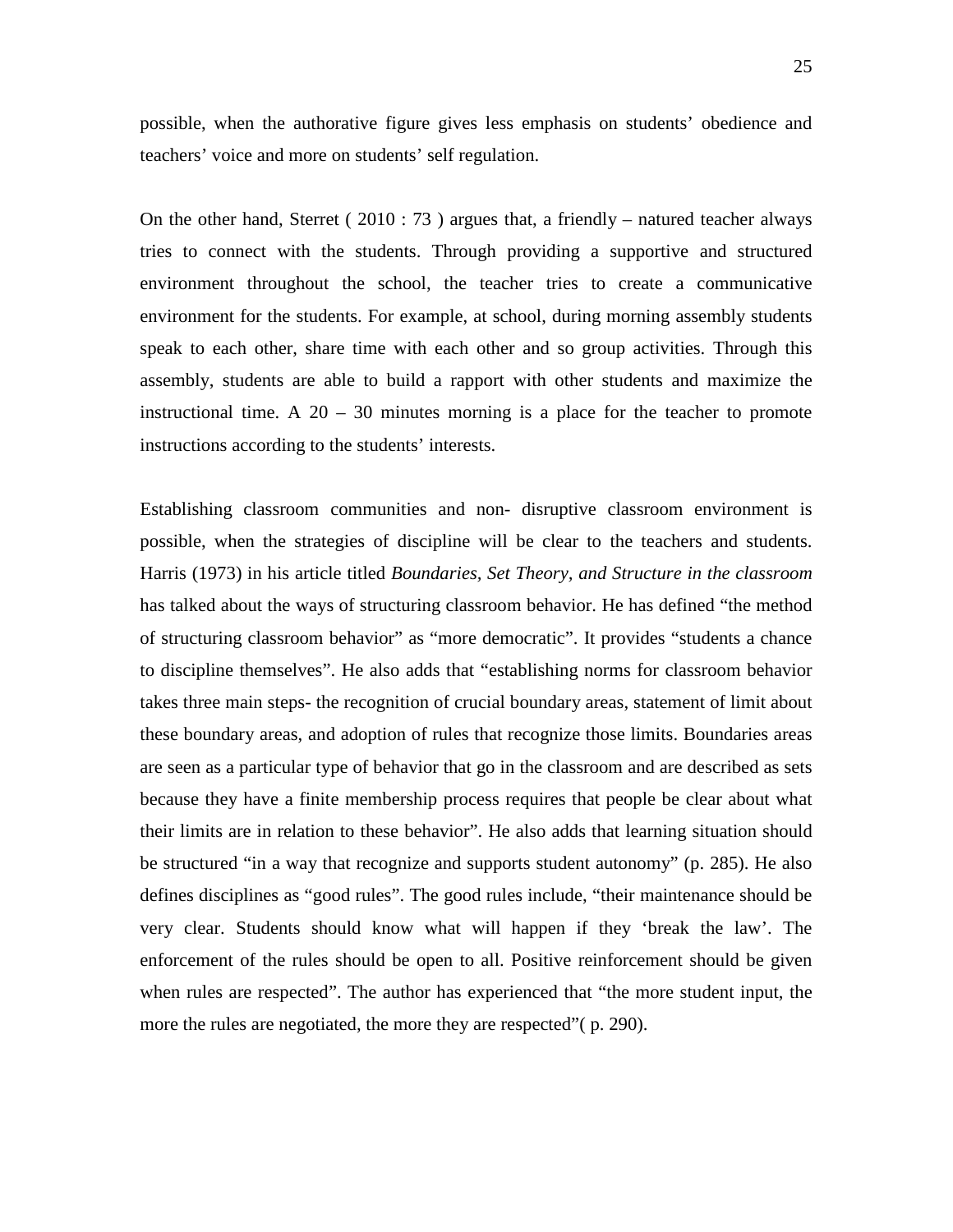possible, when the authorative figure gives less emphasis on students' obedience and teachers' voice and more on students' self regulation.

On the other hand, Sterret ( 2010 : 73 ) argues that, a friendly – natured teacher always tries to connect with the students. Through providing a supportive and structured environment throughout the school, the teacher tries to create a communicative environment for the students. For example, at school, during morning assembly students speak to each other, share time with each other and so group activities. Through this assembly, students are able to build a rapport with other students and maximize the instructional time. A 20 – 30 minutes morning is a place for the teacher to promote instructions according to the students' interests.

Establishing classroom communities and non- disruptive classroom environment is possible, when the strategies of discipline will be clear to the teachers and students. Harris (1973) in his article titled *Boundaries, Set Theory, and Structure in the classroom* has talked about the ways of structuring classroom behavior. He has defined "the method of structuring classroom behavior" as "more democratic". It provides "students a chance to discipline themselves". He also adds that "establishing norms for classroom behavior takes three main steps- the recognition of crucial boundary areas, statement of limit about these boundary areas, and adoption of rules that recognize those limits. Boundaries areas are seen as a particular type of behavior that go in the classroom and are described as sets because they have a finite membership process requires that people be clear about what their limits are in relation to these behavior". He also adds that learning situation should be structured "in a way that recognize and supports student autonomy" (p. 285). He also defines disciplines as "good rules". The good rules include, "their maintenance should be very clear. Students should know what will happen if they 'break the law'. The enforcement of the rules should be open to all. Positive reinforcement should be given when rules are respected". The author has experienced that "the more student input, the more the rules are negotiated, the more they are respected"( p. 290).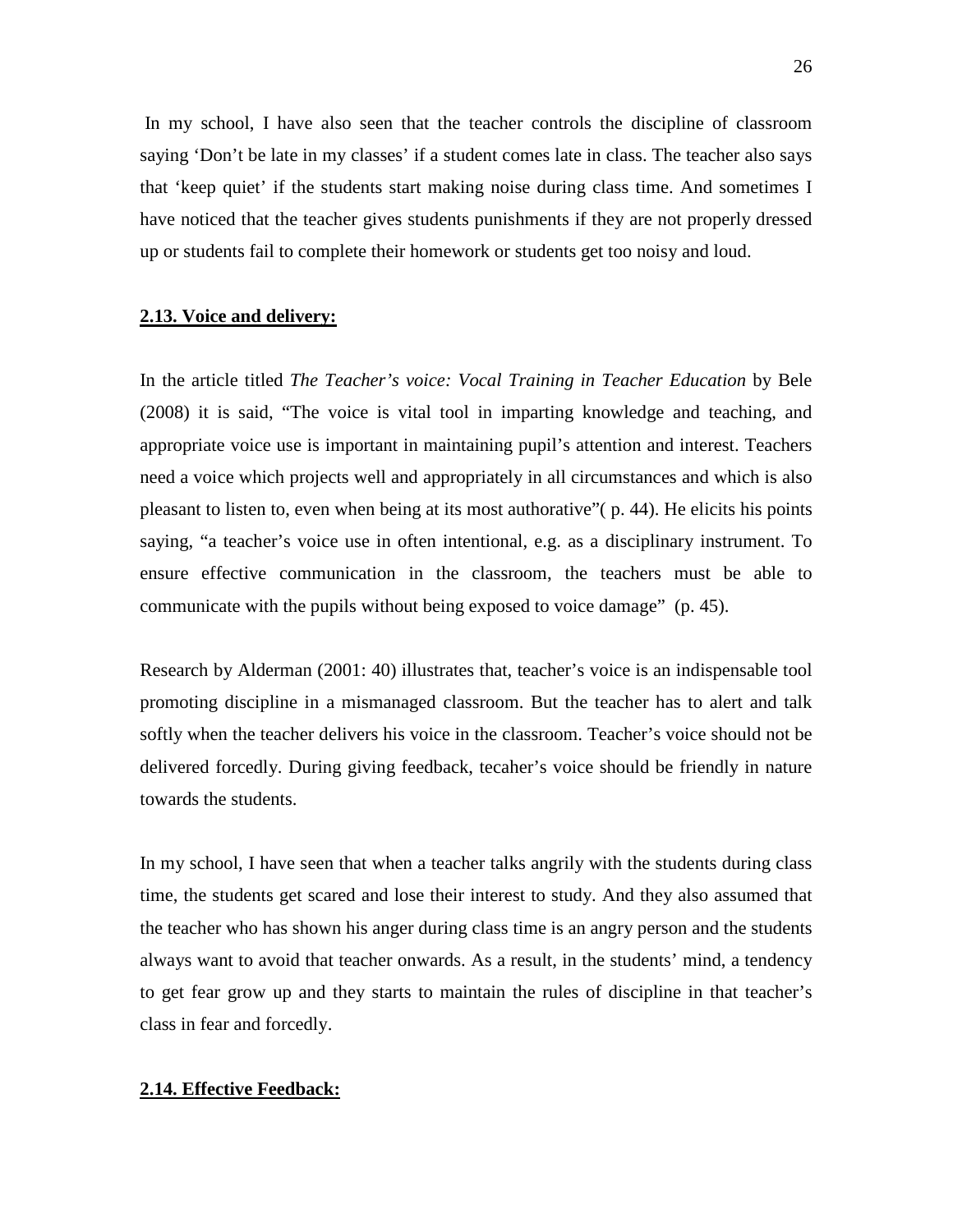In my school, I have also seen that the teacher controls the discipline of classroom saying 'Don't be late in my classes' if a student comes late in class. The teacher also says that 'keep quiet' if the students start making noise during class time. And sometimes I have noticed that the teacher gives students punishments if they are not properly dressed up or students fail to complete their homework or students get too noisy and loud.

## **2.13. Voice and delivery:**

In the article titled *The Teacher's voice: Vocal Training in Teacher Education* by Bele (2008) it is said, "The voice is vital tool in imparting knowledge and teaching, and appropriate voice use is important in maintaining pupil's attention and interest. Teachers need a voice which projects well and appropriately in all circumstances and which is also pleasant to listen to, even when being at its most authorative"( p. 44). He elicits his points saying, "a teacher's voice use in often intentional, e.g. as a disciplinary instrument. To ensure effective communication in the classroom, the teachers must be able to communicate with the pupils without being exposed to voice damage" (p. 45).

Research by Alderman (2001: 40) illustrates that, teacher's voice is an indispensable tool promoting discipline in a mismanaged classroom. But the teacher has to alert and talk softly when the teacher delivers his voice in the classroom. Teacher's voice should not be delivered forcedly. During giving feedback, tecaher's voice should be friendly in nature towards the students.

In my school, I have seen that when a teacher talks angrily with the students during class time, the students get scared and lose their interest to study. And they also assumed that the teacher who has shown his anger during class time is an angry person and the students always want to avoid that teacher onwards. As a result, in the students' mind, a tendency to get fear grow up and they starts to maintain the rules of discipline in that teacher's class in fear and forcedly.

## **2.14. Effective Feedback:**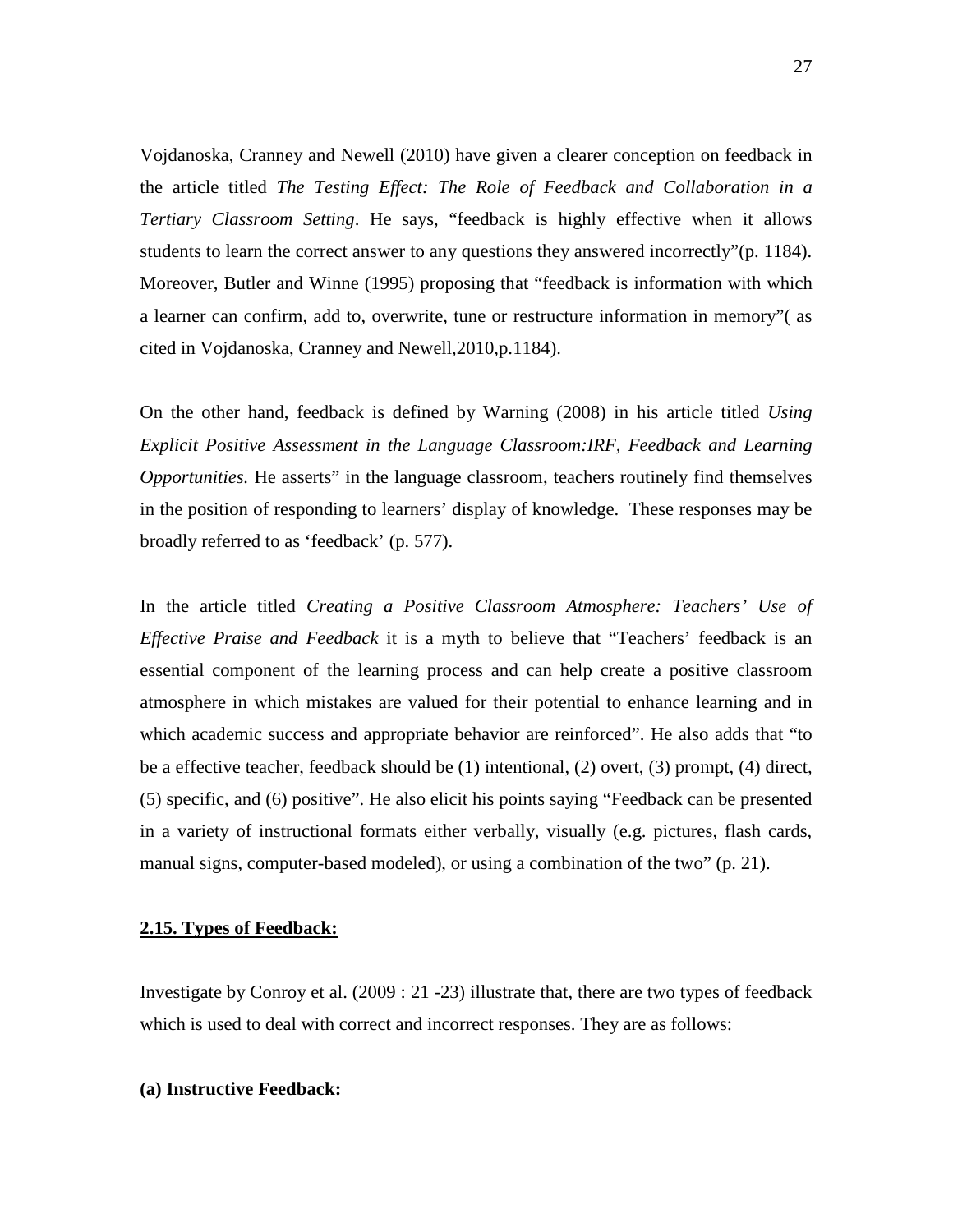Vojdanoska, Cranney and Newell (2010) have given a clearer conception on feedback in the article titled *The Testing Effect: The Role of Feedback and Collaboration in a Tertiary Classroom Setting*. He says, "feedback is highly effective when it allows students to learn the correct answer to any questions they answered incorrectly"(p. 1184). Moreover, Butler and Winne (1995) proposing that "feedback is information with which a learner can confirm, add to, overwrite, tune or restructure information in memory"( as cited in Vojdanoska, Cranney and Newell,2010,p.1184).

On the other hand, feedback is defined by Warning (2008) in his article titled *Using Explicit Positive Assessment in the Language Classroom:IRF, Feedback and Learning Opportunities.* He asserts" in the language classroom, teachers routinely find themselves in the position of responding to learners' display of knowledge. These responses may be broadly referred to as 'feedback' (p. 577).

In the article titled *Creating a Positive Classroom Atmosphere: Teachers' Use of Effective Praise and Feedback* it is a myth to believe that "Teachers' feedback is an essential component of the learning process and can help create a positive classroom atmosphere in which mistakes are valued for their potential to enhance learning and in which academic success and appropriate behavior are reinforced". He also adds that "to be a effective teacher, feedback should be (1) intentional, (2) overt, (3) prompt, (4) direct, (5) specific, and (6) positive". He also elicit his points saying "Feedback can be presented in a variety of instructional formats either verbally, visually (e.g. pictures, flash cards, manual signs, computer-based modeled), or using a combination of the two" (p. 21).

## 2.15. Types of Feedback:

Investigate by Conroy et al. (2009 : 21 -23) illustrate that, there are two types of feedback which is used to deal with correct and incorrect responses. They are as follows:

**(a) Instructive Feedback:**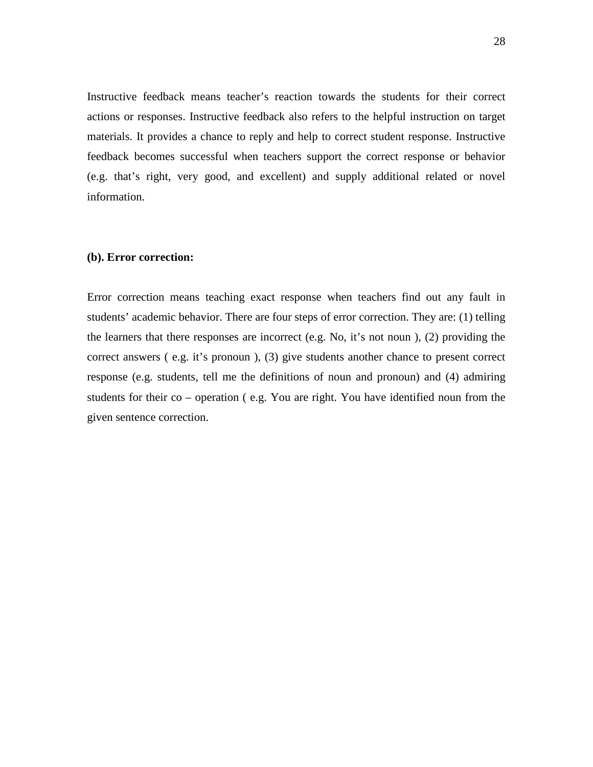Instructive feedback means teacher's reaction towards the students for their correct actions or responses. Instructive feedback also refers to the helpful instruction on target materials. It provides a chance to reply and help to correct student response. Instructive feedback becomes successful when teachers support the correct response or behavior (e.g. that's right, very good, and excellent) and supply additional related or novel information.

**(b). Error correction:**

Error correction means teaching exact response when teachers find out any fault in students' academic behavior. There are four steps of error correction. They are: (1) telling the learners that there responses are incorrect (e.g. No, it's not noun ), (2) providing the correct answers ( e.g. it's pronoun ), (3) give students another chance to present correct response (e.g. students, tell me the definitions of noun and pronoun) and (4) admiring students for their co – operation ( e.g. You are right. You have identified noun from the given sentence correction.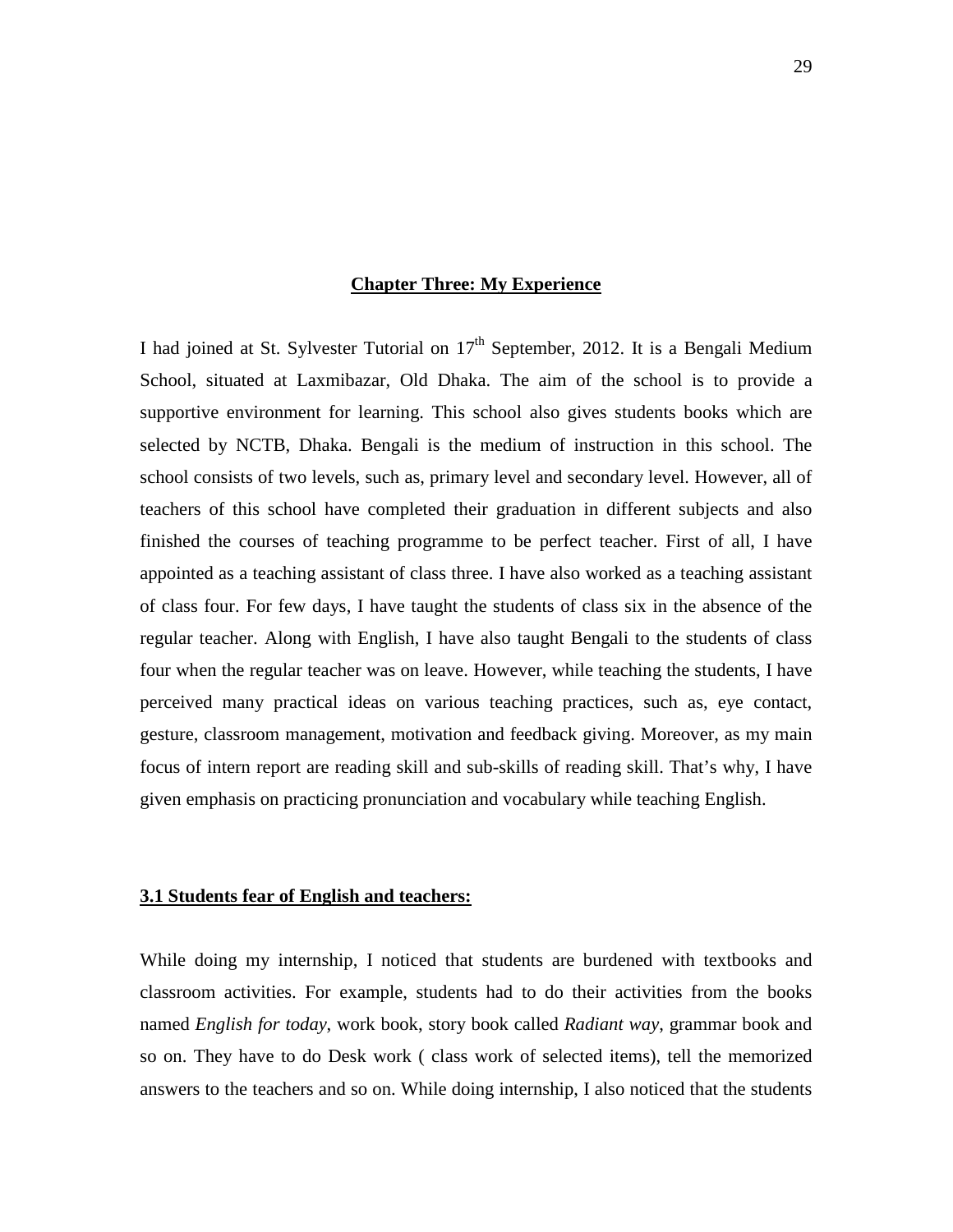# Chapter Three: My Experience

I had joined at St. Sylvester Tutorial on $17^{th}$ September, 2012. It is a Bengali Medium School, situated at Laxmibazar, Old Dhaka. The aim of the school is to provide a supportive environment for learning. This school also gives students books which are selected by NCTB, Dhaka. Bengali is the medium of instruction in this school. The school consists of two levels, such as, primary level and secondary level. However, all of teachers of this school have completed their graduation in different subjects and also finished the courses of teaching programme to be perfect teacher. First of all, I have appointed as a teaching assistant of class three. I have also worked as a teaching assistant of class four. For few days, I have taught the students of class six in the absence of the regular teacher. Along with English, I have also taught Bengali to the students of class four when the regular teacher was on leave. However, while teaching the students, I have perceived many practical ideas on various teaching practices, such as, eye contact, gesture, classroom management, motivation and feedback giving. Moreover, as my main focus of intern report are reading skill and sub-skills of reading skill. That's why, I have given emphasis on practicing pronunciation and vocabulary while teaching English.

## 3.1 Students fear of English and teachers:

While doing my internship, I noticed that students are burdened with textbooks and classroom activities. For example, students had to do their activities from the books named *English for today*, work book, story book called *Radiant way*, grammar book and so on. They have to do Desk work ( class work of selected items), tell the memorized answers to the teachers and so on. While doing internship, I also noticed that the students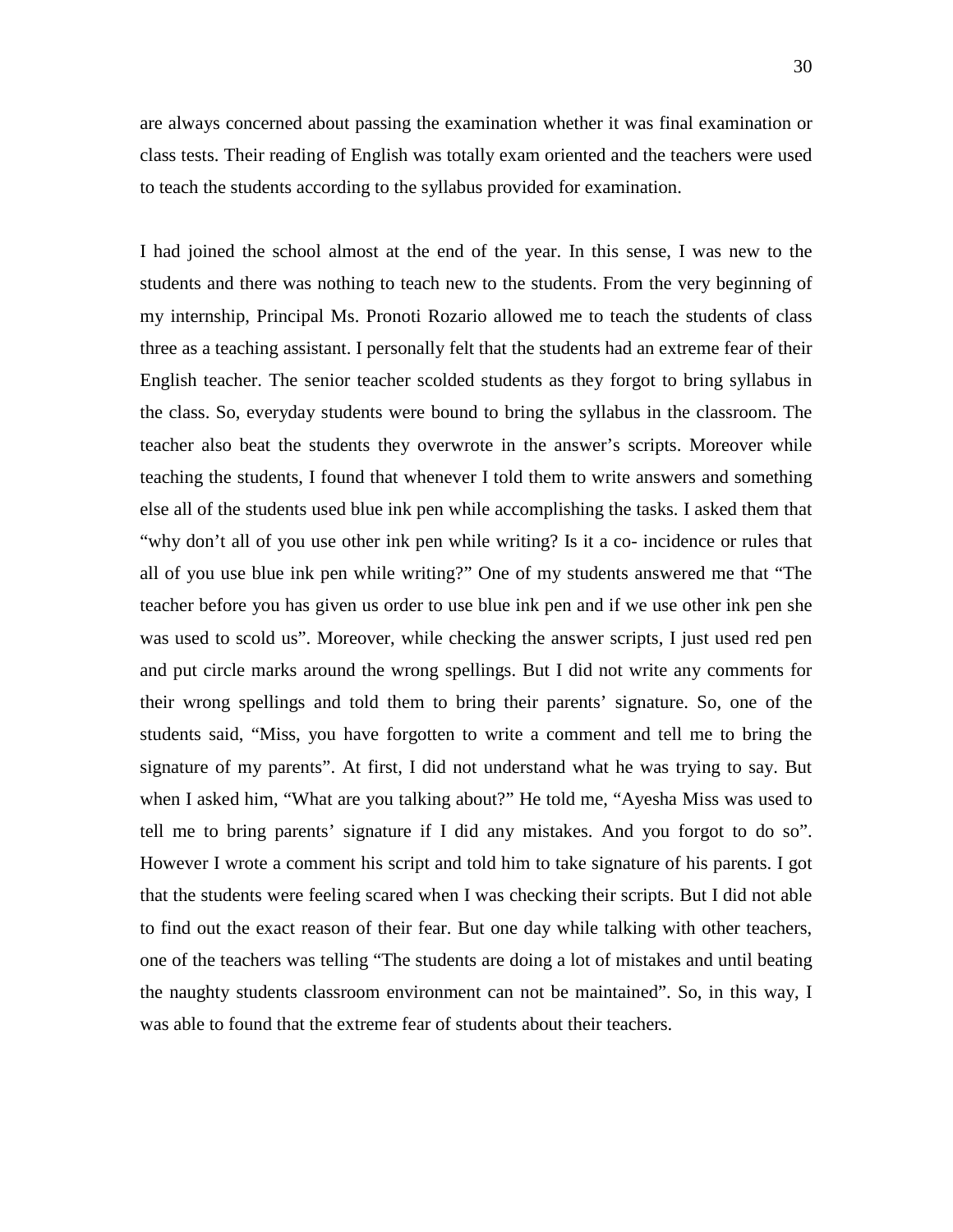are always concerned about passing the examination whether it was final examination or class tests. Their reading of English was totally exam oriented and the teachers were used to teach the students according to the syllabus provided for examination.

I had joined the school almost at the end of the year. In this sense, I was new to the students and there was nothing to teach new to the students. From the very beginning of my internship, Principal Ms. Pronoti Rozario allowed me to teach the students of class three as a teaching assistant. I personally felt that the students had an extreme fear of their English teacher. The senior teacher scolded students as they forgot to bring syllabus in the class. So, everyday students were bound to bring the syllabus in the classroom. The teacher also beat the students they overwrote in the answer's scripts. Moreover while teaching the students, I found that whenever I told them to write answers and something else all of the students used blue ink pen while accomplishing the tasks. I asked them that "why don't all of you use other ink pen while writing? Is it a co- incidence or rules that all of you use blue ink pen while writing?" One of my students answered me that "The teacher before you has given us order to use blue ink pen and if we use other ink pen she was used to scold us". Moreover, while checking the answer scripts, I just used red pen and put circle marks around the wrong spellings. But I did not write any comments for their wrong spellings and told them to bring their parents' signature. So, one of the students said, "Miss, you have forgotten to write a comment and tell me to bring the signature of my parents". At first, I did not understand what he was trying to say. But when I asked him, "What are you talking about?" He told me, "Ayesha Miss was used to tell me to bring parents' signature if I did any mistakes. And you forgot to do so". However I wrote a comment his script and told him to take signature of his parents. I got that the students were feeling scared when I was checking their scripts. But I did not able to find out the exact reason of their fear. But one day while talking with other teachers, one of the teachers was telling "The students are doing a lot of mistakes and until beating the naughty students classroom environment can not be maintained". So, in this way, I was able to found that the extreme fear of students about their teachers.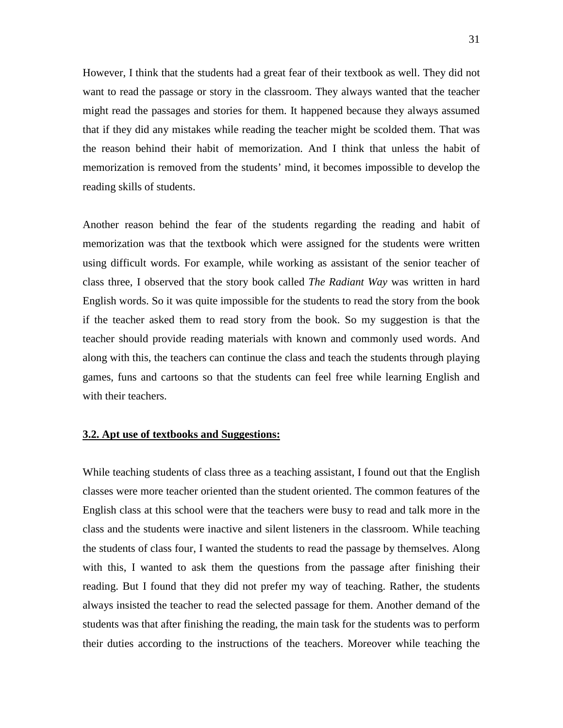However, I think that the students had a great fear of their textbook as well. They did not want to read the passage or story in the classroom. They always wanted that the teacher might read the passages and stories for them. It happened because they always assumed that if they did any mistakes while reading the teacher might be scolded them. That was the reason behind their habit of memorization. And I think that unless the habit of memorization is removed from the students' mind, it becomes impossible to develop the reading skills of students.

Another reason behind the fear of the students regarding the reading and habit of memorization was that the textbook which were assigned for the students were written using difficult words. For example, while working as assistant of the senior teacher of class three, I observed that the story book called *The Radiant Way* was written in hard English words. So it was quite impossible for the students to read the story from the book if the teacher asked them to read story from the book. So my suggestion is that the teacher should provide reading materials with known and commonly used words. And along with this, the teachers can continue the class and teach the students through playing games, funs and cartoons so that the students can feel free while learning English and with their teachers.

### **3.2. Apt use of textbooks and Suggestions:**

While teaching students of class three as a teaching assistant, I found out that the English classes were more teacher oriented than the student oriented. The common features of the English class at this school were that the teachers were busy to read and talk more in the class and the students were inactive and silent listeners in the classroom. While teaching the students of class four, I wanted the students to read the passage by themselves. Along with this, I wanted to ask them the questions from the passage after finishing their reading. But I found that they did not prefer my way of teaching. Rather, the students always insisted the teacher to read the selected passage for them. Another demand of the students was that after finishing the reading, the main task for the students was to perform their duties according to the instructions of the teachers. Moreover while teaching the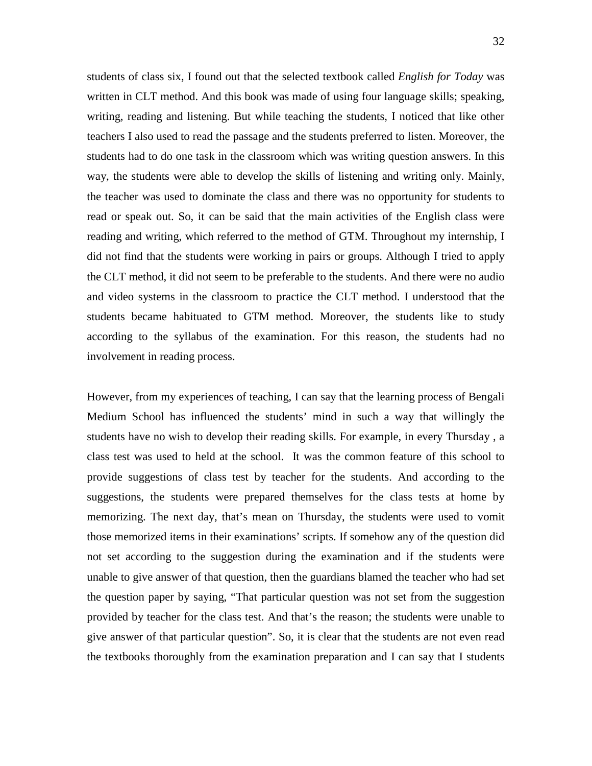students of class six, I found out that the selected textbook called *English for Today* was written in CLT method. And this book was made of using four language skills; speaking, writing, reading and listening. But while teaching the students, I noticed that like other teachers I also used to read the passage and the students preferred to listen. Moreover, the students had to do one task in the classroom which was writing question answers. In this way, the students were able to develop the skills of listening and writing only. Mainly, the teacher was used to dominate the class and there was no opportunity for students to read or speak out. So, it can be said that the main activities of the English class were reading and writing, which referred to the method of GTM. Throughout my internship, I did not find that the students were working in pairs or groups. Although I tried to apply the CLT method, it did not seem to be preferable to the students. And there were no audio and video systems in the classroom to practice the CLT method. I understood that the students became habituated to GTM method. Moreover, the students like to study according to the syllabus of the examination. For this reason, the students had no involvement in reading process.

However, from my experiences of teaching, I can say that the learning process of Bengali Medium School has influenced the students' mind in such a way that willingly the students have no wish to develop their reading skills. For example, in every Thursday , a class test was used to held at the school. It was the common feature of this school to provide suggestions of class test by teacher for the students. And according to the suggestions, the students were prepared themselves for the class tests at home by memorizing. The next day, that's mean on Thursday, the students were used to vomit those memorized items in their examinations' scripts. If somehow any of the question did not set according to the suggestion during the examination and if the students were unable to give answer of that question, then the guardians blamed the teacher who had set the question paper by saying, "That particular question was not set from the suggestion provided by teacher for the class test. And that's the reason; the students were unable to give answer of that particular question". So, it is clear that the students are not even read the textbooks thoroughly from the examination preparation and I can say that I students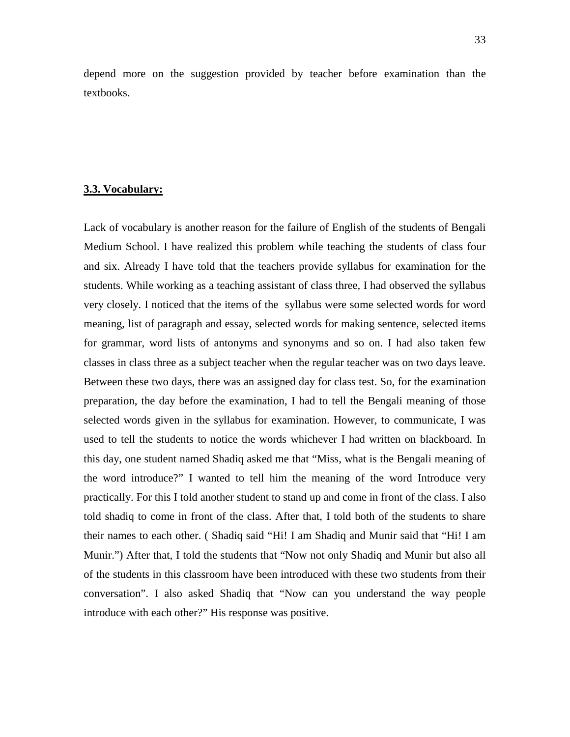depend more on the suggestion provided by teacher before examination than the textbooks.

### **3.3. Vocabulary:**

Lack of vocabulary is another reason for the failure of English of the students of Bengali Medium School. I have realized this problem while teaching the students of class four and six. Already I have told that the teachers provide syllabus for examination for the students. While working as a teaching assistant of class three, I had observed the syllabus very closely. I noticed that the items of the syllabus were some selected words for word meaning, list of paragraph and essay, selected words for making sentence, selected items for grammar, word lists of antonyms and synonyms and so on. I had also taken few classes in class three as a subject teacher when the regular teacher was on two days leave. Between these two days, there was an assigned day for class test. So, for the examination preparation, the day before the examination, I had to tell the Bengali meaning of those selected words given in the syllabus for examination. However, to communicate, I was used to tell the students to notice the words whichever I had written on blackboard. In this day, one student named Shadiq asked me that "Miss, what is the Bengali meaning of the word introduce?" I wanted to tell him the meaning of the word Introduce very practically. For this I told another student to stand up and come in front of the class. I also told shadiq to come in front of the class. After that, I told both of the students to share their names to each other. ( Shadiq said "Hi! I am Shadiq and Munir said that "Hi! I am Munir.") After that, I told the students that "Now not only Shadiq and Munir but also all of the students in this classroom have been introduced with these two students from their conversation". I also asked Shadiq that "Now can you understand the way people introduce with each other?" His response was positive.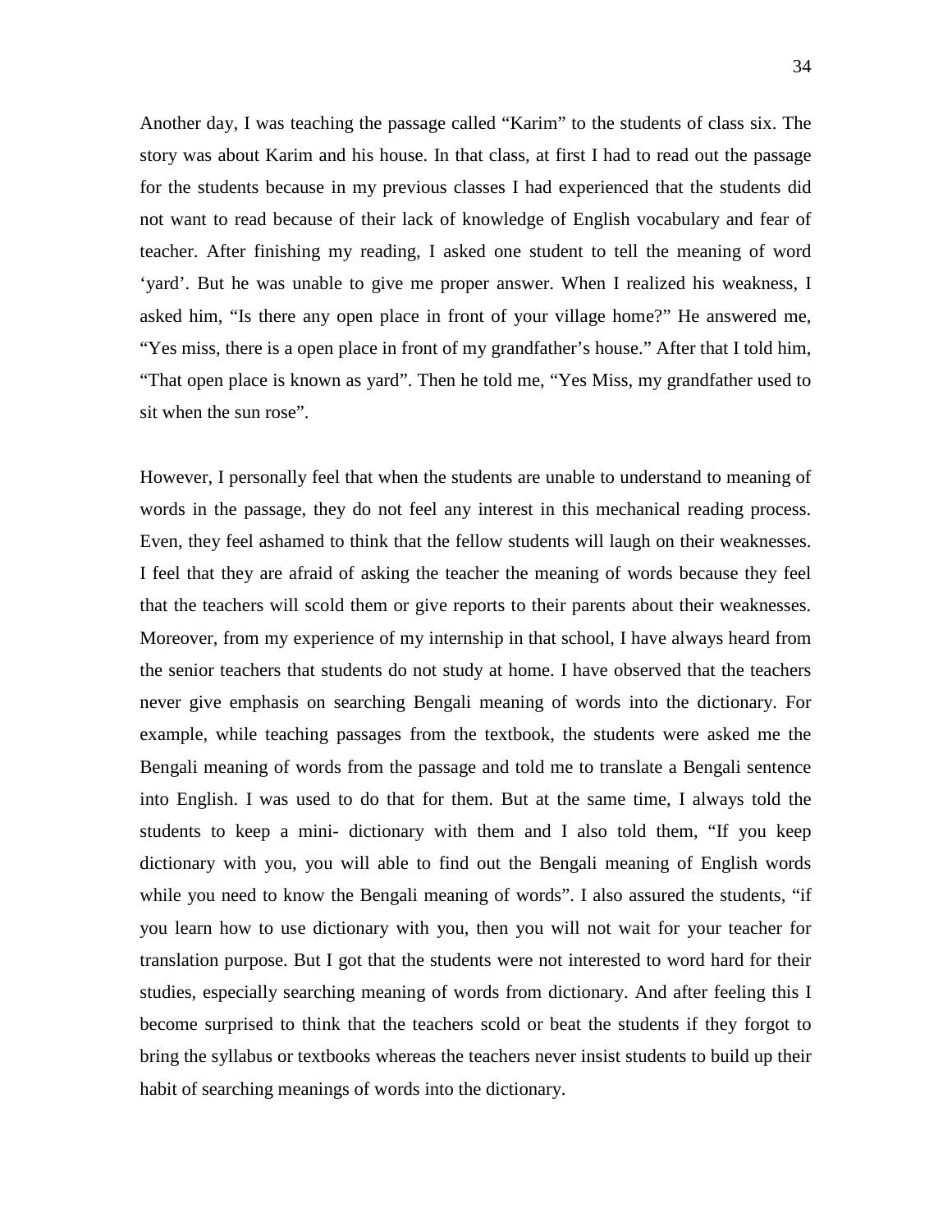Another day, I was teaching the passage called "Karim" to the students of class six. The story was about Karim and his house. In that class, at first I had to read out the passage for the students because in my previous classes I had experienced that the students did not want to read because of their lack of knowledge of English vocabulary and fear of teacher. After finishing my reading, I asked one student to tell the meaning of word 'yard'. But he was unable to give me proper answer. When I realized his weakness, I asked him, "Is there any open place in front of your village home?" He answered me, "Yes miss, there is a open place in front of my grandfather's house." After that I told him, "That open place is known as yard". Then he told me, "Yes Miss, my grandfather used to sit when the sun rose".

However, I personally feel that when the students are unable to understand to meaning of words in the passage, they do not feel any interest in this mechanical reading process. Even, they feel ashamed to think that the fellow students will laugh on their weaknesses. I feel that they are afraid of asking the teacher the meaning of words because they feel that the teachers will scold them or give reports to their parents about their weaknesses. Moreover, from my experience of my internship in that school, I have always heard from the senior teachers that students do not study at home. I have observed that the teachers never give emphasis on searching Bengali meaning of words into the dictionary. For example, while teaching passages from the textbook, the students were asked me the Bengali meaning of words from the passage and told me to translate a Bengali sentence into English. I was used to do that for them. But at the same time, I always told the students to keep a mini- dictionary with them and I also told them, "If you keep dictionary with you, you will able to find out the Bengali meaning of English words while you need to know the Bengali meaning of words". I also assured the students, "if you learn how to use dictionary with you, then you will not wait for your teacher for translation purpose. But I got that the students were not interested to word hard for their studies, especially searching meaning of words from dictionary. And after feeling this I become surprised to think that the teachers scold or beat the students if they forgot to bring the syllabus or textbooks whereas the teachers never insist students to build up their habit of searching meanings of words into the dictionary.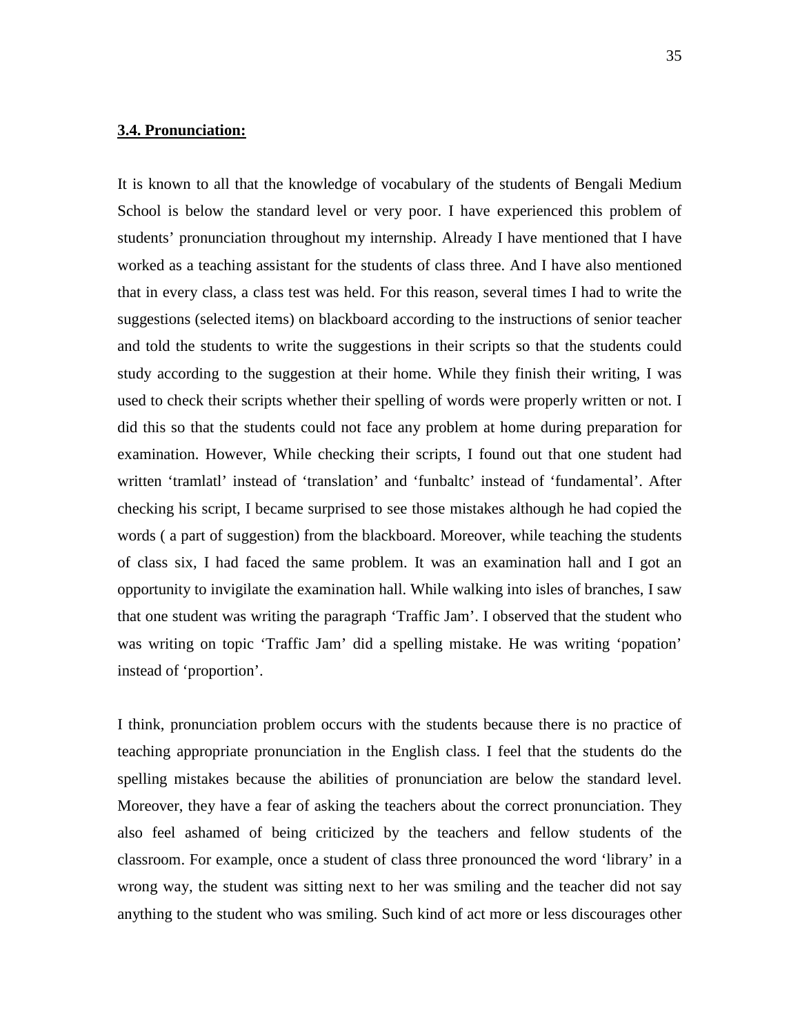**3.4. Pronunciation:**

It is known to all that the knowledge of vocabulary of the students of Bengali Medium School is below the standard level or very poor. I have experienced this problem of students' pronunciation throughout my internship. Already I have mentioned that I have worked as a teaching assistant for the students of class three. And I have also mentioned that in every class, a class test was held. For this reason, several times I had to write the suggestions (selected items) on blackboard according to the instructions of senior teacher and told the students to write the suggestions in their scripts so that the students could study according to the suggestion at their home. While they finish their writing, I was used to check their scripts whether their spelling of words were properly written or not. I did this so that the students could not face any problem at home during preparation for examination. However, While checking their scripts, I found out that one student had written 'tramlatl' instead of 'translation' and 'funbaltc' instead of 'fundamental'. After checking his script, I became surprised to see those mistakes although he had copied the words ( a part of suggestion) from the blackboard. Moreover, while teaching the students of class six, I had faced the same problem. It was an examination hall and I got an opportunity to invigilate the examination hall. While walking into isles of branches, I saw that one student was writing the paragraph 'Traffic Jam'. I observed that the student who was writing on topic 'Traffic Jam' did a spelling mistake. He was writing 'popation' instead of 'proportion'.

I think, pronunciation problem occurs with the students because there is no practice of teaching appropriate pronunciation in the English class. I feel that the students do the spelling mistakes because the abilities of pronunciation are below the standard level. Moreover, they have a fear of asking the teachers about the correct pronunciation. They also feel ashamed of being criticized by the teachers and fellow students of the classroom. For example, once a student of class three pronounced the word 'library' in a wrong way, the student was sitting next to her was smiling and the teacher did not say anything to the student who was smiling. Such kind of act more or less discourages other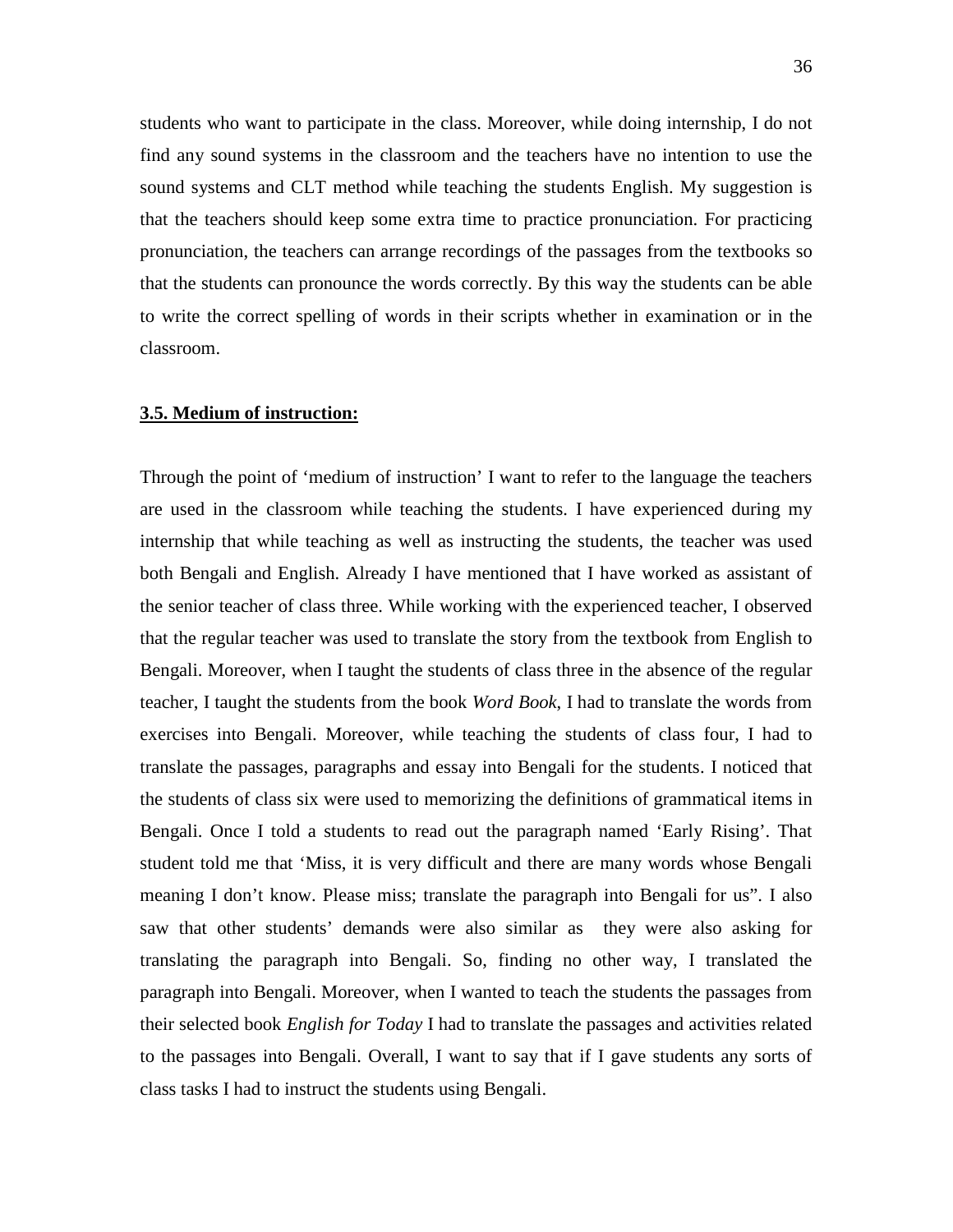students who want to participate in the class. Moreover, while doing internship, I do not find any sound systems in the classroom and the teachers have no intention to use the sound systems and CLT method while teaching the students English. My suggestion is that the teachers should keep some extra time to practice pronunciation. For practicing pronunciation, the teachers can arrange recordings of the passages from the textbooks so that the students can pronounce the words correctly. By this way the students can be able to write the correct spelling of words in their scripts whether in examination or in the classroom.

### **<u>3.5. Medium of instruction:</u>**

Through the point of 'medium of instruction' I want to refer to the language the teachers are used in the classroom while teaching the students. I have experienced during my internship that while teaching as well as instructing the students, the teacher was used both Bengali and English. Already I have mentioned that I have worked as assistant of the senior teacher of class three. While working with the experienced teacher, I observed that the regular teacher was used to translate the story from the textbook from English to Bengali. Moreover, when I taught the students of class three in the absence of the regular teacher, I taught the students from the book *Word Book*, I had to translate the words from exercises into Bengali. Moreover, while teaching the students of class four, I had to translate the passages, paragraphs and essay into Bengali for the students. I noticed that the students of class six were used to memorizing the definitions of grammatical items in Bengali. Once I told a students to read out the paragraph named 'Early Rising'. That student told me that 'Miss, it is very difficult and there are many words whose Bengali meaning I don't know. Please miss; translate the paragraph into Bengali for us". I also saw that other students' demands were also similar as they were also asking for translating the paragraph into Bengali. So, finding no other way, I translated the paragraph into Bengali. Moreover, when I wanted to teach the students the passages from their selected book *English for Today* I had to translate the passages and activities related to the passages into Bengali. Overall, I want to say that if I gave students any sorts of class tasks I had to instruct the students using Bengali.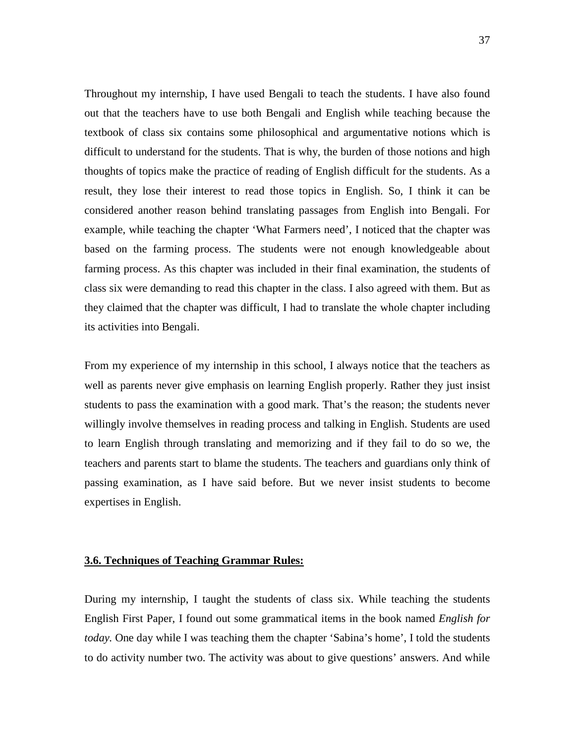Throughout my internship, I have used Bengali to teach the students. I have also found out that the teachers have to use both Bengali and English while teaching because the textbook of class six contains some philosophical and argumentative notions which is difficult to understand for the students. That is why, the burden of those notions and high thoughts of topics make the practice of reading of English difficult for the students. As a result, they lose their interest to read those topics in English. So, I think it can be considered another reason behind translating passages from English into Bengali. For example, while teaching the chapter 'What Farmers need', I noticed that the chapter was based on the farming process. The students were not enough knowledgeable about farming process. As this chapter was included in their final examination, the students of class six were demanding to read this chapter in the class. I also agreed with them. But as they claimed that the chapter was difficult, I had to translate the whole chapter including its activities into Bengali.

From my experience of my internship in this school, I always notice that the teachers as well as parents never give emphasis on learning English properly. Rather they just insist students to pass the examination with a good mark. That's the reason; the students never willingly involve themselves in reading process and talking in English. Students are used to learn English through translating and memorizing and if they fail to do so we, the teachers and parents start to blame the students. The teachers and guardians only think of passing examination, as I have said before. But we never insist students to become expertises in English.

## 3.6. Techniques of Teaching Grammar Rules:

During my internship, I taught the students of class six. While teaching the students English First Paper, I found out some grammatical items in the book named *English for today.* One day while I was teaching them the chapter 'Sabina's home', I told the students to do activity number two. The activity was about to give questions' answers. And while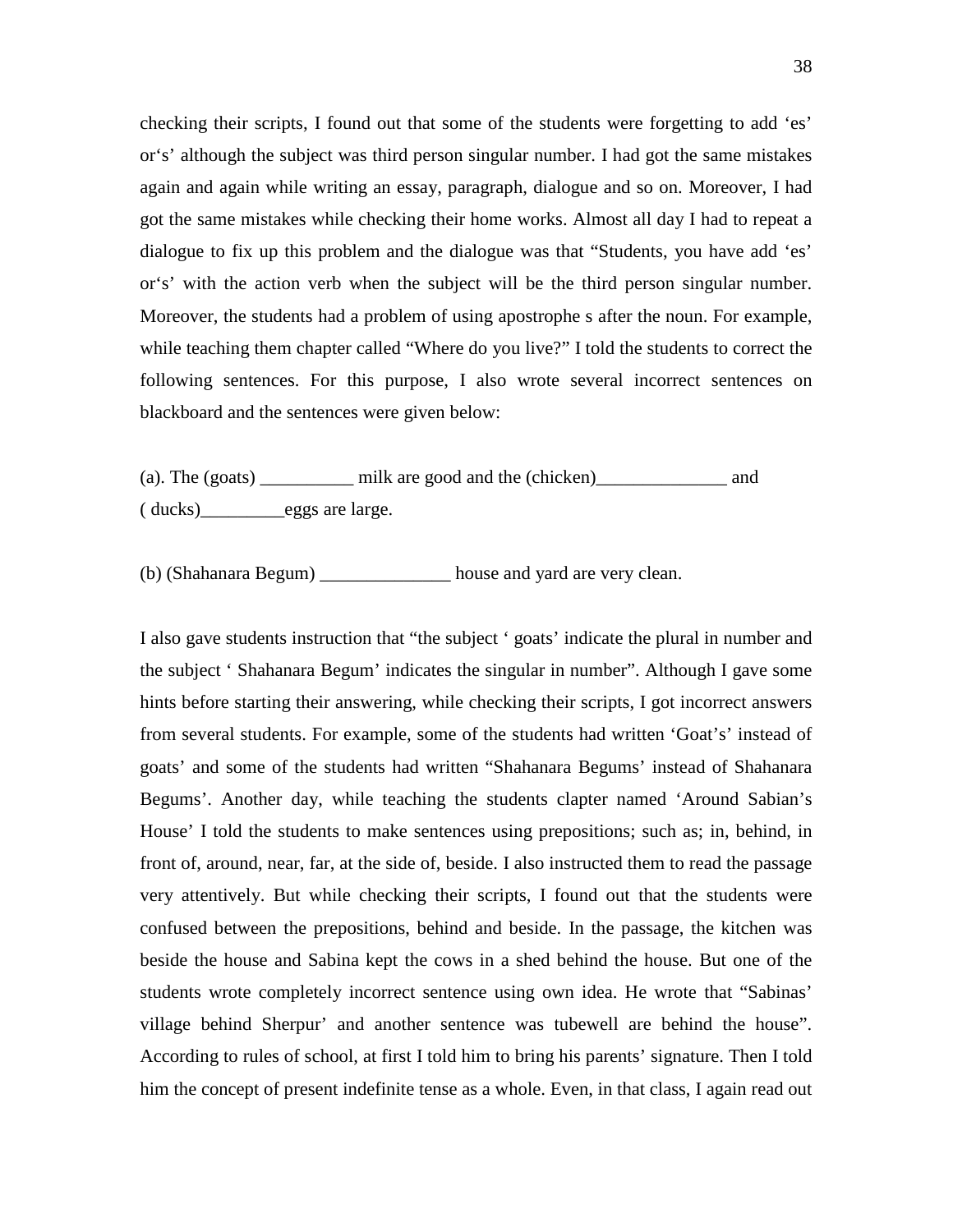checking their scripts, I found out that some of the students were forgetting to add 'es' or's' although the subject was third person singular number. I had got the same mistakes again and again while writing an essay, paragraph, dialogue and so on. Moreover, I had got the same mistakes while checking their home works. Almost all day I had to repeat a dialogue to fix up this problem and the dialogue was that "Students, you have add 'es' or's' with the action verb when the subject will be the third person singular number. Moreover, the students had a problem of using apostrophe s after the noun. For example, while teaching them chapter called "Where do you live?" I told the students to correct the following sentences. For this purpose, I also wrote several incorrect sentences on blackboard and the sentences were given below:

(a). The (goats) __________ milk are good and the (chicken)______________ and ( ducks)_________eggs are large.

(b) (Shahanara Begum) ______________ house and yard are very clean.

I also gave students instruction that "the subject ' goats' indicate the plural in number and the subject ' Shahanara Begum' indicates the singular in number". Although I gave some hints before starting their answering, while checking their scripts, I got incorrect answers from several students. For example, some of the students had written 'Goat's' instead of goats' and some of the students had written "Shahanara Begums' instead of Shahanara Begums'. Another day, while teaching the students clapter named 'Around Sabian's House' I told the students to make sentences using prepositions; such as; in, behind, in front of, around, near, far, at the side of, beside. I also instructed them to read the passage very attentively. But while checking their scripts, I found out that the students were confused between the prepositions, behind and beside. In the passage, the kitchen was beside the house and Sabina kept the cows in a shed behind the house. But one of the students wrote completely incorrect sentence using own idea. He wrote that "Sabinas' village behind Sherpur' and another sentence was tubewell are behind the house". According to rules of school, at first I told him to bring his parents' signature. Then I told him the concept of present indefinite tense as a whole. Even, in that class, I again read out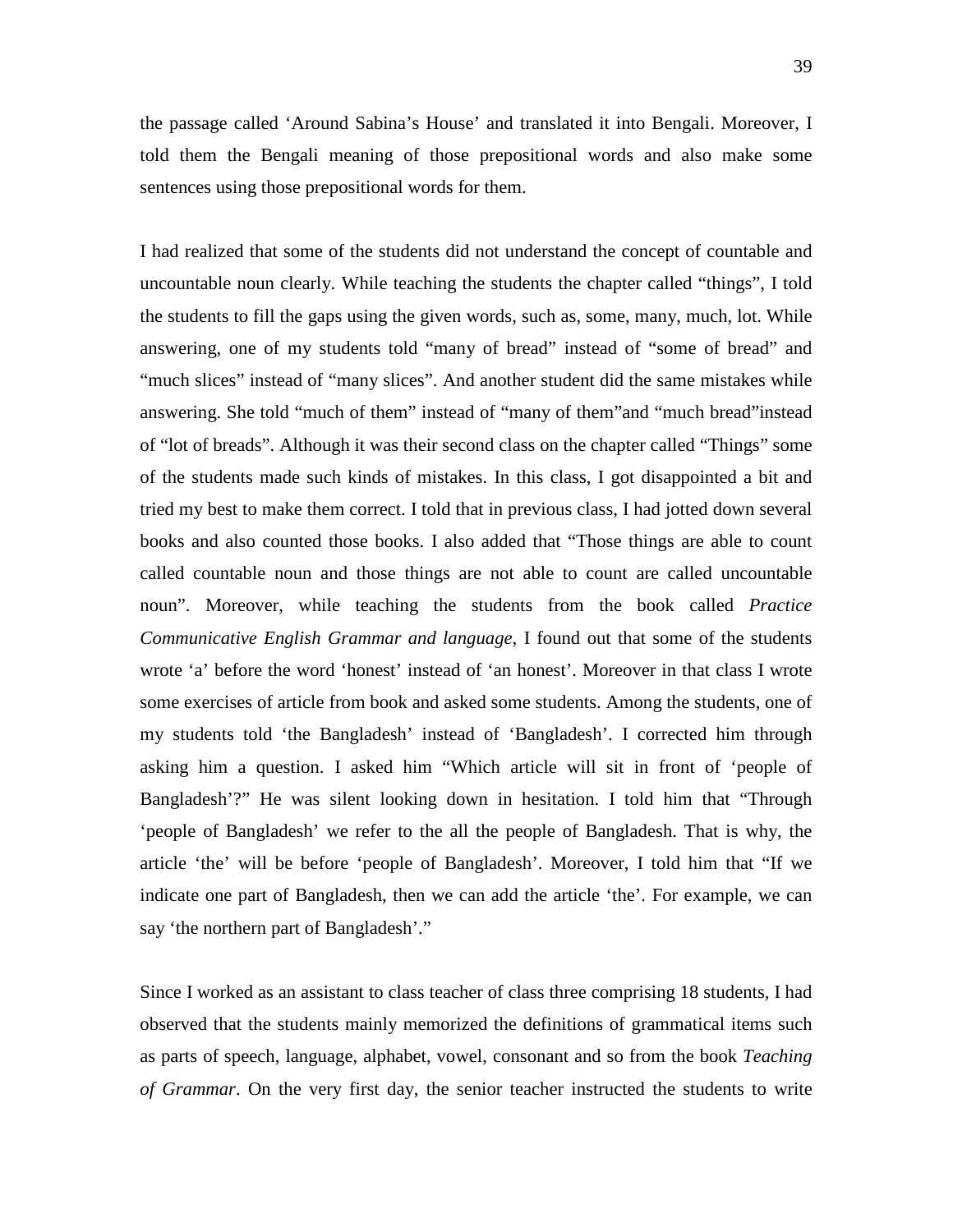the passage called 'Around Sabina's House' and translated it into Bengali. Moreover, I told them the Bengali meaning of those prepositional words and also make some sentences using those prepositional words for them.

I had realized that some of the students did not understand the concept of countable and uncountable noun clearly. While teaching the students the chapter called "things", I told the students to fill the gaps using the given words, such as, some, many, much, lot. While answering, one of my students told "many of bread" instead of "some of bread" and "much slices" instead of "many slices". And another student did the same mistakes while answering. She told "much of them" instead of "many of them"and "much bread"instead of "lot of breads". Although it was their second class on the chapter called "Things" some of the students made such kinds of mistakes. In this class, I got disappointed a bit and tried my best to make them correct. I told that in previous class, I had jotted down several books and also counted those books. I also added that "Those things are able to count called countable noun and those things are not able to count are called uncountable noun". Moreover, while teaching the students from the book called *Practice Communicative English Grammar and language*, I found out that some of the students wrote 'a' before the word 'honest' instead of 'an honest'. Moreover in that class I wrote some exercises of article from book and asked some students. Among the students, one of my students told 'the Bangladesh' instead of 'Bangladesh'. I corrected him through asking him a question. I asked him "Which article will sit in front of 'people of Bangladesh'?" He was silent looking down in hesitation. I told him that "Through 'people of Bangladesh' we refer to the all the people of Bangladesh. That is why, the article 'the' will be before 'people of Bangladesh'. Moreover, I told him that "If we indicate one part of Bangladesh, then we can add the article 'the'. For example, we can say 'the northern part of Bangladesh'."

Since I worked as an assistant to class teacher of class three comprising 18 students, I had observed that the students mainly memorized the definitions of grammatical items such as parts of speech, language, alphabet, vowel, consonant and so from the book *Teaching of Grammar*. On the very first day, the senior teacher instructed the students to write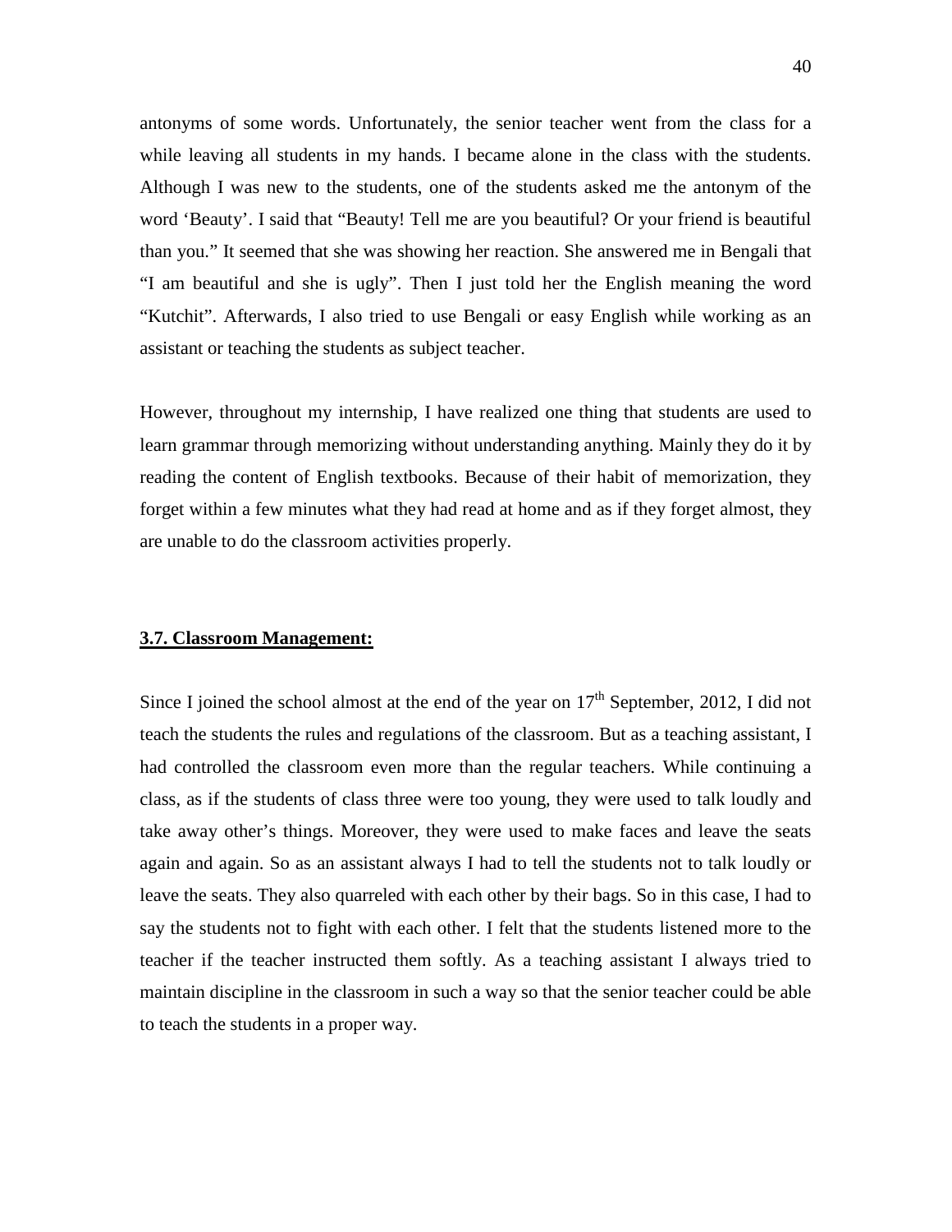antonyms of some words. Unfortunately, the senior teacher went from the class for a while leaving all students in my hands. I became alone in the class with the students. Although I was new to the students, one of the students asked me the antonym of the word 'Beauty'. I said that "Beauty! Tell me are you beautiful? Or your friend is beautiful than you." It seemed that she was showing her reaction. She answered me in Bengali that "I am beautiful and she is ugly". Then I just told her the English meaning the word "Kutchit". Afterwards, I also tried to use Bengali or easy English while working as an assistant or teaching the students as subject teacher.

However, throughout my internship, I have realized one thing that students are used to learn grammar through memorizing without understanding anything. Mainly they do it by reading the content of English textbooks. Because of their habit of memorization, they forget within a few minutes what they had read at home and as if they forget almost, they are unable to do the classroom activities properly.

## 3.7. Classroom Management:

Since I joined the school almost at the end of the year on 17th September, 2012, I did not teach the students the rules and regulations of the classroom. But as a teaching assistant, I had controlled the classroom even more than the regular teachers. While continuing a class, as if the students of class three were too young, they were used to talk loudly and take away other's things. Moreover, they were used to make faces and leave the seats again and again. So as an assistant always I had to tell the students not to talk loudly or leave the seats. They also quarreled with each other by their bags. So in this case, I had to say the students not to fight with each other. I felt that the students listened more to the teacher if the teacher instructed them softly. As a teaching assistant I always tried to maintain discipline in the classroom in such a way so that the senior teacher could be able to teach the students in a proper way.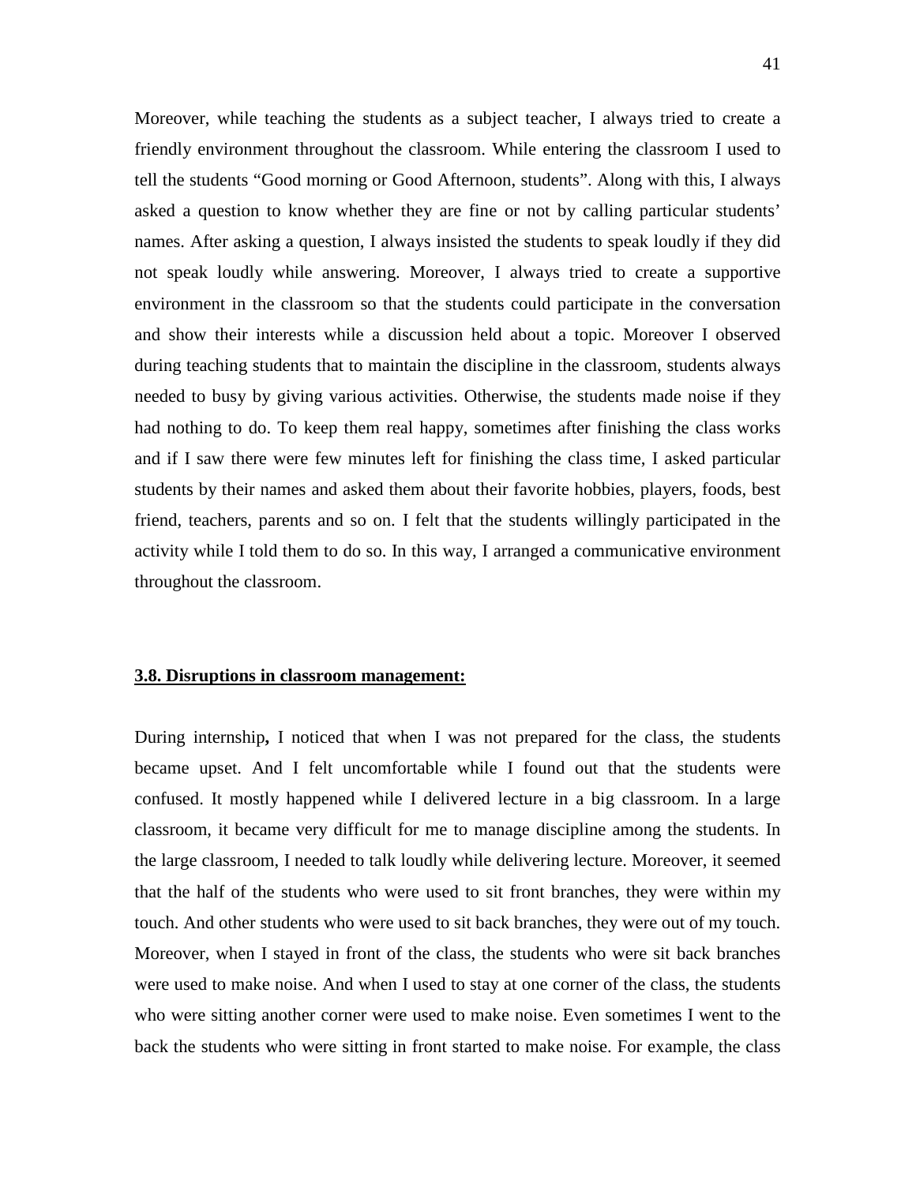Moreover, while teaching the students as a subject teacher, I always tried to create a friendly environment throughout the classroom. While entering the classroom I used to tell the students "Good morning or Good Afternoon, students". Along with this, I always asked a question to know whether they are fine or not by calling particular students' names. After asking a question, I always insisted the students to speak loudly if they did not speak loudly while answering. Moreover, I always tried to create a supportive environment in the classroom so that the students could participate in the conversation and show their interests while a discussion held about a topic. Moreover I observed during teaching students that to maintain the discipline in the classroom, students always needed to busy by giving various activities. Otherwise, the students made noise if they had nothing to do. To keep them real happy, sometimes after finishing the class works and if I saw there were few minutes left for finishing the class time, I asked particular students by their names and asked them about their favorite hobbies, players, foods, best friend, teachers, parents and so on. I felt that the students willingly participated in the activity while I told them to do so. In this way, I arranged a communicative environment throughout the classroom.

### 3.8. Disruptions in classroom management:

During internship**,** I noticed that when I was not prepared for the class, the students became upset. And I felt uncomfortable while I found out that the students were confused. It mostly happened while I delivered lecture in a big classroom. In a large classroom, it became very difficult for me to manage discipline among the students. In the large classroom, I needed to talk loudly while delivering lecture. Moreover, it seemed that the half of the students who were used to sit front branches, they were within my touch. And other students who were used to sit back branches, they were out of my touch. Moreover, when I stayed in front of the class, the students who were sit back branches were used to make noise. And when I used to stay at one corner of the class, the students who were sitting another corner were used to make noise. Even sometimes I went to the back the students who were sitting in front started to make noise. For example, the class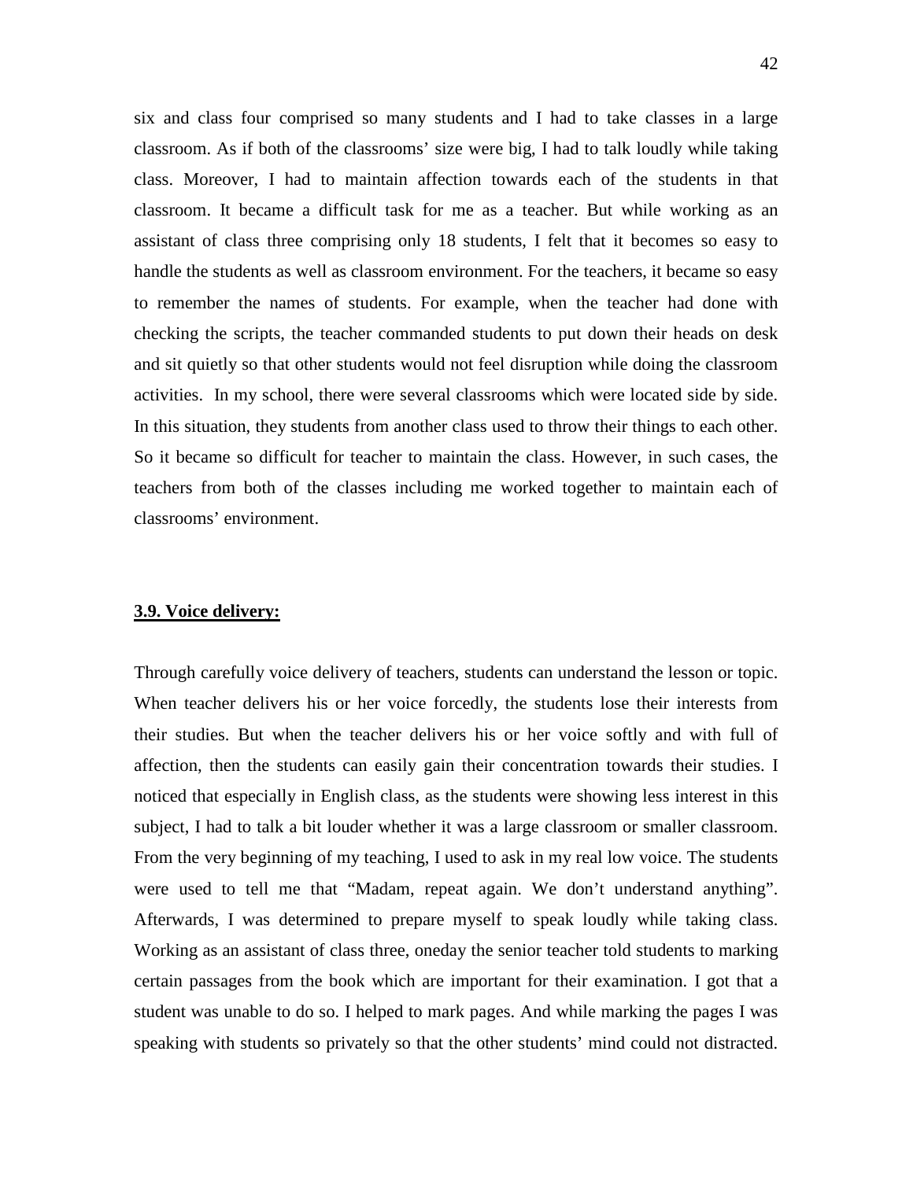six and class four comprised so many students and I had to take classes in a large classroom. As if both of the classrooms' size were big, I had to talk loudly while taking class. Moreover, I had to maintain affection towards each of the students in that classroom. It became a difficult task for me as a teacher. But while working as an assistant of class three comprising only 18 students, I felt that it becomes so easy to handle the students as well as classroom environment. For the teachers, it became so easy to remember the names of students. For example, when the teacher had done with checking the scripts, the teacher commanded students to put down their heads on desk and sit quietly so that other students would not feel disruption while doing the classroom activities. In my school, there were several classrooms which were located side by side. In this situation, they students from another class used to throw their things to each other. So it became so difficult for teacher to maintain the class. However, in such cases, the teachers from both of the classes including me worked together to maintain each of classrooms' environment.

### **3.9. Voice delivery:**

Through carefully voice delivery of teachers, students can understand the lesson or topic. When teacher delivers his or her voice forcedly, the students lose their interests from their studies. But when the teacher delivers his or her voice softly and with full of affection, then the students can easily gain their concentration towards their studies. I noticed that especially in English class, as the students were showing less interest in this subject, I had to talk a bit louder whether it was a large classroom or smaller classroom. From the very beginning of my teaching, I used to ask in my real low voice. The students were used to tell me that "Madam, repeat again. We don't understand anything". Afterwards, I was determined to prepare myself to speak loudly while taking class. Working as an assistant of class three, oneday the senior teacher told students to marking certain passages from the book which are important for their examination. I got that a student was unable to do so. I helped to mark pages. And while marking the pages I was speaking with students so privately so that the other students' mind could not distracted.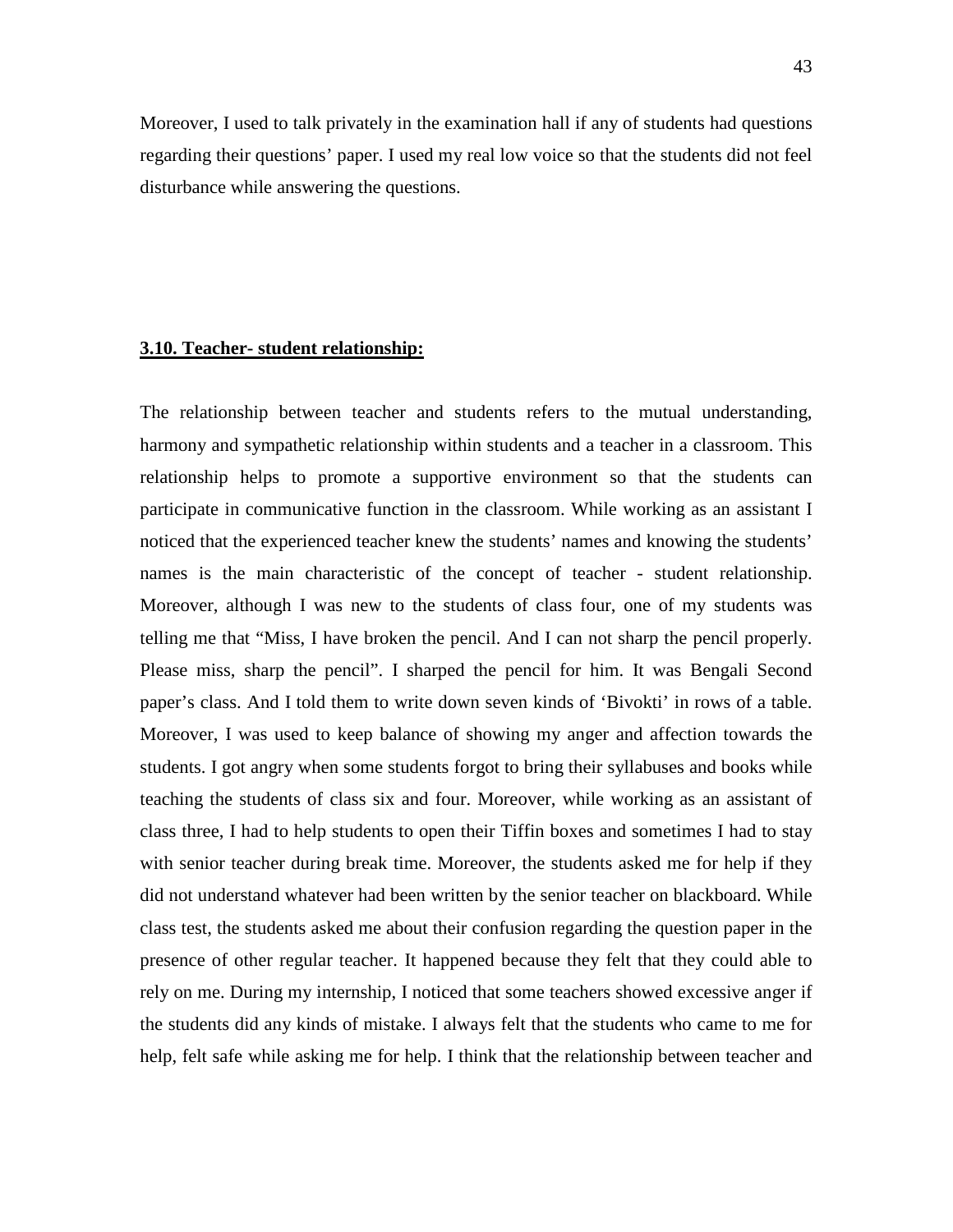Moreover, I used to talk privately in the examination hall if any of students had questions regarding their questions' paper. I used my real low voice so that the students did not feel disturbance while answering the questions.

## **3.10. Teacher- student relationship:**

The relationship between teacher and students refers to the mutual understanding, harmony and sympathetic relationship within students and a teacher in a classroom. This relationship helps to promote a supportive environment so that the students can participate in communicative function in the classroom. While working as an assistant I noticed that the experienced teacher knew the students' names and knowing the students' names is the main characteristic of the concept of teacher - student relationship. Moreover, although I was new to the students of class four, one of my students was telling me that "Miss, I have broken the pencil. And I can not sharp the pencil properly. Please miss, sharp the pencil". I sharped the pencil for him. It was Bengali Second paper's class. And I told them to write down seven kinds of 'Bivokti' in rows of a table. Moreover, I was used to keep balance of showing my anger and affection towards the students. I got angry when some students forgot to bring their syllabuses and books while teaching the students of class six and four. Moreover, while working as an assistant of class three, I had to help students to open their Tiffin boxes and sometimes I had to stay with senior teacher during break time. Moreover, the students asked me for help if they did not understand whatever had been written by the senior teacher on blackboard. While class test, the students asked me about their confusion regarding the question paper in the presence of other regular teacher. It happened because they felt that they could able to rely on me. During my internship, I noticed that some teachers showed excessive anger if the students did any kinds of mistake. I always felt that the students who came to me for help, felt safe while asking me for help. I think that the relationship between teacher and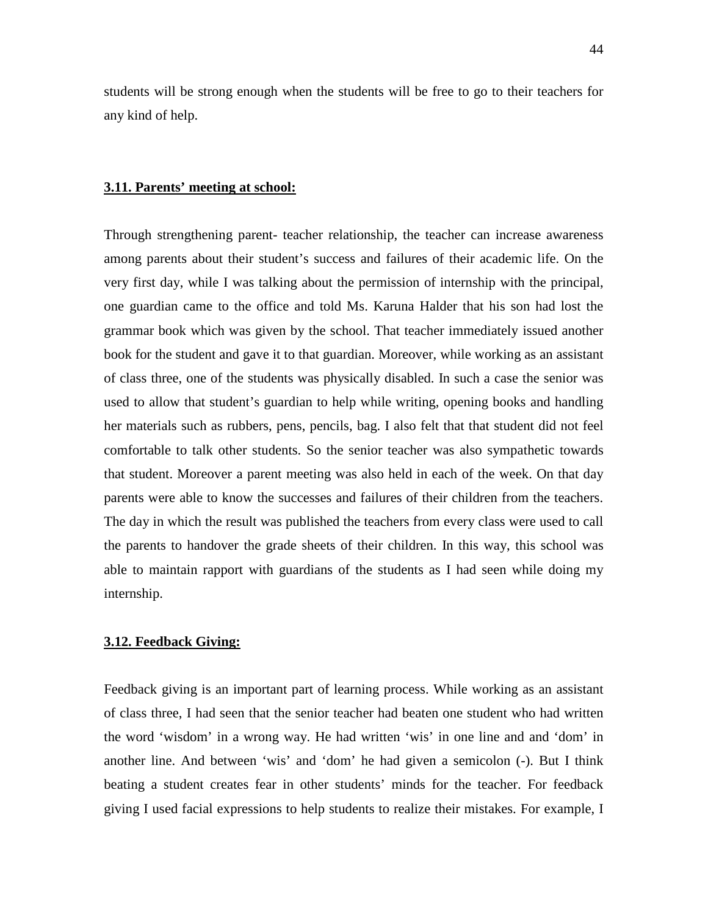students will be strong enough when the students will be free to go to their teachers for any kind of help.

### 3.11. Parents' meeting at school:

Through strengthening parent- teacher relationship, the teacher can increase awareness among parents about their student's success and failures of their academic life. On the very first day, while I was talking about the permission of internship with the principal, one guardian came to the office and told Ms. Karuna Halder that his son had lost the grammar book which was given by the school. That teacher immediately issued another book for the student and gave it to that guardian. Moreover, while working as an assistant of class three, one of the students was physically disabled. In such a case the senior was used to allow that student's guardian to help while writing, opening books and handling her materials such as rubbers, pens, pencils, bag. I also felt that that student did not feel comfortable to talk other students. So the senior teacher was also sympathetic towards that student. Moreover a parent meeting was also held in each of the week. On that day parents were able to know the successes and failures of their children from the teachers. The day in which the result was published the teachers from every class were used to call the parents to handover the grade sheets of their children. In this way, this school was able to maintain rapport with guardians of the students as I had seen while doing my internship.

### 3.12. Feedback Giving:

Feedback giving is an important part of learning process. While working as an assistant of class three, I had seen that the senior teacher had beaten one student who had written the word 'wisdom' in a wrong way. He had written 'wis' in one line and and 'dom' in another line. And between 'wis' and 'dom' he had given a semicolon (-). But I think beating a student creates fear in other students' minds for the teacher. For feedback giving I used facial expressions to help students to realize their mistakes. For example, I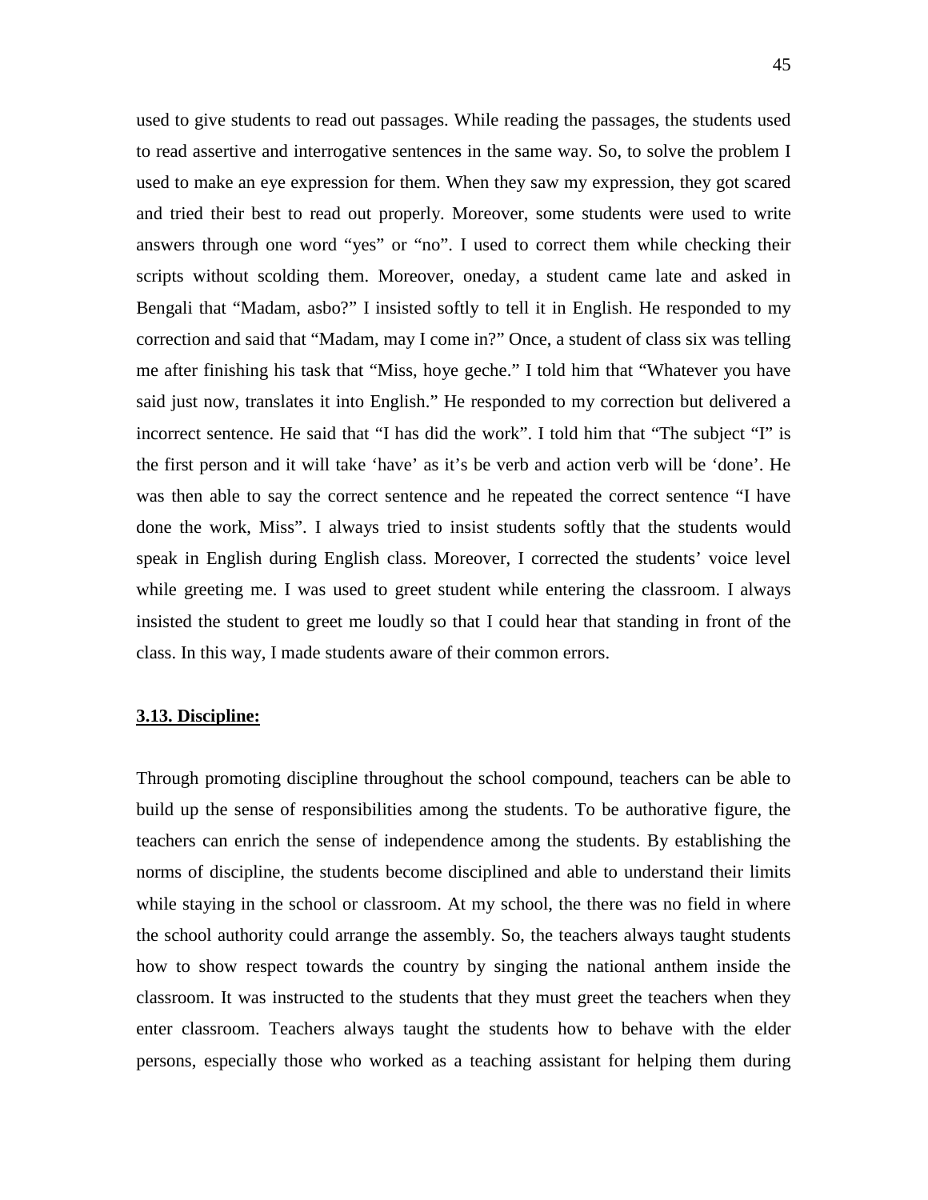used to give students to read out passages. While reading the passages, the students used to read assertive and interrogative sentences in the same way. So, to solve the problem I used to make an eye expression for them. When they saw my expression, they got scared and tried their best to read out properly. Moreover, some students were used to write answers through one word "yes" or "no". I used to correct them while checking their scripts without scolding them. Moreover, oneday, a student came late and asked in Bengali that "Madam, asbo?" I insisted softly to tell it in English. He responded to my correction and said that "Madam, may I come in?" Once, a student of class six was telling me after finishing his task that "Miss, hoye geche." I told him that "Whatever you have said just now, translates it into English." He responded to my correction but delivered a incorrect sentence. He said that "I has did the work". I told him that "The subject "I" is the first person and it will take 'have' as it's be verb and action verb will be 'done'. He was then able to say the correct sentence and he repeated the correct sentence "I have done the work, Miss". I always tried to insist students softly that the students would speak in English during English class. Moreover, I corrected the students' voice level while greeting me. I was used to greet student while entering the classroom. I always insisted the student to greet me loudly so that I could hear that standing in front of the class. In this way, I made students aware of their common errors.

### 3.13. Discipline:

Through promoting discipline throughout the school compound, teachers can be able to build up the sense of responsibilities among the students. To be authorative figure, the teachers can enrich the sense of independence among the students. By establishing the norms of discipline, the students become disciplined and able to understand their limits while staying in the school or classroom. At my school, the there was no field in where the school authority could arrange the assembly. So, the teachers always taught students how to show respect towards the country by singing the national anthem inside the classroom. It was instructed to the students that they must greet the teachers when they enter classroom. Teachers always taught the students how to behave with the elder persons, especially those who worked as a teaching assistant for helping them during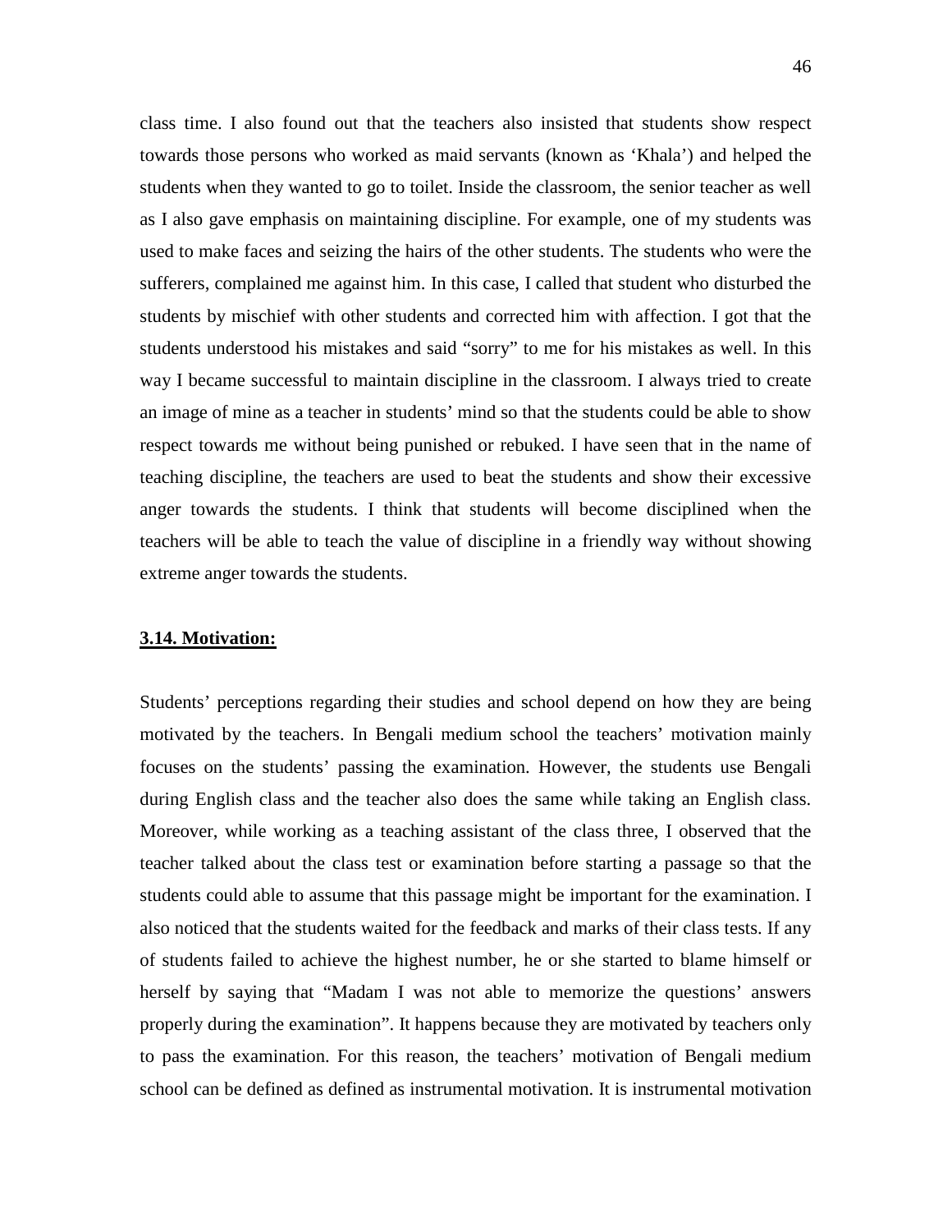class time. I also found out that the teachers also insisted that students show respect towards those persons who worked as maid servants (known as 'Khala') and helped the students when they wanted to go to toilet. Inside the classroom, the senior teacher as well as I also gave emphasis on maintaining discipline. For example, one of my students was used to make faces and seizing the hairs of the other students. The students who were the sufferers, complained me against him. In this case, I called that student who disturbed the students by mischief with other students and corrected him with affection. I got that the students understood his mistakes and said "sorry" to me for his mistakes as well. In this way I became successful to maintain discipline in the classroom. I always tried to create an image of mine as a teacher in students' mind so that the students could be able to show respect towards me without being punished or rebuked. I have seen that in the name of teaching discipline, the teachers are used to beat the students and show their excessive anger towards the students. I think that students will become disciplined when the teachers will be able to teach the value of discipline in a friendly way without showing extreme anger towards the students.

### **3.14. Motivation:**

Students' perceptions regarding their studies and school depend on how they are being motivated by the teachers. In Bengali medium school the teachers' motivation mainly focuses on the students' passing the examination. However, the students use Bengali during English class and the teacher also does the same while taking an English class. Moreover, while working as a teaching assistant of the class three, I observed that the teacher talked about the class test or examination before starting a passage so that the students could able to assume that this passage might be important for the examination. I also noticed that the students waited for the feedback and marks of their class tests. If any of students failed to achieve the highest number, he or she started to blame himself or herself by saying that "Madam I was not able to memorize the questions' answers properly during the examination". It happens because they are motivated by teachers only to pass the examination. For this reason, the teachers' motivation of Bengali medium school can be defined as defined as instrumental motivation. It is instrumental motivation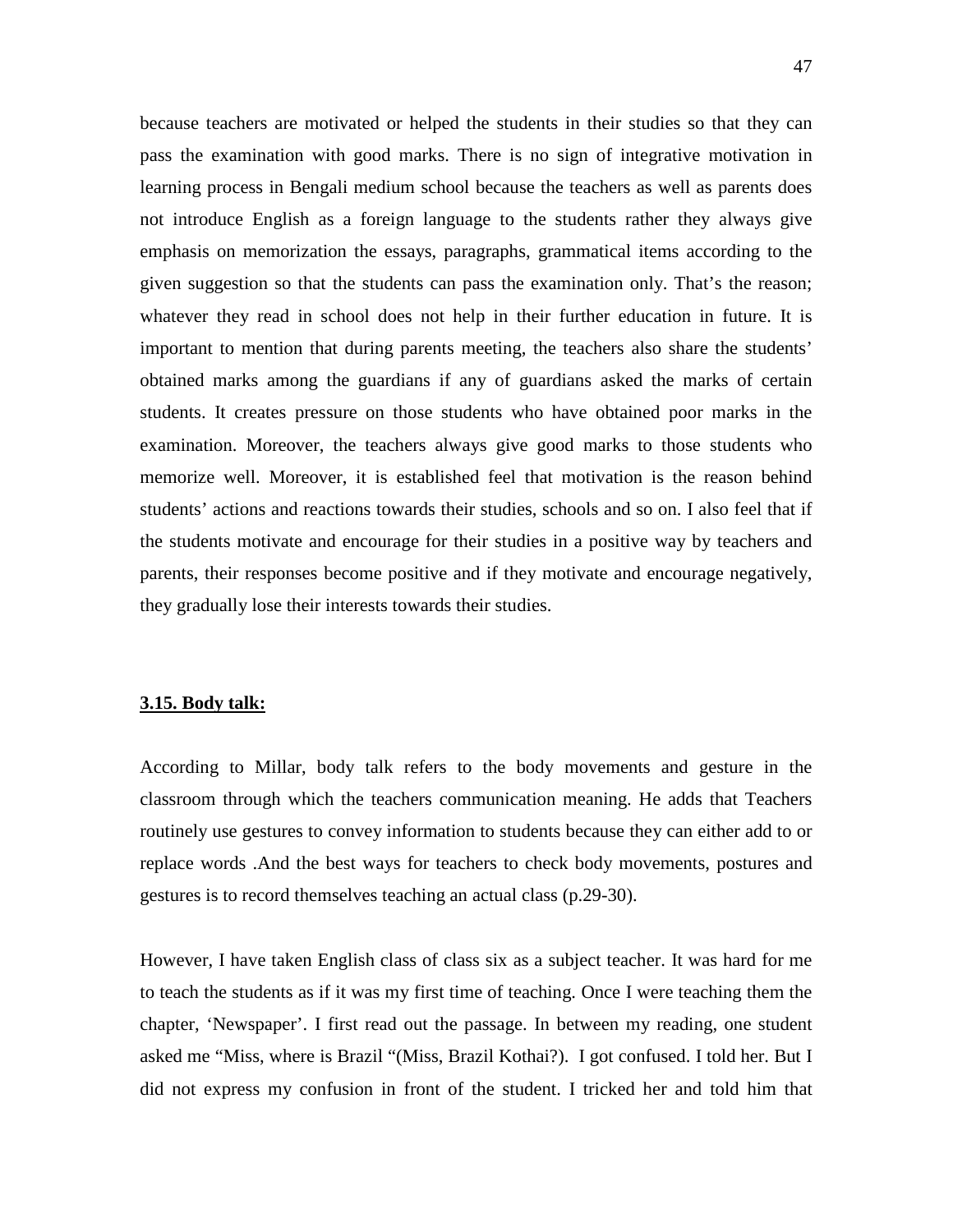because teachers are motivated or helped the students in their studies so that they can pass the examination with good marks. There is no sign of integrative motivation in learning process in Bengali medium school because the teachers as well as parents does not introduce English as a foreign language to the students rather they always give emphasis on memorization the essays, paragraphs, grammatical items according to the given suggestion so that the students can pass the examination only. That's the reason; whatever they read in school does not help in their further education in future. It is important to mention that during parents meeting, the teachers also share the students' obtained marks among the guardians if any of guardians asked the marks of certain students. It creates pressure on those students who have obtained poor marks in the examination. Moreover, the teachers always give good marks to those students who memorize well. Moreover, it is established feel that motivation is the reason behind students' actions and reactions towards their studies, schools and so on. I also feel that if the students motivate and encourage for their studies in a positive way by teachers and parents, their responses become positive and if they motivate and encourage negatively, they gradually lose their interests towards their studies.

### <u>**3.15. Body talk:**</u>

According to Millar, body talk refers to the body movements and gesture in the classroom through which the teachers communication meaning. He adds that Teachers routinely use gestures to convey information to students because they can either add to or replace words .And the best ways for teachers to check body movements, postures and gestures is to record themselves teaching an actual class (p.29-30).

However, I have taken English class of class six as a subject teacher. It was hard for me to teach the students as if it was my first time of teaching. Once I were teaching them the chapter, 'Newspaper'. I first read out the passage. In between my reading, one student asked me "Miss, where is Brazil "(Miss, Brazil Kothai?). I got confused. I told her. But I did not express my confusion in front of the student. I tricked her and told him that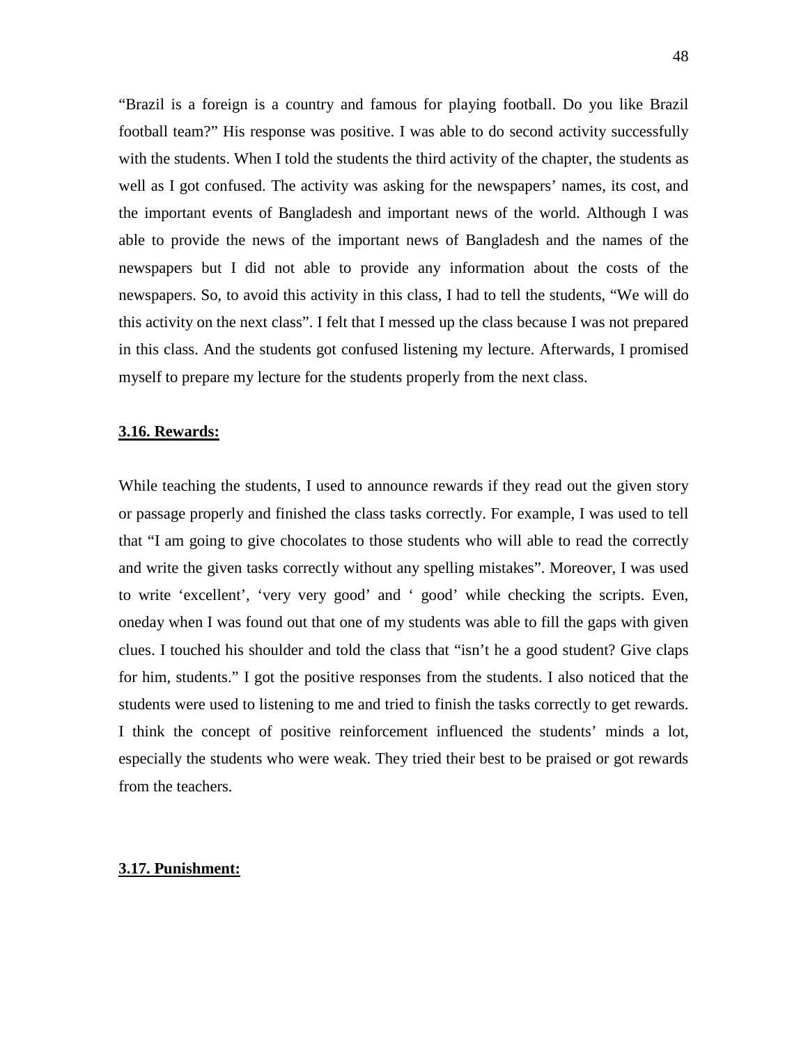"Brazil is a foreign is a country and famous for playing football. Do you like Brazil football team?" His response was positive. I was able to do second activity successfully with the students. When I told the students the third activity of the chapter, the students as well as I got confused. The activity was asking for the newspapers' names, its cost, and the important events of Bangladesh and important news of the world. Although I was able to provide the news of the important news of Bangladesh and the names of the newspapers but I did not able to provide any information about the costs of the newspapers. So, to avoid this activity in this class, I had to tell the students, "We will do this activity on the next class". I felt that I messed up the class because I was not prepared in this class. And the students got confused listening my lecture. Afterwards, I promised myself to prepare my lecture for the students properly from the next class.

### 3.16. Rewards:

While teaching the students, I used to announce rewards if they read out the given story or passage properly and finished the class tasks correctly. For example, I was used to tell that "I am going to give chocolates to those students who will able to read the correctly and write the given tasks correctly without any spelling mistakes". Moreover, I was used to write 'excellent', 'very very good' and ' good' while checking the scripts. Even, oneday when I was found out that one of my students was able to fill the gaps with given clues. I touched his shoulder and told the class that "isn't he a good student? Give claps for him, students." I got the positive responses from the students. I also noticed that the students were used to listening to me and tried to finish the tasks correctly to get rewards. I think the concept of positive reinforcement influenced the students' minds a lot, especially the students who were weak. They tried their best to be praised or got rewards from the teachers.

### 3.17. Punishment: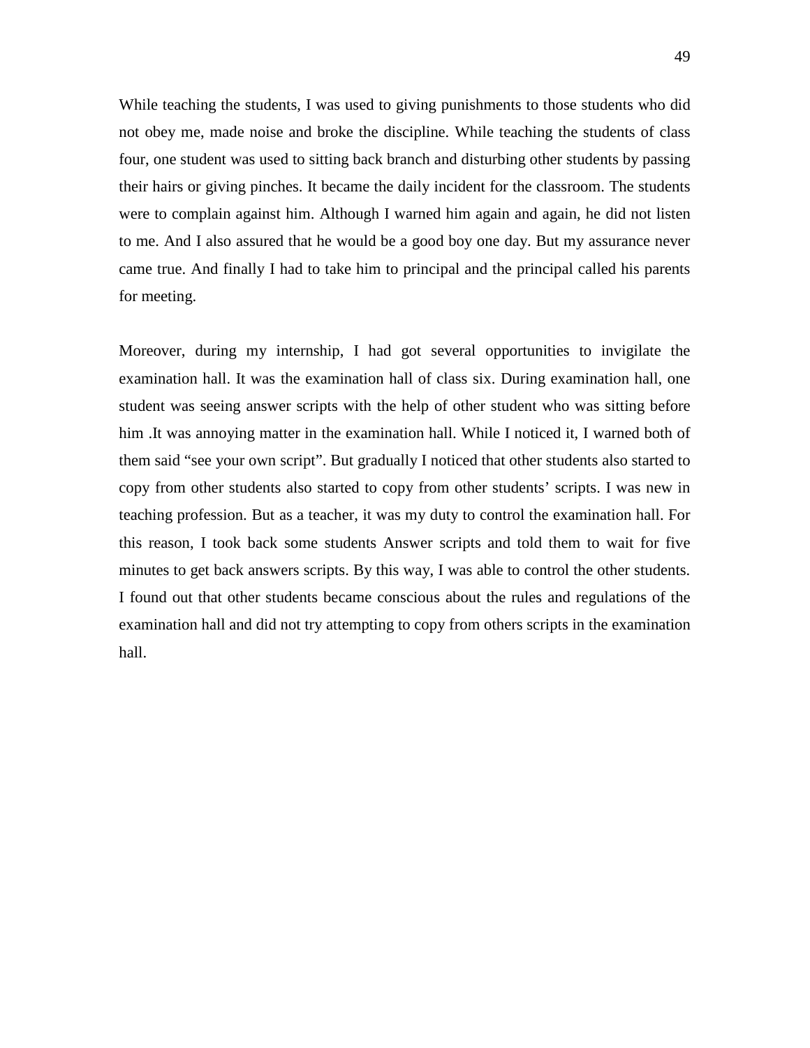While teaching the students, I was used to giving punishments to those students who did not obey me, made noise and broke the discipline. While teaching the students of class four, one student was used to sitting back branch and disturbing other students by passing their hairs or giving pinches. It became the daily incident for the classroom. The students were to complain against him. Although I warned him again and again, he did not listen to me. And I also assured that he would be a good boy one day. But my assurance never came true. And finally I had to take him to principal and the principal called his parents for meeting.

Moreover, during my internship, I had got several opportunities to invigilate the examination hall. It was the examination hall of class six. During examination hall, one student was seeing answer scripts with the help of other student who was sitting before him .It was annoying matter in the examination hall. While I noticed it, I warned both of them said "see your own script". But gradually I noticed that other students also started to copy from other students also started to copy from other students' scripts. I was new in teaching profession. But as a teacher, it was my duty to control the examination hall. For this reason, I took back some students Answer scripts and told them to wait for five minutes to get back answers scripts. By this way, I was able to control the other students. I found out that other students became conscious about the rules and regulations of the examination hall and did not try attempting to copy from others scripts in the examination hall.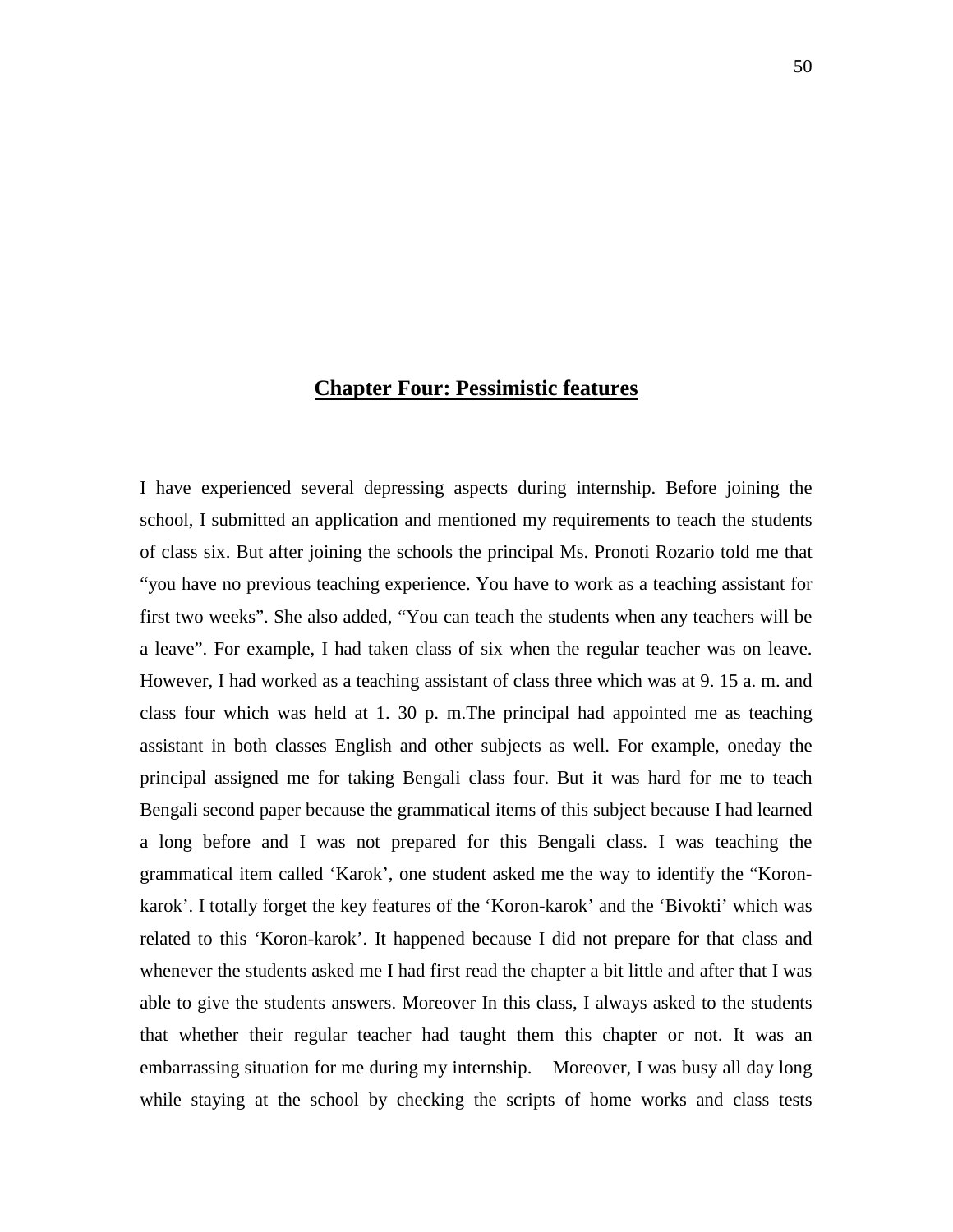## Chapter Four: Pessimistic features

I have experienced several depressing aspects during internship. Before joining the school, I submitted an application and mentioned my requirements to teach the students of class six. But after joining the schools the principal Ms. Pronoti Rozario told me that "you have no previous teaching experience. You have to work as a teaching assistant for first two weeks". She also added, "You can teach the students when any teachers will be a leave". For example, I had taken class of six when the regular teacher was on leave. However, I had worked as a teaching assistant of class three which was at 9. 15 a. m. and class four which was held at 1. 30 p. m.The principal had appointed me as teaching assistant in both classes English and other subjects as well. For example, oneday the principal assigned me for taking Bengali class four. But it was hard for me to teach Bengali second paper because the grammatical items of this subject because I had learned a long before and I was not prepared for this Bengali class. I was teaching the grammatical item called 'Karok', one student asked me the way to identify the "Koron-karok'. I totally forget the key features of the 'Koron-karok' and the 'Bivokti' which was related to this 'Koron-karok'. It happened because I did not prepare for that class and whenever the students asked me I had first read the chapter a bit little and after that I was able to give the students answers. Moreover In this class, I always asked to the students that whether their regular teacher had taught them this chapter or not. It was an embarrassing situation for me during my internship. Moreover, I was busy all day long while staying at the school by checking the scripts of home works and class tests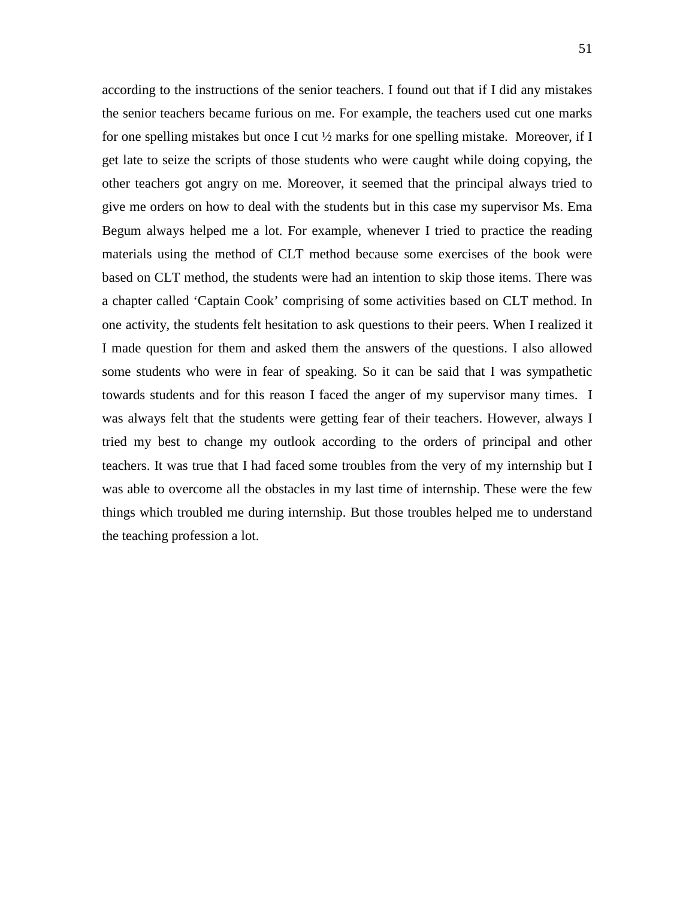according to the instructions of the senior teachers. I found out that if I did any mistakes the senior teachers became furious on me. For example, the teachers used cut one marks for one spelling mistakes but once I cut ½ marks for one spelling mistake. Moreover, if I get late to seize the scripts of those students who were caught while doing copying, the other teachers got angry on me. Moreover, it seemed that the principal always tried to give me orders on how to deal with the students but in this case my supervisor Ms. Ema Begum always helped me a lot. For example, whenever I tried to practice the reading materials using the method of CLT method because some exercises of the book were based on CLT method, the students were had an intention to skip those items. There was a chapter called 'Captain Cook' comprising of some activities based on CLT method. In one activity, the students felt hesitation to ask questions to their peers. When I realized it I made question for them and asked them the answers of the questions. I also allowed some students who were in fear of speaking. So it can be said that I was sympathetic towards students and for this reason I faced the anger of my supervisor many times. I was always felt that the students were getting fear of their teachers. However, always I tried my best to change my outlook according to the orders of principal and other teachers. It was true that I had faced some troubles from the very of my internship but I was able to overcome all the obstacles in my last time of internship. These were the few things which troubled me during internship. But those troubles helped me to understand the teaching profession a lot.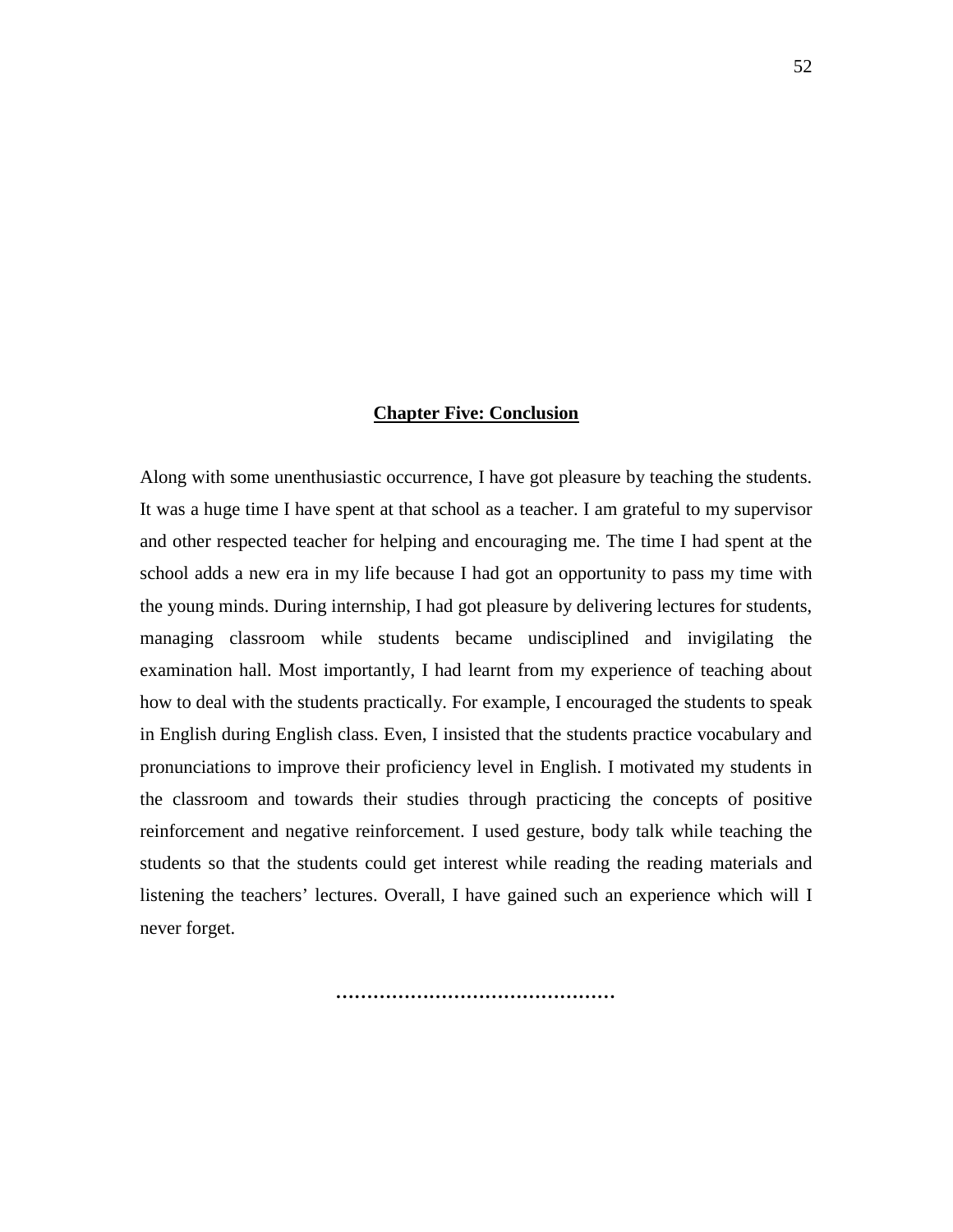## Chapter Five: Conclusion

Along with some unenthusiastic occurrence, I have got pleasure by teaching the students. It was a huge time I have spent at that school as a teacher. I am grateful to my supervisor and other respected teacher for helping and encouraging me. The time I had spent at the school adds a new era in my life because I had got an opportunity to pass my time with the young minds. During internship, I had got pleasure by delivering lectures for students, managing classroom while students became undisciplined and invigilating the examination hall. Most importantly, I had learnt from my experience of teaching about how to deal with the students practically. For example, I encouraged the students to speak in English during English class. Even, I insisted that the students practice vocabulary and pronunciations to improve their proficiency level in English. I motivated my students in the classroom and towards their studies through practicing the concepts of positive reinforcement and negative reinforcement. I used gesture, body talk while teaching the students so that the students could get interest while reading the reading materials and listening the teachers' lectures. Overall, I have gained such an experience which will I never forget.

……………………………………….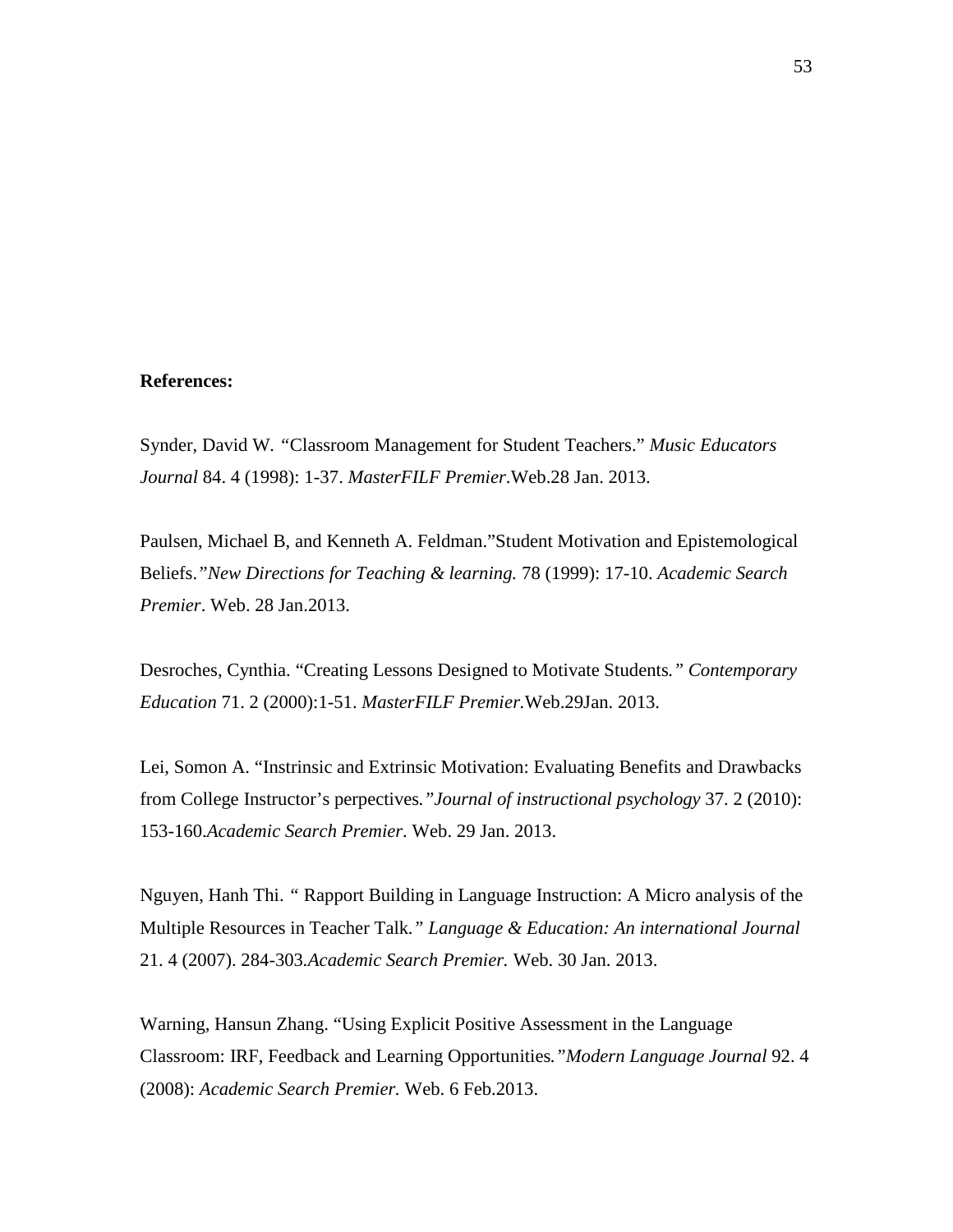**References:**

Synder, David W. *"*Classroom Management for Student Teachers." *Music Educators Journal* 84. 4 (1998): 1-37. *MasterFILF Premier*.Web.28 Jan. 2013.

Paulsen, Michael B, and Kenneth A. Feldman."Student Motivation and Epistemological Beliefs.*"New Directions for Teaching & learning.* 78 (1999): 17-10. *Academic Search Premier*. Web. 28 Jan.2013.

Desroches, Cynthia. "Creating Lessons Designed to Motivate Students*." Contemporary Education* 71. 2 (2000):1-51. *MasterFILF Premier.*Web.29Jan. 2013.

Lei, Somon A. "Instrinsic and Extrinsic Motivation: Evaluating Benefits and Drawbacks from College Instructor's perpectives*."Journal of instructional psychology* 37. 2 (2010): 153-160.*Academic Search Premier*. Web. 29 Jan. 2013.

Nguyen, Hanh Thi. " Rapport Building in Language Instruction: A Micro analysis of the Multiple Resources in Teacher Talk*." Language & Education: An international Journal* 21. 4 (2007). 284-303*.Academic Search Premier.* Web. 30 Jan. 2013.

Warning, Hansun Zhang. "Using Explicit Positive Assessment in the Language Classroom: IRF, Feedback and Learning Opportunities*."Modern Language Journal* 92. 4 (2008): *Academic Search Premier.* Web. 6 Feb.2013.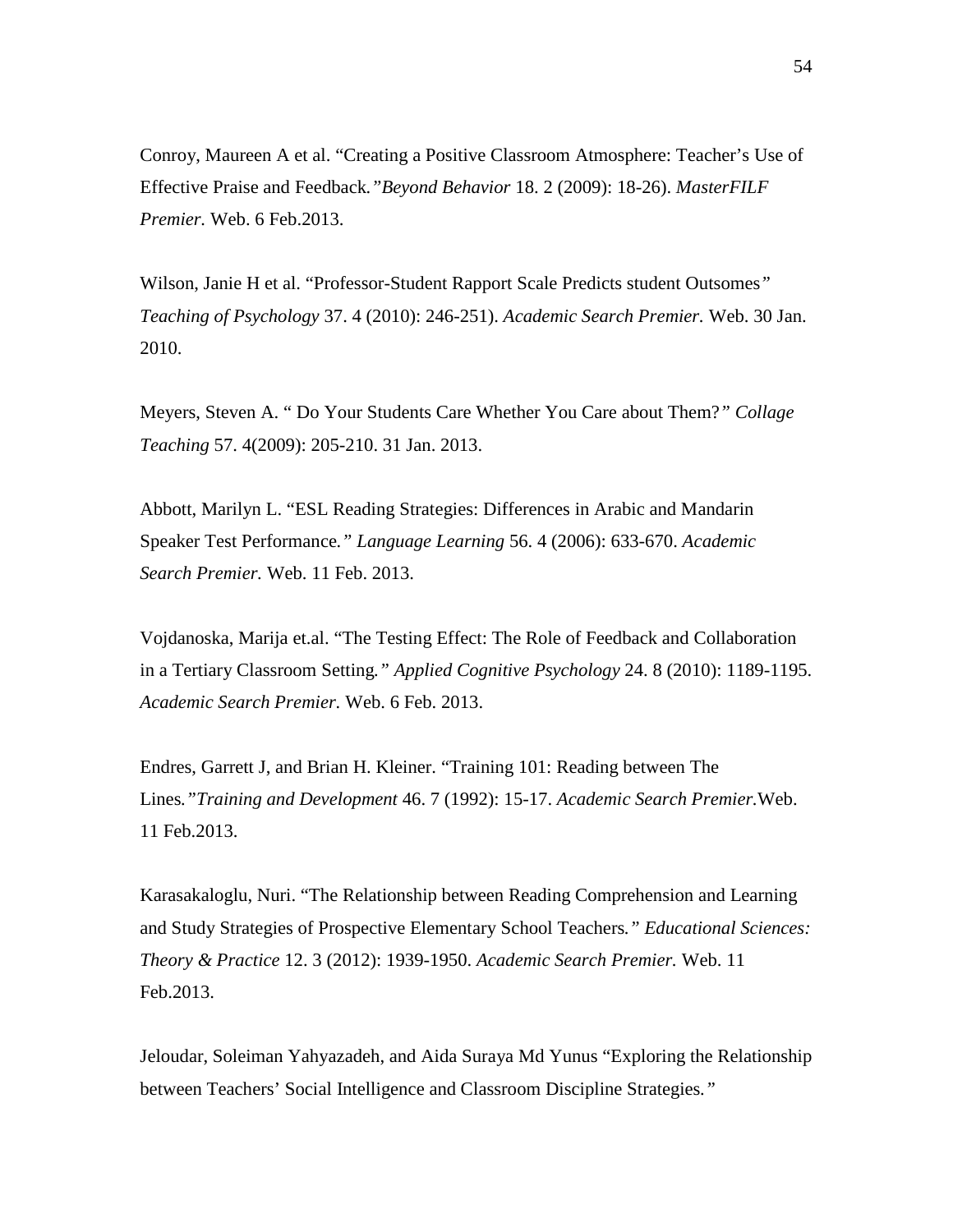Conroy, Maureen A et al. “Creating a Positive Classroom Atmosphere: Teacher’s Use of Effective Praise and Feedback.*”Beyond Behavior* 18. 2 (2009): 18-26). *MasterFILF Premier.* Web. 6 Feb.2013.

Wilson, Janie H et al. “Professor-Student Rapport Scale Predicts student Outsomes*” Teaching of Psychology* 37. 4 (2010): 246-251). *Academic Search Premier.* Web. 30 Jan. 2010.

Meyers, Steven A. “ Do Your Students Care Whether You Care about Them?*” Collage Teaching* 57. 4(2009): 205-210. 31 Jan. 2013.

Abbott, Marilyn L. “ESL Reading Strategies: Differences in Arabic and Mandarin Speaker Test Performance*.” Language Learning* 56. 4 (2006): 633-670. *Academic Search Premier.* Web. 11 Feb. 2013.

Vojdanoska, Marija et.al. “The Testing Effect: The Role of Feedback and Collaboration in a Tertiary Classroom Setting*.” Applied Cognitive Psychology* 24. 8 (2010): 1189-1195. *Academic Search Premier.* Web. 6 Feb. 2013.

Endres, Garrett J, and Brian H. Kleiner. “Training 101: Reading between The Lines*.”Training and Development* 46. 7 (1992): 15-17. *Academic Search Premier.*Web. 11 Feb.2013.

Karasakaloglu, Nuri. “The Relationship between Reading Comprehension and Learning and Study Strategies of Prospective Elementary School Teachers*.” Educational Sciences: Theory & Practice* 12. 3 (2012): 1939-1950. *Academic Search Premier.* Web. 11 Feb.2013.

Jeloudar, Soleiman Yahyazadeh, and Aida Suraya Md Yunus “Exploring the Relationship between Teachers’ Social Intelligence and Classroom Discipline Strategies*.”*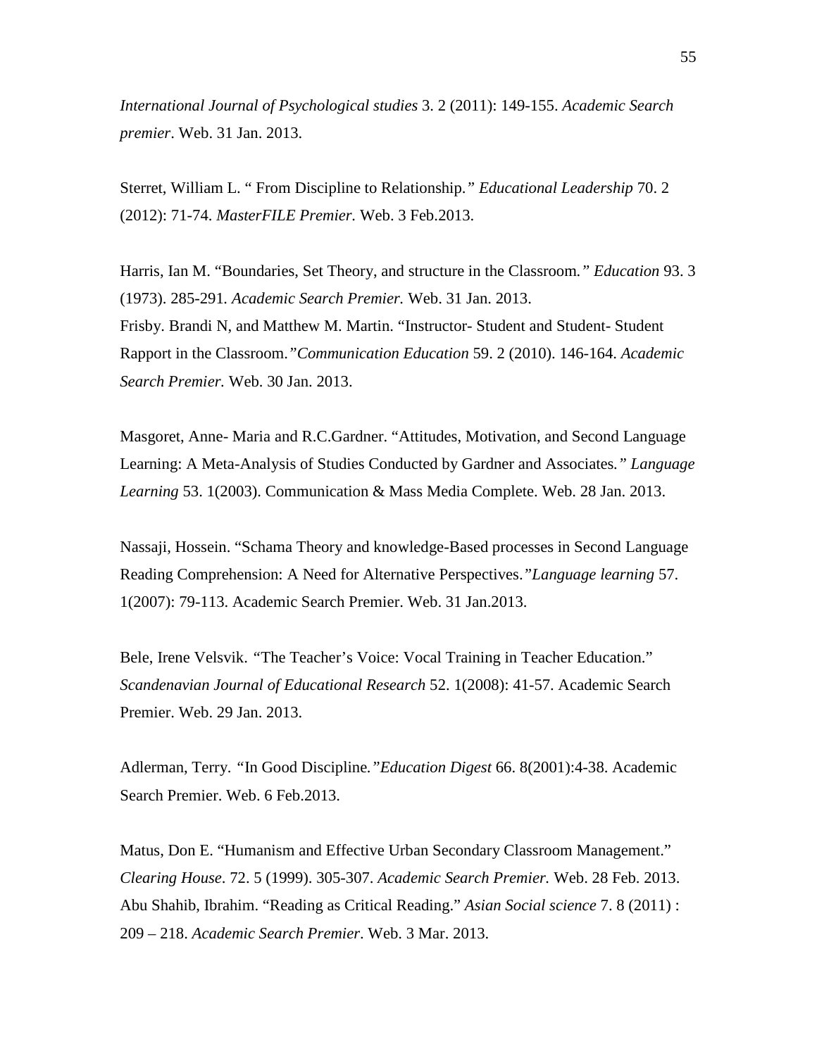*International Journal of Psychological studies* 3. 2 (2011): 149-155. *Academic Search premier*. Web. 31 Jan. 2013.

Sterret, William L. " From Discipline to Relationship." *Educational Leadership* 70. 2 (2012): 71-74. *MasterFILE Premier.* Web. 3 Feb.2013.

Harris, Ian M. "Boundaries, Set Theory, and structure in the Classroom." *Education* 93. 3 (1973). 285-291. *Academic Search Premier.* Web. 31 Jan. 2013.
Frisby. Brandi N, and Matthew M. Martin. "Instructor- Student and Student- Student Rapport in the Classroom."*Communication Education* 59. 2 (2010). 146-164. *Academic Search Premier.* Web. 30 Jan. 2013.

Masgoret, Anne- Maria and R.C.Gardner. "Attitudes, Motivation, and Second Language Learning: A Meta-Analysis of Studies Conducted by Gardner and Associates." *Language Learning* 53. 1(2003). Communication & Mass Media Complete. Web. 28 Jan. 2013.

Nassaji, Hossein. "Schama Theory and knowledge-Based processes in Second Language Reading Comprehension: A Need for Alternative Perspectives."*Language learning* 57. 1(2007): 79-113. Academic Search Premier. Web. 31 Jan.2013.

Bele, Irene Velsvik. "The Teacher's Voice: Vocal Training in Teacher Education." *Scandenavian Journal of Educational Research* 52. 1(2008): 41-57. Academic Search Premier. Web. 29 Jan. 2013.

Adlerman, Terry. "In Good Discipline."*Education Digest* 66. 8(2001):4-38. Academic Search Premier. Web. 6 Feb.2013.

Matus, Don E. "Humanism and Effective Urban Secondary Classroom Management." *Clearing House*. 72. 5 (1999). 305-307. *Academic Search Premier.* Web. 28 Feb. 2013.
Abu Shahib, Ibrahim. "Reading as Critical Reading." *Asian Social science* 7. 8 (2011) : 209 – 218. *Academic Search Premier*. Web. 3 Mar. 2013.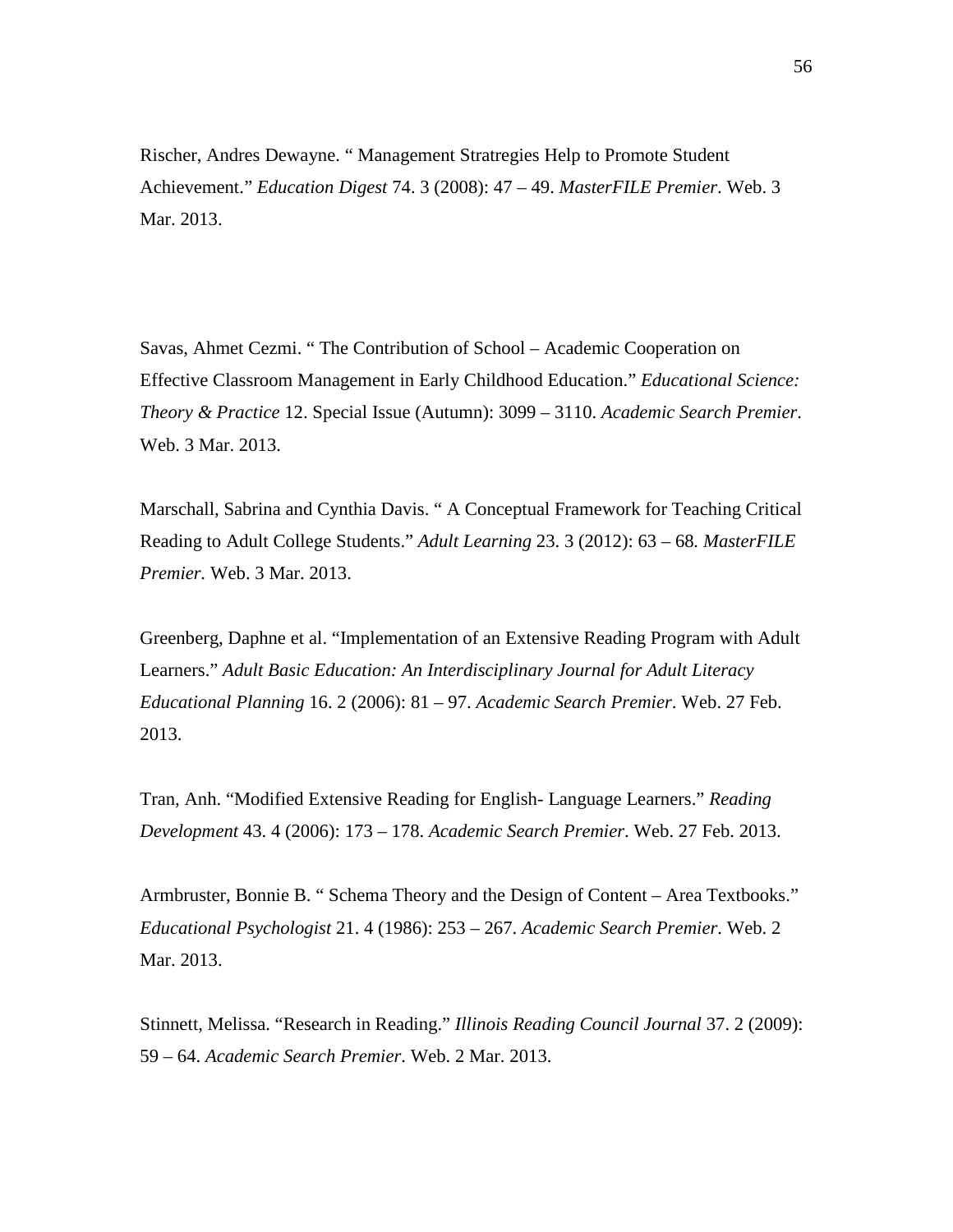Rischer, Andres Dewayne. " Management Stratregies Help to Promote Student Achievement." *Education Digest* 74. 3 (2008): 47 – 49. *MasterFILE Premier*. Web. 3 Mar. 2013.

Savas, Ahmet Cezmi. " The Contribution of School – Academic Cooperation on Effective Classroom Management in Early Childhood Education." *Educational Science: Theory & Practice* 12. Special Issue (Autumn): 3099 – 3110. *Academic Search Premier*. Web. 3 Mar. 2013.

Marschall, Sabrina and Cynthia Davis. " A Conceptual Framework for Teaching Critical Reading to Adult College Students." *Adult Learning* 23. 3 (2012): 63 – 68. *MasterFILE Premier.* Web. 3 Mar. 2013.

Greenberg, Daphne et al. "Implementation of an Extensive Reading Program with Adult Learners." *Adult Basic Education: An Interdisciplinary Journal for Adult Literacy Educational Planning* 16. 2 (2006): 81 – 97. *Academic Search Premier*. Web. 27 Feb. 2013.

Tran, Anh. "Modified Extensive Reading for English- Language Learners." *Reading Development* 43. 4 (2006): 173 – 178. *Academic Search Premier*. Web. 27 Feb. 2013.

Armbruster, Bonnie B. " Schema Theory and the Design of Content – Area Textbooks." *Educational Psychologist* 21. 4 (1986): 253 – 267. *Academic Search Premier*. Web. 2 Mar. 2013.

Stinnett, Melissa. "Research in Reading." *Illinois Reading Council Journal* 37. 2 (2009): 59 – 64. *Academic Search Premier*. Web. 2 Mar. 2013.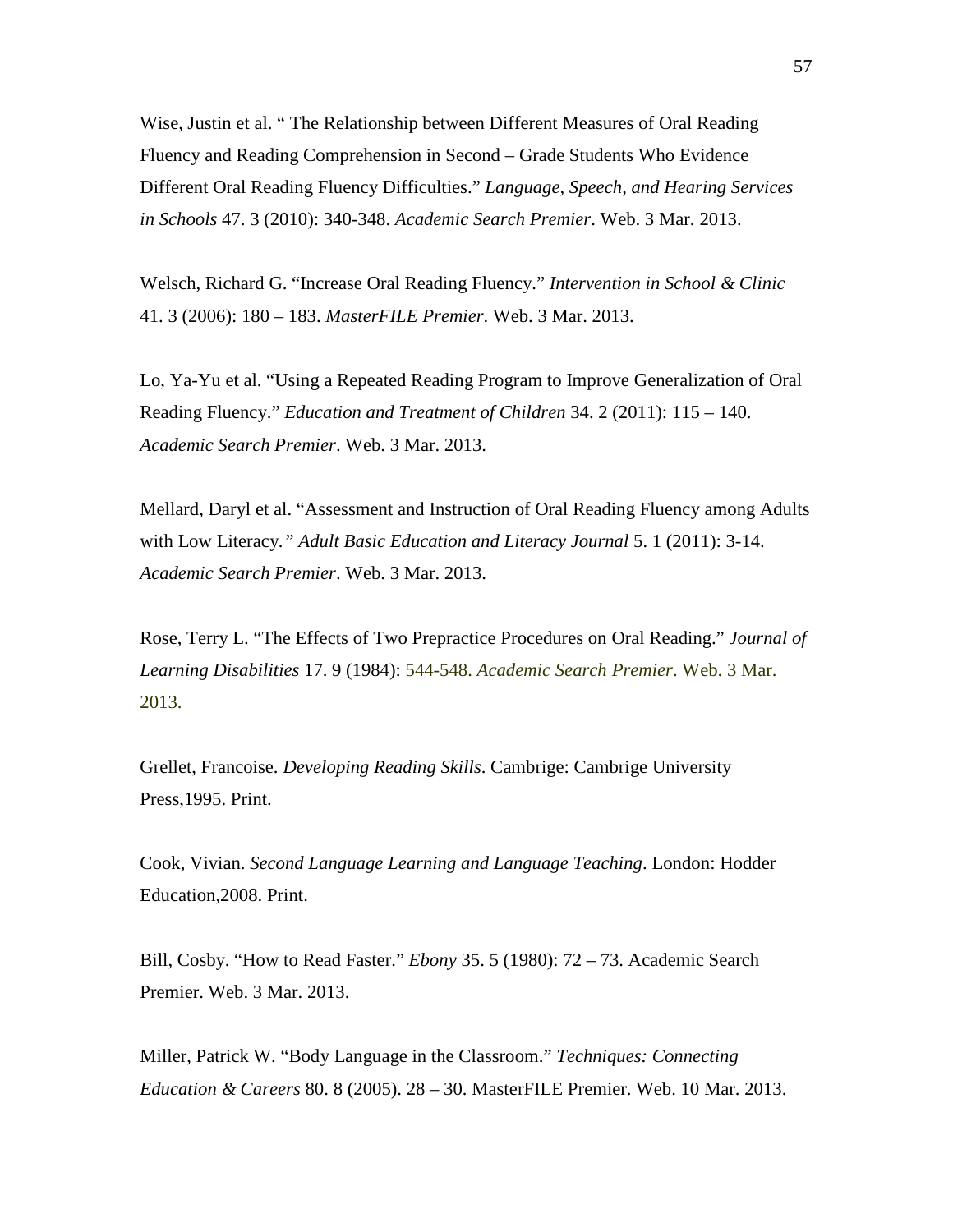Wise, Justin et al. " The Relationship between Different Measures of Oral Reading Fluency and Reading Comprehension in Second – Grade Students Who Evidence Different Oral Reading Fluency Difficulties." *Language, Speech, and Hearing Services in Schools* 47. 3 (2010): 340-348. *Academic Search Premier*. Web. 3 Mar. 2013.

Welsch, Richard G. "Increase Oral Reading Fluency." *Intervention in School & Clinic* 41. 3 (2006): 180 – 183. *MasterFILE Premier*. Web. 3 Mar. 2013.

Lo, Ya-Yu et al. "Using a Repeated Reading Program to Improve Generalization of Oral Reading Fluency." *Education and Treatment of Children* 34. 2 (2011): 115 – 140. *Academic Search Premier*. Web. 3 Mar. 2013.

Mellard, Daryl et al. "Assessment and Instruction of Oral Reading Fluency among Adults with Low Literacy." *Adult Basic Education and Literacy Journal* 5. 1 (2011): 3-14. *Academic Search Premier*. Web. 3 Mar. 2013.

Rose, Terry L. "The Effects of Two Prepractice Procedures on Oral Reading." *Journal of Learning Disabilities* 17. 9 (1984): 544-548. *Academic Search Premier*. Web. 3 Mar. 2013.

Grellet, Francoise. *Developing Reading Skills*. Cambrige: Cambrige University Press,1995. Print.

Cook, Vivian. *Second Language Learning and Language Teaching*. London: Hodder Education,2008. Print.

Bill, Cosby. "How to Read Faster." *Ebony* 35. 5 (1980): 72 – 73. Academic Search Premier. Web. 3 Mar. 2013.

Miller, Patrick W. "Body Language in the Classroom." *Techniques: Connecting Education & Careers* 80. 8 (2005). 28 – 30. MasterFILE Premier. Web. 10 Mar. 2013.